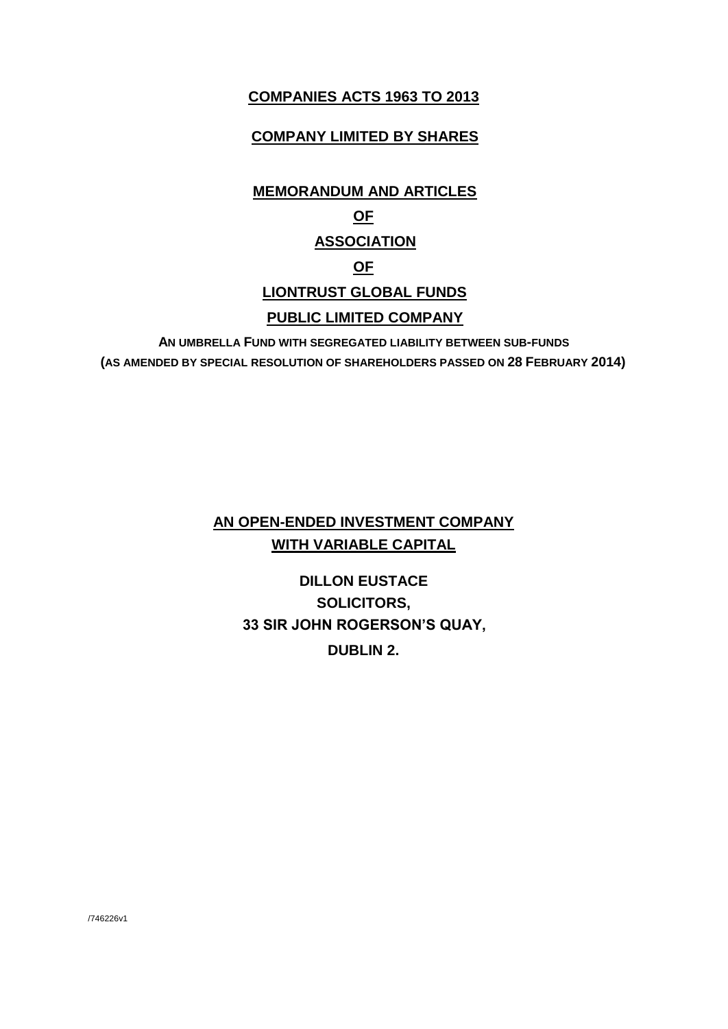**COMPANIES ACTS 1963 TO 2013**

**COMPANY LIMITED BY SHARES**

# MEMORANDUM AND ARTICLES

# OF

# ASSOCIATION

# OF

# LIONTRUST GLOBAL FUNDS

# PUBLIC LIMITED COMPANY

**AN UMBRELLA FUND WITH SEGREGATED LIABILITY BETWEEN SUB-FUNDS**
**(AS AMENDED BY SPECIAL RESOLUTION OF SHAREHOLDERS PASSED ON 28 FEBRUARY 2014)**

**AN OPEN-ENDED INVESTMENT COMPANY**
**WITH VARIABLE CAPITAL**

**DILLON EUSTACE**
**SOLICITORS,**
**33 SIR JOHN ROGERSON'S QUAY,**
**DUBLIN 2.**

/746226v1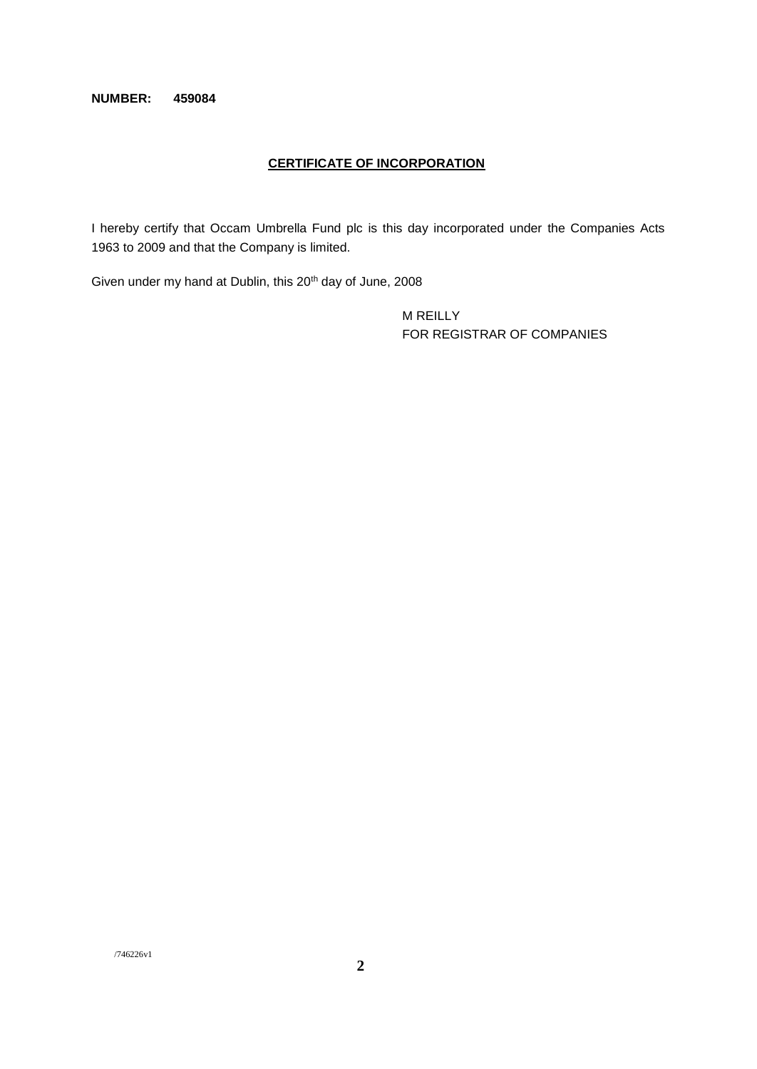**NUMBER: 459084**

**CERTIFICATE OF INCORPORATION**

I hereby certify that Occam Umbrella Fund plc is this day incorporated under the Companies Acts 1963 to 2009 and that the Company is limited.

Given under my hand at Dublin, this 20th day of June, 2008

M REILLY
FOR REGISTRAR OF COMPANIES

/746226v1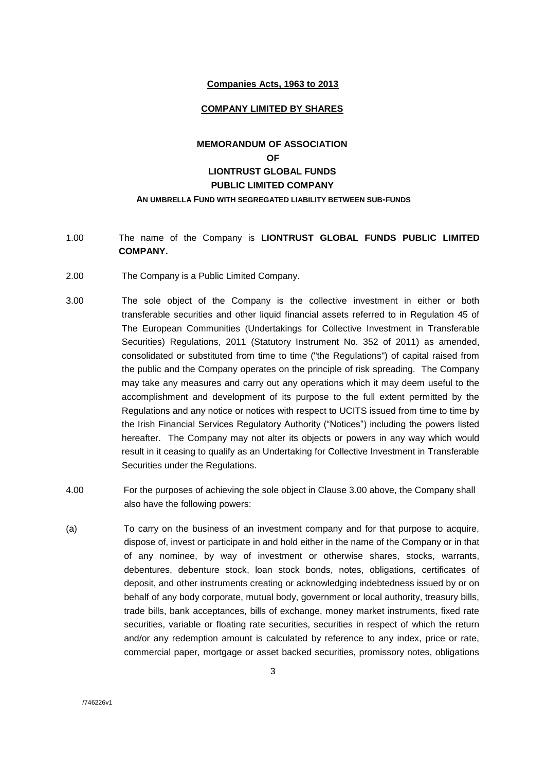**Companies Acts, 1963 to 2013**

**COMPANY LIMITED BY SHARES**

**MEMORANDUM OF ASSOCIATION**
**OF**
**LIONTRUST GLOBAL FUNDS**
**PUBLIC LIMITED COMPANY**

**AN UMBRELLA FUND WITH SEGREGATED LIABILITY BETWEEN SUB-FUNDS**

1.00 The name of the Company is **LIONTRUST GLOBAL FUNDS PUBLIC LIMITED COMPANY.**

2.00 The Company is a Public Limited Company.

3.00 The sole object of the Company is the collective investment in either or both transferable securities and other liquid financial assets referred to in Regulation 45 of The European Communities (Undertakings for Collective Investment in Transferable Securities) Regulations, 2011 (Statutory Instrument No. 352 of 2011) as amended, consolidated or substituted from time to time ("the Regulations") of capital raised from the public and the Company operates on the principle of risk spreading. The Company may take any measures and carry out any operations which it may deem useful to the accomplishment and development of its purpose to the full extent permitted by the Regulations and any notice or notices with respect to UCITS issued from time to time by the Irish Financial Services Regulatory Authority ("Notices") including the powers listed hereafter. The Company may not alter its objects or powers in any way which would result in it ceasing to qualify as an Undertaking for Collective Investment in Transferable Securities under the Regulations.

4.00 For the purposes of achieving the sole object in Clause 3.00 above, the Company shall also have the following powers:

(a) To carry on the business of an investment company and for that purpose to acquire, dispose of, invest or participate in and hold either in the name of the Company or in that of any nominee, by way of investment or otherwise shares, stocks, warrants, debentures, debenture stock, loan stock bonds, notes, obligations, certificates of deposit, and other instruments creating or acknowledging indebtedness issued by or on behalf of any body corporate, mutual body, government or local authority, treasury bills, trade bills, bank acceptances, bills of exchange, money market instruments, fixed rate securities, variable or floating rate securities, securities in respect of which the return and/or any redemption amount is calculated by reference to any index, price or rate, commercial paper, mortgage or asset backed securities, promissory notes, obligations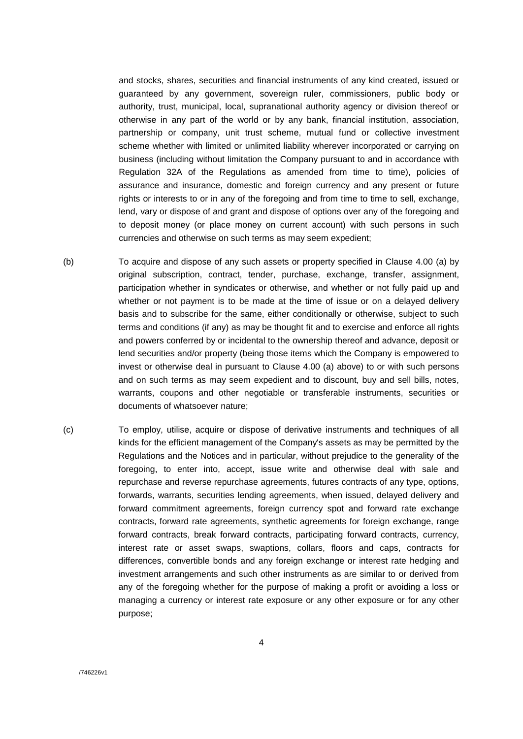and stocks, shares, securities and financial instruments of any kind created, issued or guaranteed by any government, sovereign ruler, commissioners, public body or authority, trust, municipal, local, supranational authority agency or division thereof or otherwise in any part of the world or by any bank, financial institution, association, partnership or company, unit trust scheme, mutual fund or collective investment scheme whether with limited or unlimited liability wherever incorporated or carrying on business (including without limitation the Company pursuant to and in accordance with Regulation 32A of the Regulations as amended from time to time), policies of assurance and insurance, domestic and foreign currency and any present or future rights or interests to or in any of the foregoing and from time to time to sell, exchange, lend, vary or dispose of and grant and dispose of options over any of the foregoing and to deposit money (or place money on current account) with such persons in such currencies and otherwise on such terms as may seem expedient;

(b) To acquire and dispose of any such assets or property specified in Clause 4.00 (a) by original subscription, contract, tender, purchase, exchange, transfer, assignment, participation whether in syndicates or otherwise, and whether or not fully paid up and whether or not payment is to be made at the time of issue or on a delayed delivery basis and to subscribe for the same, either conditionally or otherwise, subject to such terms and conditions (if any) as may be thought fit and to exercise and enforce all rights and powers conferred by or incidental to the ownership thereof and advance, deposit or lend securities and/or property (being those items which the Company is empowered to invest or otherwise deal in pursuant to Clause 4.00 (a) above) to or with such persons and on such terms as may seem expedient and to discount, buy and sell bills, notes, warrants, coupons and other negotiable or transferable instruments, securities or documents of whatsoever nature;

(c) To employ, utilise, acquire or dispose of derivative instruments and techniques of all kinds for the efficient management of the Company's assets as may be permitted by the Regulations and the Notices and in particular, without prejudice to the generality of the foregoing, to enter into, accept, issue write and otherwise deal with sale and repurchase and reverse repurchase agreements, futures contracts of any type, options, forwards, warrants, securities lending agreements, when issued, delayed delivery and forward commitment agreements, foreign currency spot and forward rate exchange contracts, forward rate agreements, synthetic agreements for foreign exchange, range forward contracts, break forward contracts, participating forward contracts, currency, interest rate or asset swaps, swaptions, collars, floors and caps, contracts for differences, convertible bonds and any foreign exchange or interest rate hedging and investment arrangements and such other instruments as are similar to or derived from any of the foregoing whether for the purpose of making a profit or avoiding a loss or managing a currency or interest rate exposure or any other exposure or for any other purpose;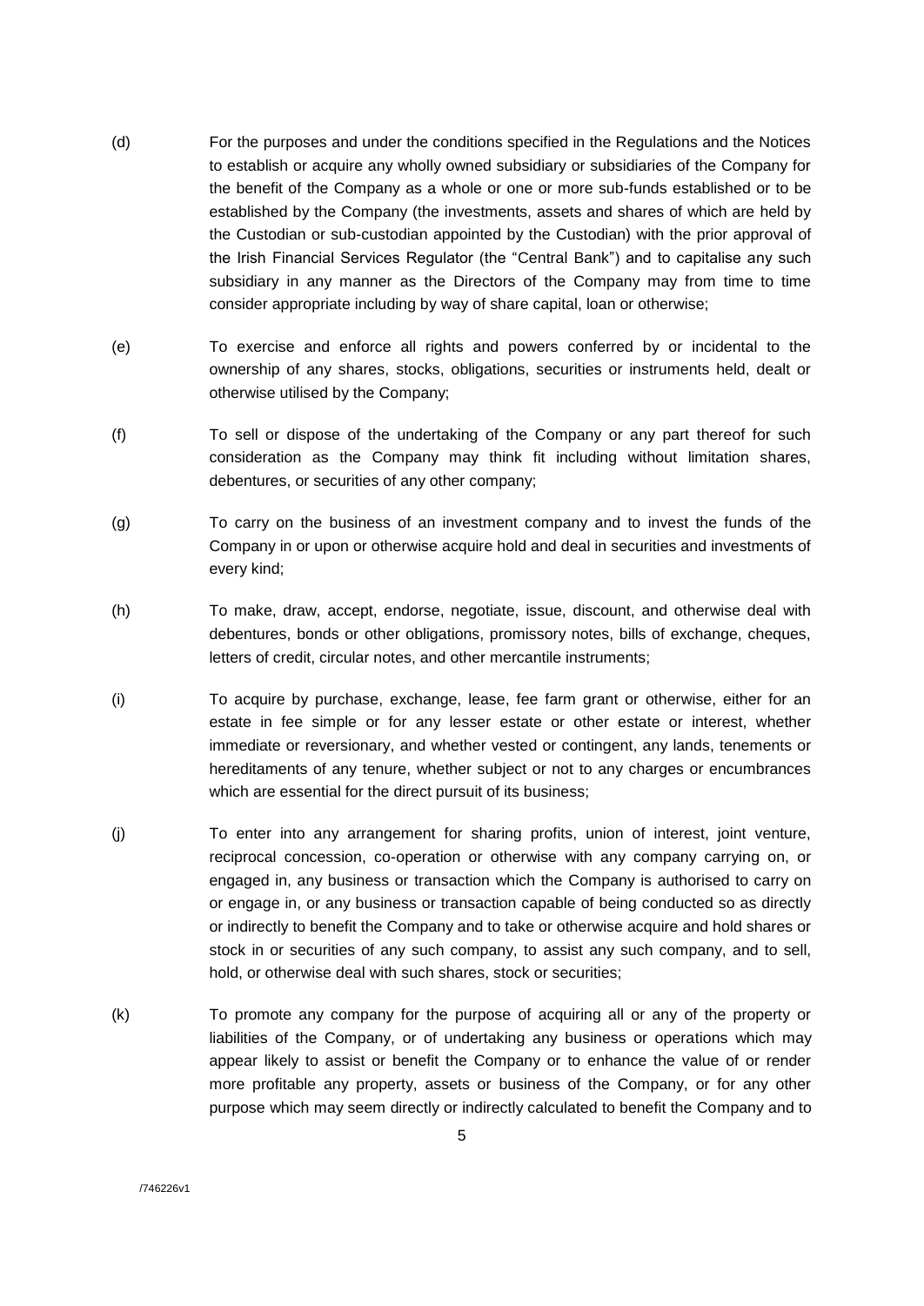(d) For the purposes and under the conditions specified in the Regulations and the Notices to establish or acquire any wholly owned subsidiary or subsidiaries of the Company for the benefit of the Company as a whole or one or more sub-funds established or to be established by the Company (the investments, assets and shares of which are held by the Custodian or sub-custodian appointed by the Custodian) with the prior approval of the Irish Financial Services Regulator (the "Central Bank") and to capitalise any such subsidiary in any manner as the Directors of the Company may from time to time consider appropriate including by way of share capital, loan or otherwise;

(e) To exercise and enforce all rights and powers conferred by or incidental to the ownership of any shares, stocks, obligations, securities or instruments held, dealt or otherwise utilised by the Company;

(f) To sell or dispose of the undertaking of the Company or any part thereof for such consideration as the Company may think fit including without limitation shares, debentures, or securities of any other company;

(g) To carry on the business of an investment company and to invest the funds of the Company in or upon or otherwise acquire hold and deal in securities and investments of every kind;

(h) To make, draw, accept, endorse, negotiate, issue, discount, and otherwise deal with debentures, bonds or other obligations, promissory notes, bills of exchange, cheques, letters of credit, circular notes, and other mercantile instruments;

(i) To acquire by purchase, exchange, lease, fee farm grant or otherwise, either for an estate in fee simple or for any lesser estate or other estate or interest, whether immediate or reversionary, and whether vested or contingent, any lands, tenements or hereditaments of any tenure, whether subject or not to any charges or encumbrances which are essential for the direct pursuit of its business;

(j) To enter into any arrangement for sharing profits, union of interest, joint venture, reciprocal concession, co-operation or otherwise with any company carrying on, or engaged in, any business or transaction which the Company is authorised to carry on or engage in, or any business or transaction capable of being conducted so as directly or indirectly to benefit the Company and to take or otherwise acquire and hold shares or stock in or securities of any such company, to assist any such company, and to sell, hold, or otherwise deal with such shares, stock or securities;

(k) To promote any company for the purpose of acquiring all or any of the property or liabilities of the Company, or of undertaking any business or operations which may appear likely to assist or benefit the Company or to enhance the value of or render more profitable any property, assets or business of the Company, or for any other purpose which may seem directly or indirectly calculated to benefit the Company and to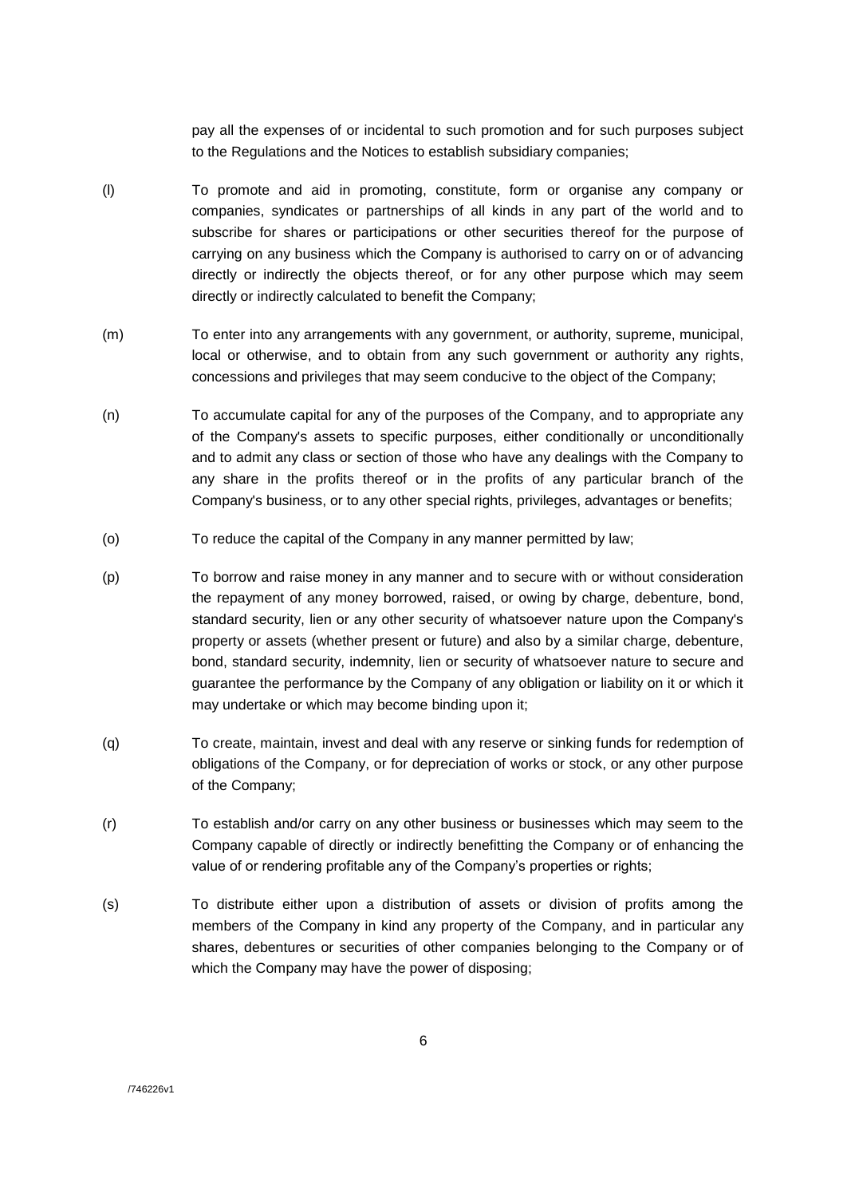pay all the expenses of or incidental to such promotion and for such purposes subject to the Regulations and the Notices to establish subsidiary companies;

(l) To promote and aid in promoting, constitute, form or organise any company or companies, syndicates or partnerships of all kinds in any part of the world and to subscribe for shares or participations or other securities thereof for the purpose of carrying on any business which the Company is authorised to carry on or of advancing directly or indirectly the objects thereof, or for any other purpose which may seem directly or indirectly calculated to benefit the Company;

(m) To enter into any arrangements with any government, or authority, supreme, municipal, local or otherwise, and to obtain from any such government or authority any rights, concessions and privileges that may seem conducive to the object of the Company;

(n) To accumulate capital for any of the purposes of the Company, and to appropriate any of the Company's assets to specific purposes, either conditionally or unconditionally and to admit any class or section of those who have any dealings with the Company to any share in the profits thereof or in the profits of any particular branch of the Company's business, or to any other special rights, privileges, advantages or benefits;

(o) To reduce the capital of the Company in any manner permitted by law;

(p) To borrow and raise money in any manner and to secure with or without consideration the repayment of any money borrowed, raised, or owing by charge, debenture, bond, standard security, lien or any other security of whatsoever nature upon the Company's property or assets (whether present or future) and also by a similar charge, debenture, bond, standard security, indemnity, lien or security of whatsoever nature to secure and guarantee the performance by the Company of any obligation or liability on it or which it may undertake or which may become binding upon it;

(q) To create, maintain, invest and deal with any reserve or sinking funds for redemption of obligations of the Company, or for depreciation of works or stock, or any other purpose of the Company;

(r) To establish and/or carry on any other business or businesses which may seem to the Company capable of directly or indirectly benefitting the Company or of enhancing the value of or rendering profitable any of the Company's properties or rights;

(s) To distribute either upon a distribution of assets or division of profits among the members of the Company in kind any property of the Company, and in particular any shares, debentures or securities of other companies belonging to the Company or of which the Company may have the power of disposing;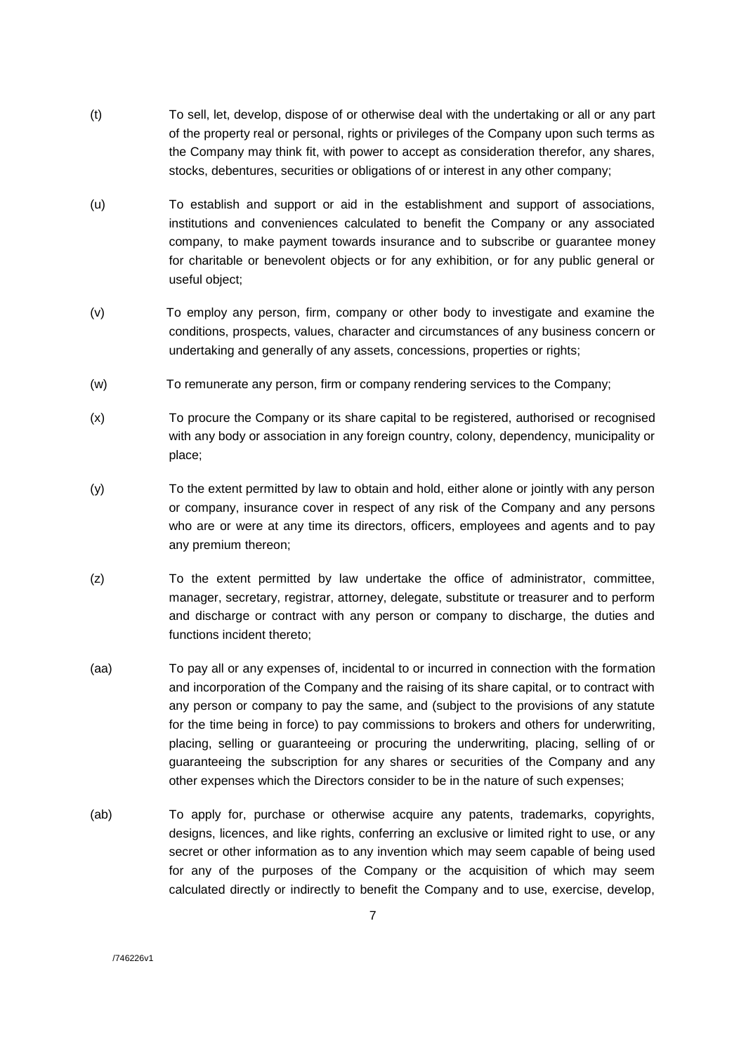(t) To sell, let, develop, dispose of or otherwise deal with the undertaking or all or any part of the property real or personal, rights or privileges of the Company upon such terms as the Company may think fit, with power to accept as consideration therefor, any shares, stocks, debentures, securities or obligations of or interest in any other company;

(u) To establish and support or aid in the establishment and support of associations, institutions and conveniences calculated to benefit the Company or any associated company, to make payment towards insurance and to subscribe or guarantee money for charitable or benevolent objects or for any exhibition, or for any public general or useful object;

(v) To employ any person, firm, company or other body to investigate and examine the conditions, prospects, values, character and circumstances of any business concern or undertaking and generally of any assets, concessions, properties or rights;

(w) To remunerate any person, firm or company rendering services to the Company;

(x) To procure the Company or its share capital to be registered, authorised or recognised with any body or association in any foreign country, colony, dependency, municipality or place;

(y) To the extent permitted by law to obtain and hold, either alone or jointly with any person or company, insurance cover in respect of any risk of the Company and any persons who are or were at any time its directors, officers, employees and agents and to pay any premium thereon;

(z) To the extent permitted by law undertake the office of administrator, committee, manager, secretary, registrar, attorney, delegate, substitute or treasurer and to perform and discharge or contract with any person or company to discharge, the duties and functions incident thereto;

(aa) To pay all or any expenses of, incidental to or incurred in connection with the formation and incorporation of the Company and the raising of its share capital, or to contract with any person or company to pay the same, and (subject to the provisions of any statute for the time being in force) to pay commissions to brokers and others for underwriting, placing, selling or guaranteeing or procuring the underwriting, placing, selling of or guaranteeing the subscription for any shares or securities of the Company and any other expenses which the Directors consider to be in the nature of such expenses;

(ab) To apply for, purchase or otherwise acquire any patents, trademarks, copyrights, designs, licences, and like rights, conferring an exclusive or limited right to use, or any secret or other information as to any invention which may seem capable of being used for any of the purposes of the Company or the acquisition of which may seem calculated directly or indirectly to benefit the Company and to use, exercise, develop,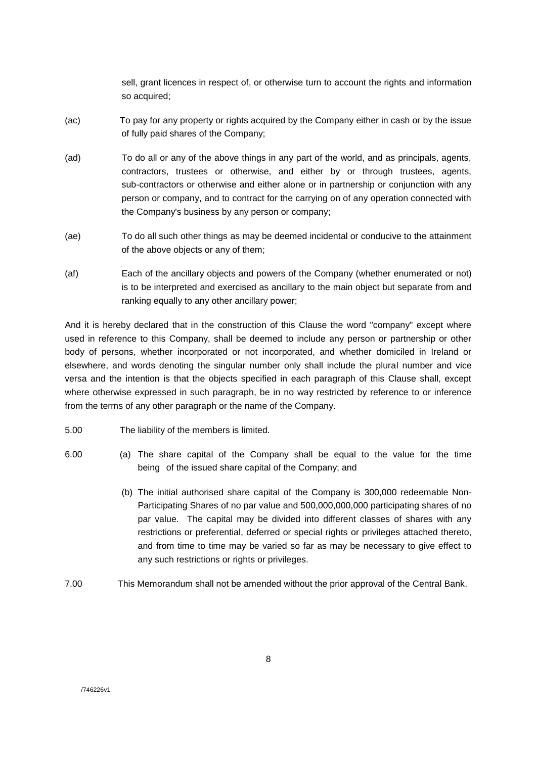sell, grant licences in respect of, or otherwise turn to account the rights and information so acquired;

(ac) To pay for any property or rights acquired by the Company either in cash or by the issue of fully paid shares of the Company;

(ad) To do all or any of the above things in any part of the world, and as principals, agents, contractors, trustees or otherwise, and either by or through trustees, agents, sub-contractors or otherwise and either alone or in partnership or conjunction with any person or company, and to contract for the carrying on of any operation connected with the Company's business by any person or company;

(ae) To do all such other things as may be deemed incidental or conducive to the attainment of the above objects or any of them;

(af) Each of the ancillary objects and powers of the Company (whether enumerated or not) is to be interpreted and exercised as ancillary to the main object but separate from and ranking equally to any other ancillary power;

And it is hereby declared that in the construction of this Clause the word "company" except where used in reference to this Company, shall be deemed to include any person or partnership or other body of persons, whether incorporated or not incorporated, and whether domiciled in Ireland or elsewhere, and words denoting the singular number only shall include the plural number and vice versa and the intention is that the objects specified in each paragraph of this Clause shall, except where otherwise expressed in such paragraph, be in no way restricted by reference to or inference from the terms of any other paragraph or the name of the Company.

5.00 The liability of the members is limited.

6.00 (a) The share capital of the Company shall be equal to the value for the time being of the issued share capital of the Company; and

(b) The initial authorised share capital of the Company is 300,000 redeemable Non-Participating Shares of no par value and 500,000,000,000 participating shares of no par value. The capital may be divided into different classes of shares with any restrictions or preferential, deferred or special rights or privileges attached thereto, and from time to time may be varied so far as may be necessary to give effect to any such restrictions or rights or privileges.

7.00 This Memorandum shall not be amended without the prior approval of the Central Bank.

/746226v1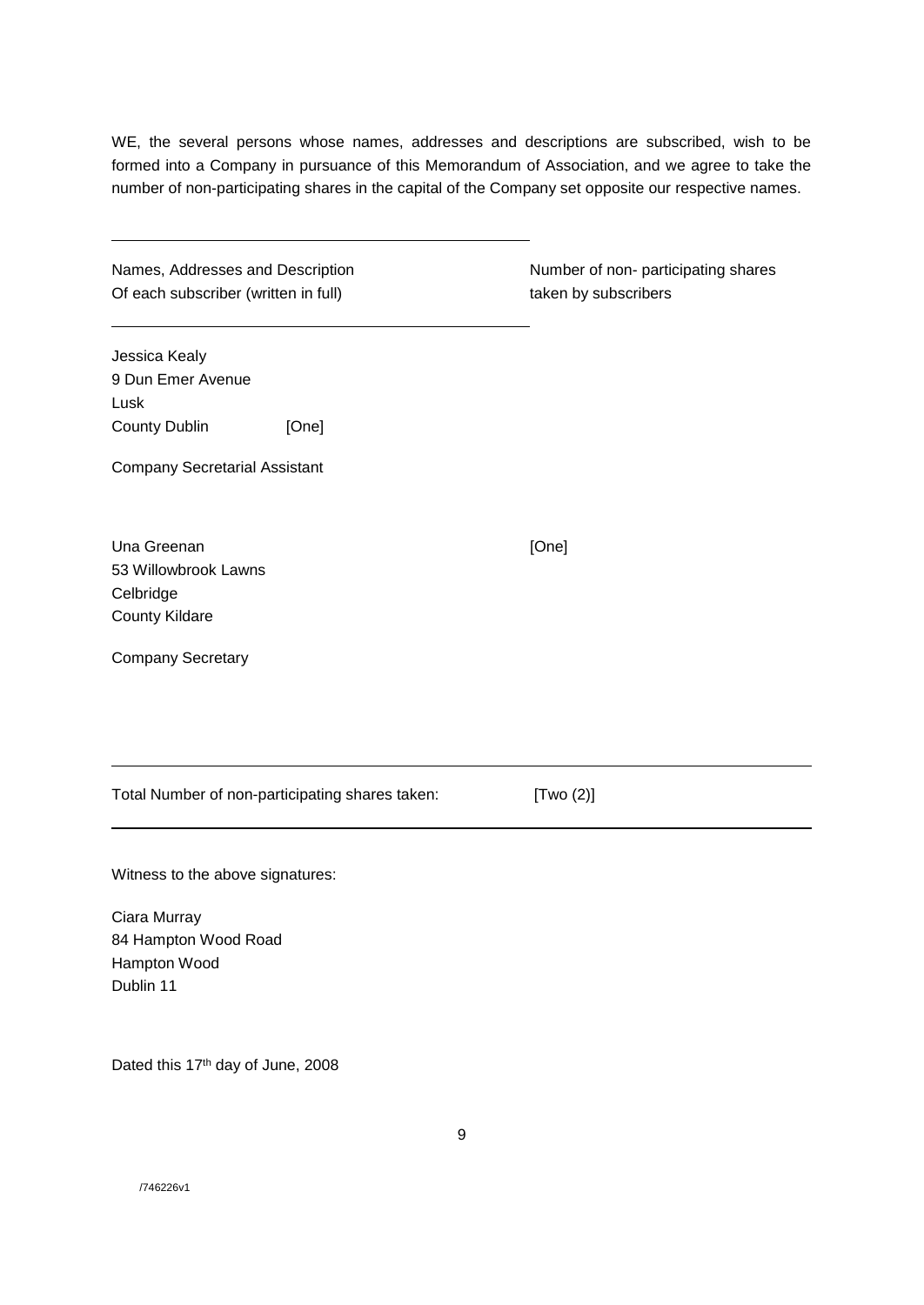WE, the several persons whose names, addresses and descriptions are subscribed, wish to be formed into a Company in pursuance of this Memorandum of Association, and we agree to take the number of non-participating shares in the capital of the Company set opposite our respective names.

| Names, Addresses and Description Of each subscriber (written in full) | Number of non- participating shares taken by subscribers |
|---|---|
| Jessica Kealy<br>9 Dun Emer Avenue<br>Lusk<br>County Dublin [One]<br><br>Company Secretarial Assistant | |
| Una Greenan<br>53 Willowbrook Lawns<br>Celbridge<br>County Kildare<br><br>Company Secretary | [One] |
| Total Number of non-participating shares taken: | [Two (2)] |

Witness to the above signatures:

Ciara Murray
84 Hampton Wood Road
Hampton Wood
Dublin 11

Dated this 17th day of June, 2008

/746226v1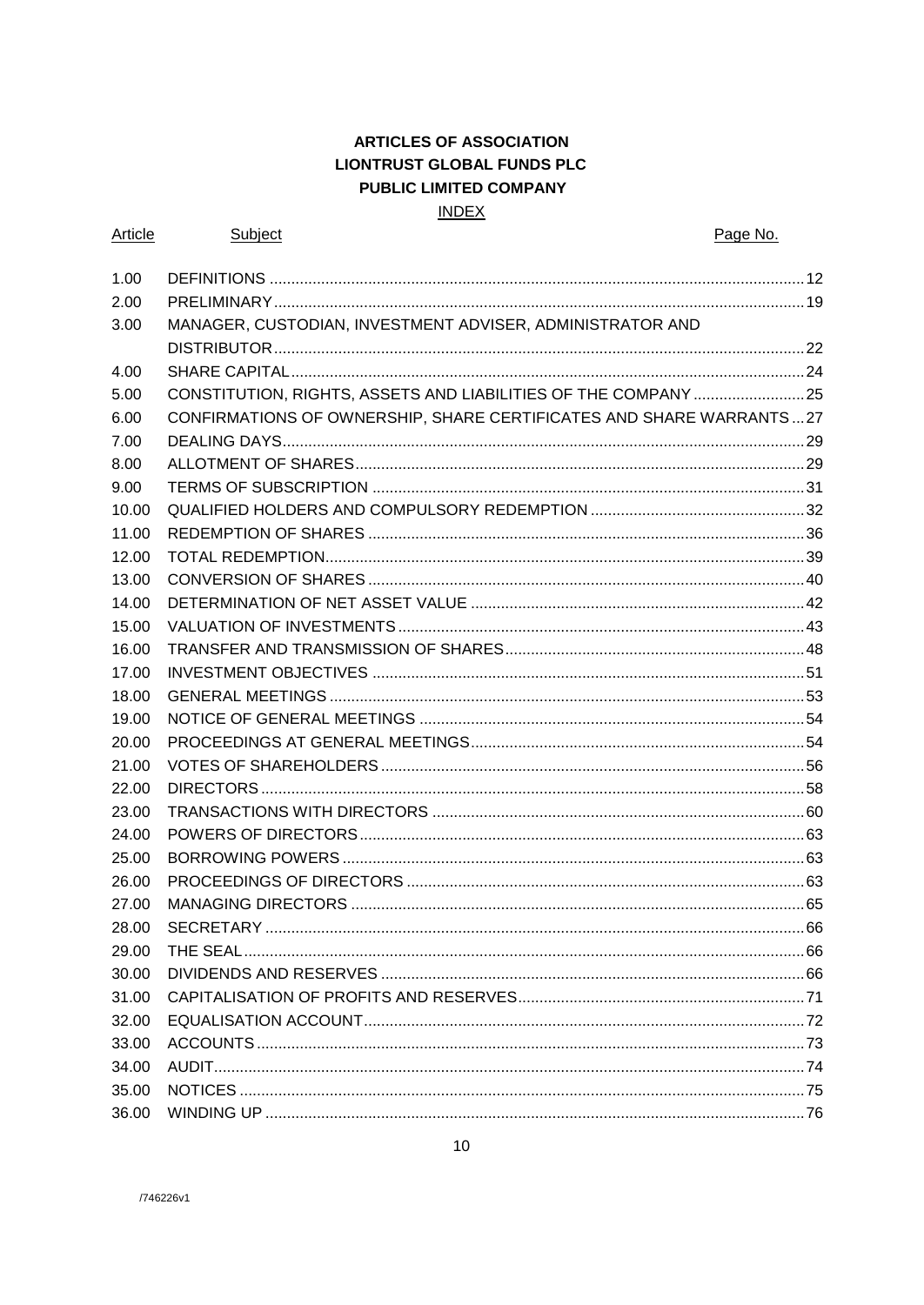**ARTICLES OF ASSOCIATION**
**LIONTRUST GLOBAL FUNDS PLC**
**PUBLIC LIMITED COMPANY**

INDEX

| Article | Subject | Page No. |
|---|---|---|
| 1.00 | DEFINITIONS | 12 |
| 2.00 | PRELIMINARY | 19 |
| 3.00 | MANAGER, CUSTODIAN, INVESTMENT ADVISER, ADMINISTRATOR AND DISTRIBUTOR | 22 |
| 4.00 | SHARE CAPITAL | 24 |
| 5.00 | CONSTITUTION, RIGHTS, ASSETS AND LIABILITIES OF THE COMPANY | 25 |
| 6.00 | CONFIRMATIONS OF OWNERSHIP, SHARE CERTIFICATES AND SHARE WARRANTS | 27 |
| 7.00 | DEALING DAYS | 29 |
| 8.00 | ALLOTMENT OF SHARES | 29 |
| 9.00 | TERMS OF SUBSCRIPTION | 31 |
| 10.00 | QUALIFIED HOLDERS AND COMPULSORY REDEMPTION | 32 |
| 11.00 | REDEMPTION OF SHARES | 36 |
| 12.00 | TOTAL REDEMPTION | 39 |
| 13.00 | CONVERSION OF SHARES | 40 |
| 14.00 | DETERMINATION OF NET ASSET VALUE | 42 |
| 15.00 | VALUATION OF INVESTMENTS | 43 |
| 16.00 | TRANSFER AND TRANSMISSION OF SHARES | 48 |
| 17.00 | INVESTMENT OBJECTIVES | 51 |
| 18.00 | GENERAL MEETINGS | 53 |
| 19.00 | NOTICE OF GENERAL MEETINGS | 54 |
| 20.00 | PROCEEDINGS AT GENERAL MEETINGS | 54 |
| 21.00 | VOTES OF SHAREHOLDERS | 56 |
| 22.00 | DIRECTORS | 58 |
| 23.00 | TRANSACTIONS WITH DIRECTORS | 60 |
| 24.00 | POWERS OF DIRECTORS | 63 |
| 25.00 | BORROWING POWERS | 63 |
| 26.00 | PROCEEDINGS OF DIRECTORS | 63 |
| 27.00 | MANAGING DIRECTORS | 65 |
| 28.00 | SECRETARY | 66 |
| 29.00 | THE SEAL | 66 |
| 30.00 | DIVIDENDS AND RESERVES | 66 |
| 31.00 | CAPITALISATION OF PROFITS AND RESERVES | 71 |
| 32.00 | EQUALISATION ACCOUNT | 72 |
| 33.00 | ACCOUNTS | 73 |
| 34.00 | AUDIT | 74 |
| 35.00 | NOTICES | 75 |
| 36.00 | WINDING UP | 76 |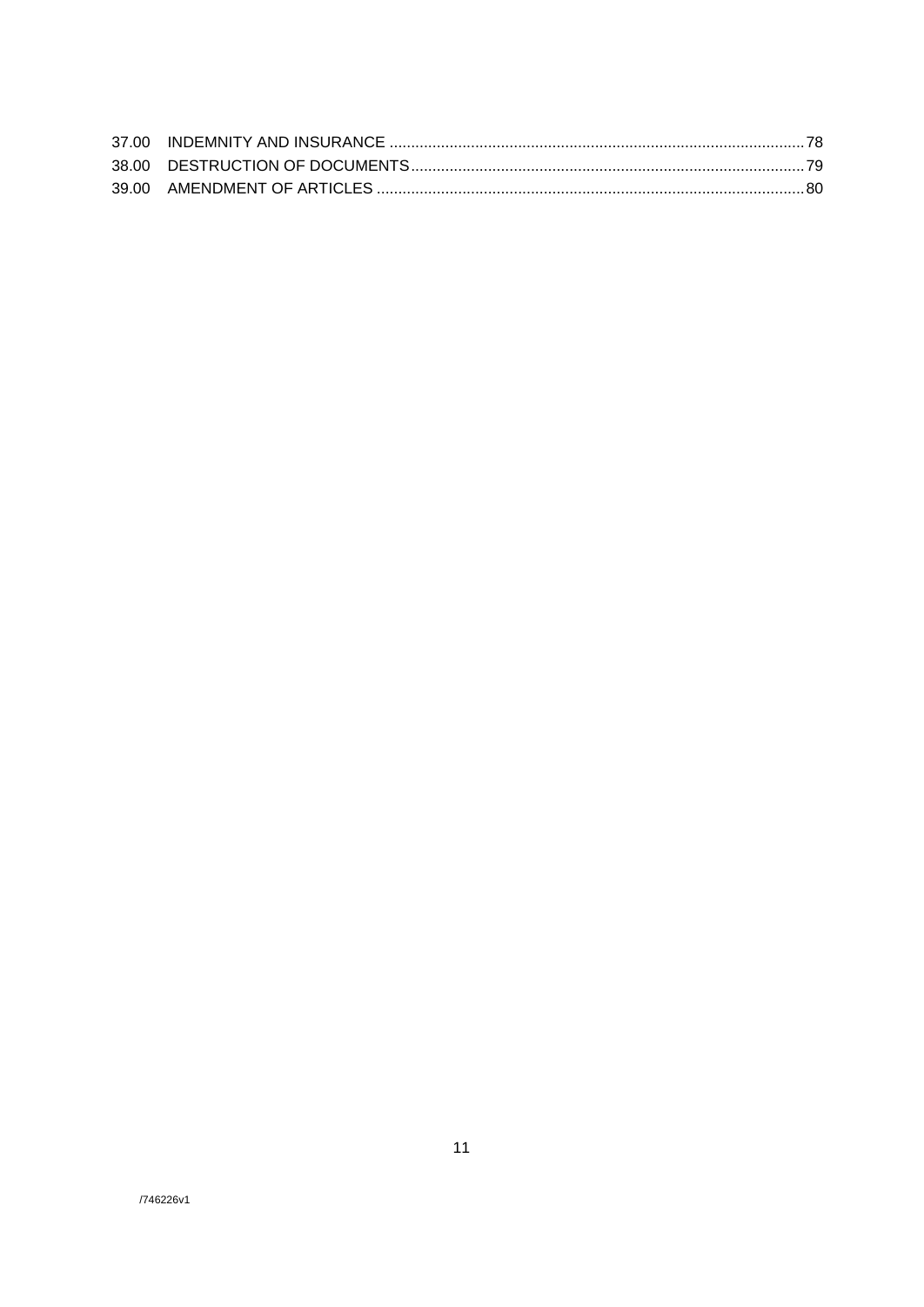37.00 INDEMNITY AND INSURANCE ........................................................................................ 78
38.00 DESTRUCTION OF DOCUMENTS ..................................................................................... 79
39.00 AMENDMENT OF ARTICLES ............................................................................................ 80

/746226v1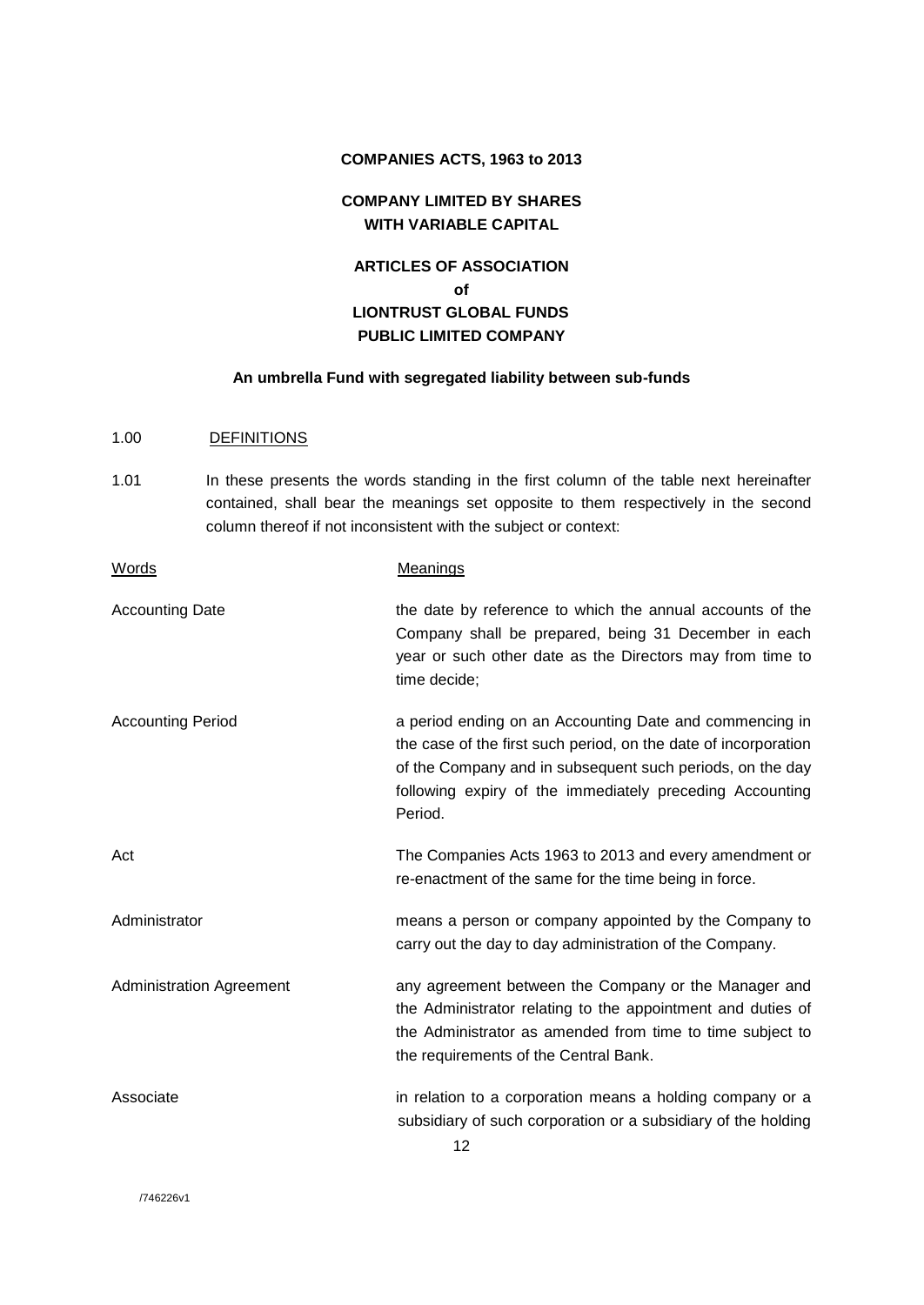**COMPANIES ACTS, 1963 to 2013**

**COMPANY LIMITED BY SHARES WITH VARIABLE CAPITAL**

**ARTICLES OF ASSOCIATION of LIONTRUST GLOBAL FUNDS PUBLIC LIMITED COMPANY**

**An umbrella Fund with segregated liability between sub-funds**

1.00 DEFINITIONS

1.01 In these presents the words standing in the first column of the table next hereinafter contained, shall bear the meanings set opposite to them respectively in the second column thereof if not inconsistent with the subject or context:

| Words | Meanings |
|---|---|
| Accounting Date | the date by reference to which the annual accounts of the Company shall be prepared, being 31 December in each year or such other date as the Directors may from time to time decide; |
| Accounting Period | a period ending on an Accounting Date and commencing in the case of the first such period, on the date of incorporation of the Company and in subsequent such periods, on the day following expiry of the immediately preceding Accounting Period. |
| Act | The Companies Acts 1963 to 2013 and every amendment or re-enactment of the same for the time being in force. |
| Administrator | means a person or company appointed by the Company to carry out the day to day administration of the Company. |
| Administration Agreement | any agreement between the Company or the Manager and the Administrator relating to the appointment and duties of the Administrator as amended from time to time subject to the requirements of the Central Bank. |
| Associate | in relation to a corporation means a holding company or a subsidiary of such corporation or a subsidiary of the holding |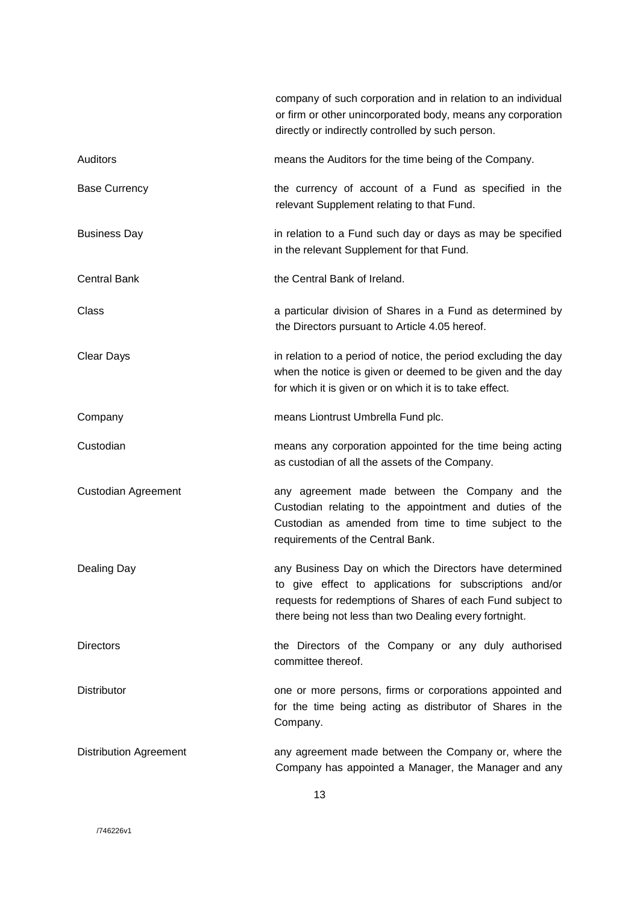| | |
|---|---|
| | company of such corporation and in relation to an individual or firm or other unincorporated body, means any corporation directly or indirectly controlled by such person. |
| Auditors | means the Auditors for the time being of the Company. |
| Base Currency | the currency of account of a Fund as specified in the relevant Supplement relating to that Fund. |
| Business Day | in relation to a Fund such day or days as may be specified in the relevant Supplement for that Fund. |
| Central Bank | the Central Bank of Ireland. |
| Class | a particular division of Shares in a Fund as determined by the Directors pursuant to Article 4.05 hereof. |
| Clear Days | in relation to a period of notice, the period excluding the day when the notice is given or deemed to be given and the day for which it is given or on which it is to take effect. |
| Company | means Liontrust Umbrella Fund plc. |
| Custodian | means any corporation appointed for the time being acting as custodian of all the assets of the Company. |
| Custodian Agreement | any agreement made between the Company and the Custodian relating to the appointment and duties of the Custodian as amended from time to time subject to the requirements of the Central Bank. |
| Dealing Day | any Business Day on which the Directors have determined to give effect to applications for subscriptions and/or requests for redemptions of Shares of each Fund subject to there being not less than two Dealing every fortnight. |
| Directors | the Directors of the Company or any duly authorised committee thereof. |
| Distributor | one or more persons, firms or corporations appointed and for the time being acting as distributor of Shares in the Company. |
| Distribution Agreement | any agreement made between the Company or, where the Company has appointed a Manager, the Manager and any |

/746226v1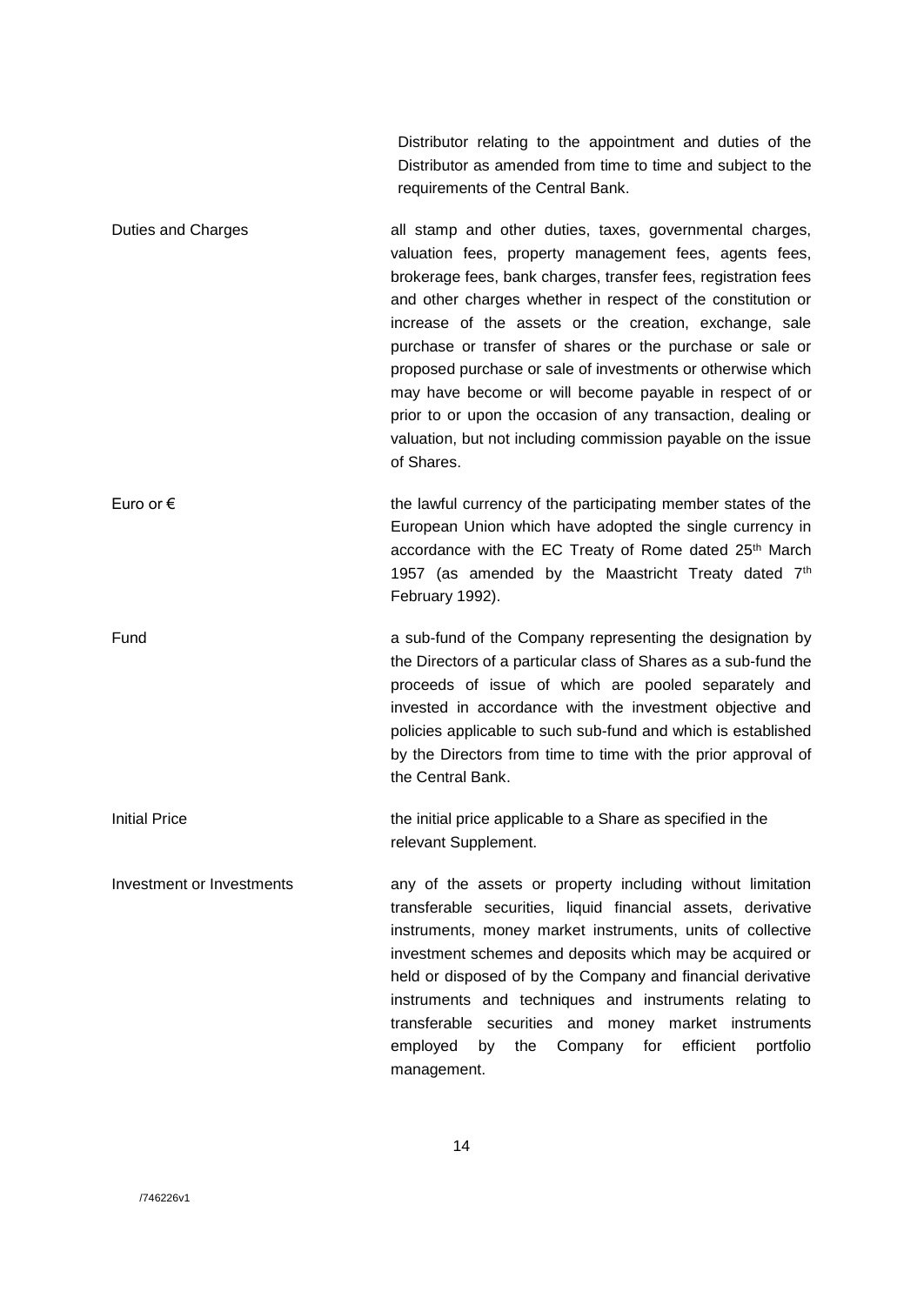Distributor relating to the appointment and duties of the Distributor as amended from time to time and subject to the requirements of the Central Bank.

| | |
|---|---|
| Duties and Charges | all stamp and other duties, taxes, governmental charges, valuation fees, property management fees, agents fees, brokerage fees, bank charges, transfer fees, registration fees and other charges whether in respect of the constitution or increase of the assets or the creation, exchange, sale purchase or transfer of shares or the purchase or sale or proposed purchase or sale of investments or otherwise which may have become or will become payable in respect of or prior to or upon the occasion of any transaction, dealing or valuation, but not including commission payable on the issue of Shares. |
| Euro or € | the lawful currency of the participating member states of the European Union which have adopted the single currency in accordance with the EC Treaty of Rome dated 25th March 1957 (as amended by the Maastricht Treaty dated 7th February 1992). |
| Fund | a sub-fund of the Company representing the designation by the Directors of a particular class of Shares as a sub-fund the proceeds of issue of which are pooled separately and invested in accordance with the investment objective and policies applicable to such sub-fund and which is established by the Directors from time to time with the prior approval of the Central Bank. |
| Initial Price | the initial price applicable to a Share as specified in the relevant Supplement. |
| Investment or Investments | any of the assets or property including without limitation transferable securities, liquid financial assets, derivative instruments, money market instruments, units of collective investment schemes and deposits which may be acquired or held or disposed of by the Company and financial derivative instruments and techniques and instruments relating to transferable securities and money market instruments employed by the Company for efficient portfolio management. |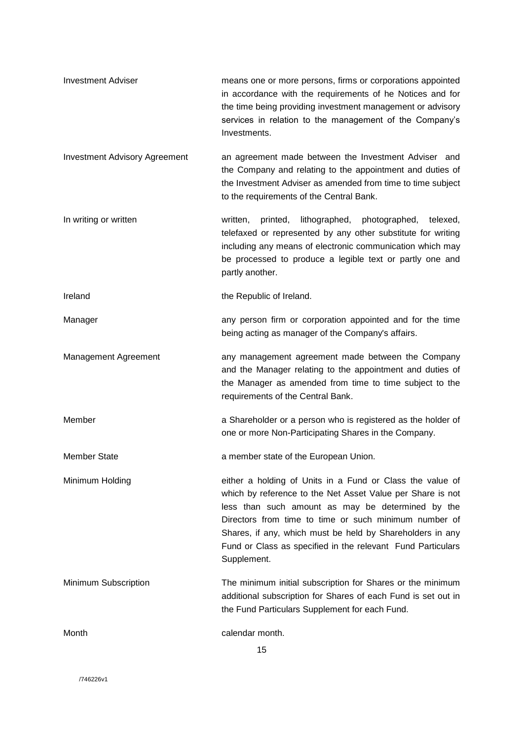| | |
|---|---|
| Investment Adviser | means one or more persons, firms or corporations appointed in accordance with the requirements of he Notices and for the time being providing investment management or advisory services in relation to the management of the Company's Investments. |
| Investment Advisory Agreement | an agreement made between the Investment Adviser and the Company and relating to the appointment and duties of the Investment Adviser as amended from time to time subject to the requirements of the Central Bank. |
| In writing or written | written, printed, lithographed, photographed, telexed, telefaxed or represented by any other substitute for writing including any means of electronic communication which may be processed to produce a legible text or partly one and partly another. |
| Ireland | the Republic of Ireland. |
| Manager | any person firm or corporation appointed and for the time being acting as manager of the Company's affairs. |
| Management Agreement | any management agreement made between the Company and the Manager relating to the appointment and duties of the Manager as amended from time to time subject to the requirements of the Central Bank. |
| Member | a Shareholder or a person who is registered as the holder of one or more Non-Participating Shares in the Company. |
| Member State | a member state of the European Union. |
| Minimum Holding | either a holding of Units in a Fund or Class the value of which by reference to the Net Asset Value per Share is not less than such amount as may be determined by the Directors from time to time or such minimum number of Shares, if any, which must be held by Shareholders in any Fund or Class as specified in the relevant Fund Particulars Supplement. |
| Minimum Subscription | The minimum initial subscription for Shares or the minimum additional subscription for Shares of each Fund is set out in the Fund Particulars Supplement for each Fund. |
| Month | calendar month. |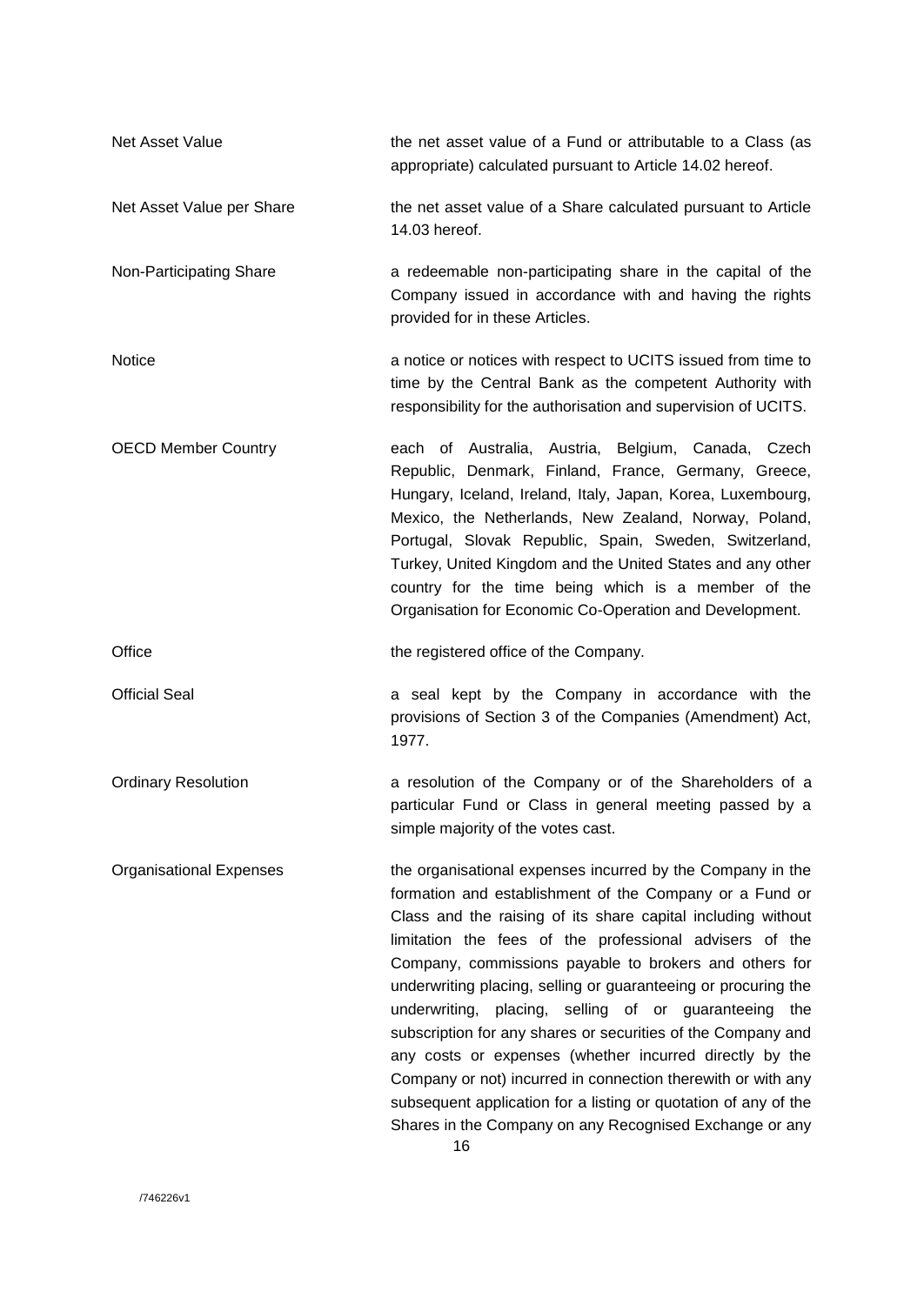| | |
|---|---|
| Net Asset Value | the net asset value of a Fund or attributable to a Class (as appropriate) calculated pursuant to Article 14.02 hereof. |
| Net Asset Value per Share | the net asset value of a Share calculated pursuant to Article 14.03 hereof. |
| Non-Participating Share | a redeemable non-participating share in the capital of the Company issued in accordance with and having the rights provided for in these Articles. |
| Notice | a notice or notices with respect to UCITS issued from time to time by the Central Bank as the competent Authority with responsibility for the authorisation and supervision of UCITS. |
| OECD Member Country | each of Australia, Austria, Belgium, Canada, Czech Republic, Denmark, Finland, France, Germany, Greece, Hungary, Iceland, Ireland, Italy, Japan, Korea, Luxembourg, Mexico, the Netherlands, New Zealand, Norway, Poland, Portugal, Slovak Republic, Spain, Sweden, Switzerland, Turkey, United Kingdom and the United States and any other country for the time being which is a member of the Organisation for Economic Co-Operation and Development. |
| Office | the registered office of the Company. |
| Official Seal | a seal kept by the Company in accordance with the provisions of Section 3 of the Companies (Amendment) Act, 1977. |
| Ordinary Resolution | a resolution of the Company or of the Shareholders of a particular Fund or Class in general meeting passed by a simple majority of the votes cast. |
| Organisational Expenses | the organisational expenses incurred by the Company in the formation and establishment of the Company or a Fund or Class and the raising of its share capital including without limitation the fees of the professional advisers of the Company, commissions payable to brokers and others for underwriting placing, selling or guaranteeing or procuring the underwriting, placing, selling of or guaranteeing the subscription for any shares or securities of the Company and any costs or expenses (whether incurred directly by the Company or not) incurred in connection therewith or with any subsequent application for a listing or quotation of any of the Shares in the Company on any Recognised Exchange or any |

/746226v1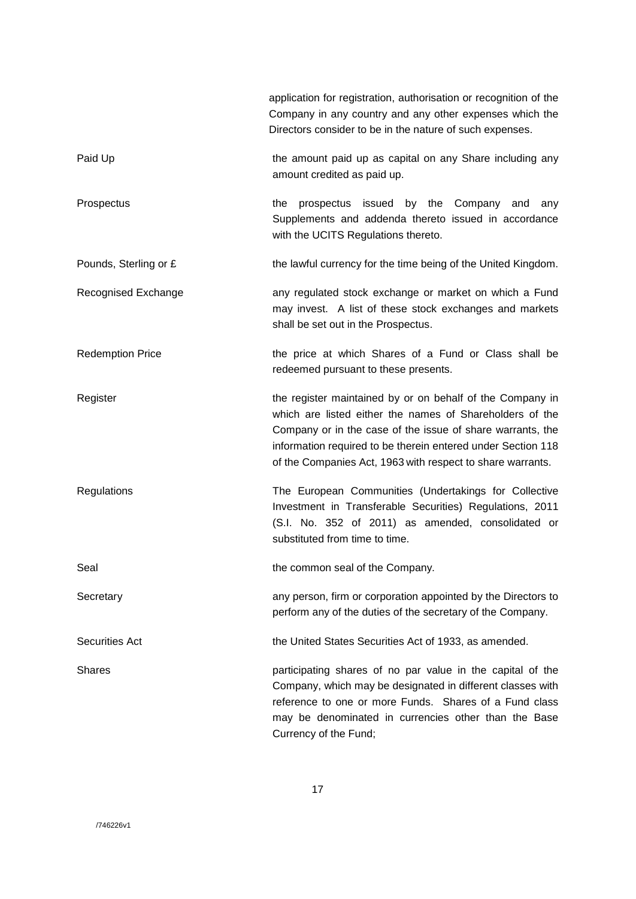| | |
|---|---|
| | application for registration, authorisation or recognition of the Company in any country and any other expenses which the Directors consider to be in the nature of such expenses. |
| Paid Up | the amount paid up as capital on any Share including any amount credited as paid up. |
| Prospectus | the prospectus issued by the Company and any Supplements and addenda thereto issued in accordance with the UCITS Regulations thereto. |
| Pounds, Sterling or £ | the lawful currency for the time being of the United Kingdom. |
| Recognised Exchange | any regulated stock exchange or market on which a Fund may invest. A list of these stock exchanges and markets shall be set out in the Prospectus. |
| Redemption Price | the price at which Shares of a Fund or Class shall be redeemed pursuant to these presents. |
| Register | the register maintained by or on behalf of the Company in which are listed either the names of Shareholders of the Company or in the case of the issue of share warrants, the information required to be therein entered under Section 118 of the Companies Act, 1963 with respect to share warrants. |
| Regulations | The European Communities (Undertakings for Collective Investment in Transferable Securities) Regulations, 2011 (S.I. No. 352 of 2011) as amended, consolidated or substituted from time to time. |
| Seal | the common seal of the Company. |
| Secretary | any person, firm or corporation appointed by the Directors to perform any of the duties of the secretary of the Company. |
| Securities Act | the United States Securities Act of 1933, as amended. |
| Shares | participating shares of no par value in the capital of the Company, which may be designated in different classes with reference to one or more Funds. Shares of a Fund class may be denominated in currencies other than the Base Currency of the Fund; |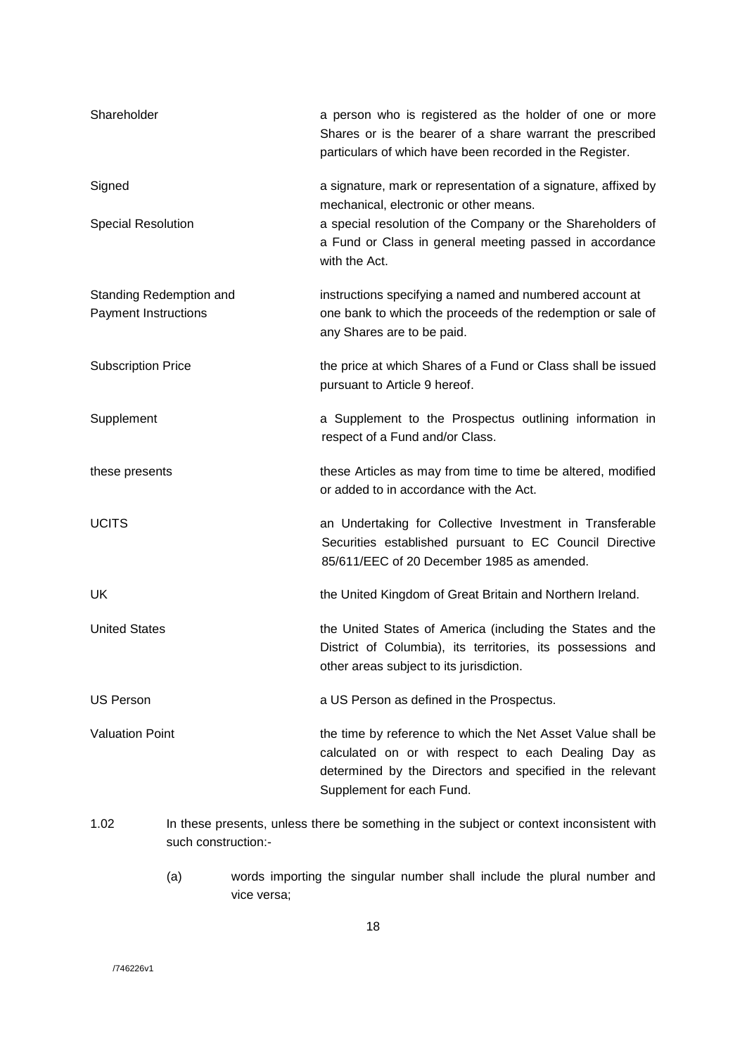| | |
|---|---|
| Shareholder | a person who is registered as the holder of one or more Shares or is the bearer of a share warrant the prescribed particulars of which have been recorded in the Register. |
| Signed | a signature, mark or representation of a signature, affixed by mechanical, electronic or other means. |
| Special Resolution | a special resolution of the Company or the Shareholders of a Fund or Class in general meeting passed in accordance with the Act. |
| Standing Redemption and Payment Instructions | instructions specifying a named and numbered account at one bank to which the proceeds of the redemption or sale of any Shares are to be paid. |
| Subscription Price | the price at which Shares of a Fund or Class shall be issued pursuant to Article 9 hereof. |
| Supplement | a Supplement to the Prospectus outlining information in respect of a Fund and/or Class. |
| these presents | these Articles as may from time to time be altered, modified or added to in accordance with the Act. |
| UCITS | an Undertaking for Collective Investment in Transferable Securities established pursuant to EC Council Directive 85/611/EEC of 20 December 1985 as amended. |
| UK | the United Kingdom of Great Britain and Northern Ireland. |
| United States | the United States of America (including the States and the District of Columbia), its territories, its possessions and other areas subject to its jurisdiction. |
| US Person | a US Person as defined in the Prospectus. |
| Valuation Point | the time by reference to which the Net Asset Value shall be calculated on or with respect to each Dealing Day as determined by the Directors and specified in the relevant Supplement for each Fund. |

1.02 In these presents, unless there be something in the subject or context inconsistent with such construction:-

(a) words importing the singular number shall include the plural number and vice versa;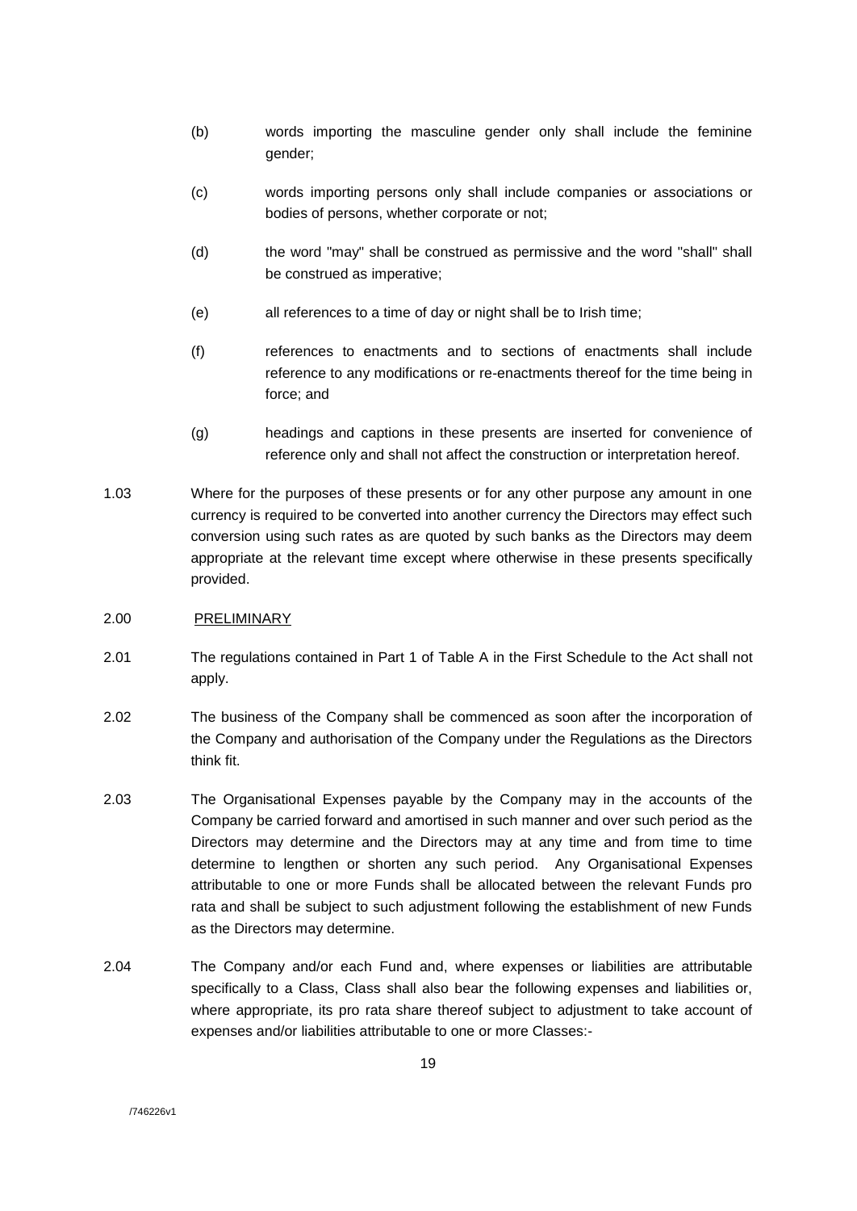(b) words importing the masculine gender only shall include the feminine gender;

(c) words importing persons only shall include companies or associations or bodies of persons, whether corporate or not;

(d) the word "may" shall be construed as permissive and the word "shall" shall be construed as imperative;

(e) all references to a time of day or night shall be to Irish time;

(f) references to enactments and to sections of enactments shall include reference to any modifications or re-enactments thereof for the time being in force; and

(g) headings and captions in these presents are inserted for convenience of reference only and shall not affect the construction or interpretation hereof.

1.03 Where for the purposes of these presents or for any other purpose any amount in one currency is required to be converted into another currency the Directors may effect such conversion using such rates as are quoted by such banks as the Directors may deem appropriate at the relevant time except where otherwise in these presents specifically provided.

2.00 PRELIMINARY

2.01 The regulations contained in Part 1 of Table A in the First Schedule to the Act shall not apply.

2.02 The business of the Company shall be commenced as soon after the incorporation of the Company and authorisation of the Company under the Regulations as the Directors think fit.

2.03 The Organisational Expenses payable by the Company may in the accounts of the Company be carried forward and amortised in such manner and over such period as the Directors may determine and the Directors may at any time and from time to time determine to lengthen or shorten any such period. Any Organisational Expenses attributable to one or more Funds shall be allocated between the relevant Funds pro rata and shall be subject to such adjustment following the establishment of new Funds as the Directors may determine.

2.04 The Company and/or each Fund and, where expenses or liabilities are attributable specifically to a Class, Class shall also bear the following expenses and liabilities or, where appropriate, its pro rata share thereof subject to adjustment to take account of expenses and/or liabilities attributable to one or more Classes:-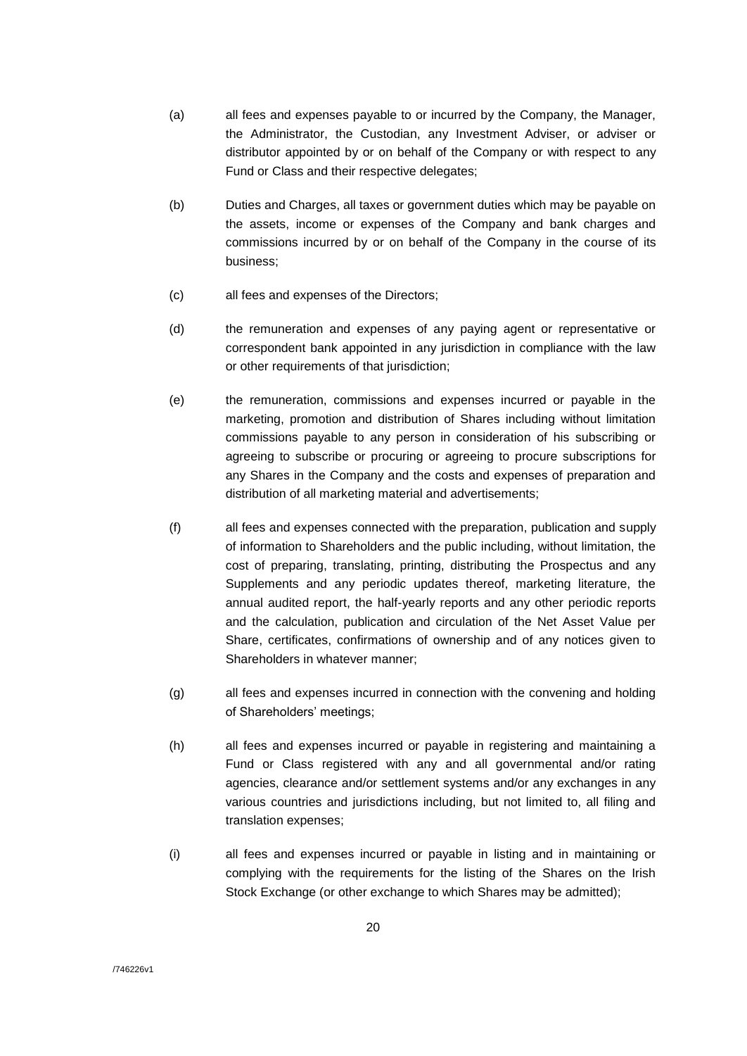(a) all fees and expenses payable to or incurred by the Company, the Manager, the Administrator, the Custodian, any Investment Adviser, or adviser or distributor appointed by or on behalf of the Company or with respect to any Fund or Class and their respective delegates;

(b) Duties and Charges, all taxes or government duties which may be payable on the assets, income or expenses of the Company and bank charges and commissions incurred by or on behalf of the Company in the course of its business;

(c) all fees and expenses of the Directors;

(d) the remuneration and expenses of any paying agent or representative or correspondent bank appointed in any jurisdiction in compliance with the law or other requirements of that jurisdiction;

(e) the remuneration, commissions and expenses incurred or payable in the marketing, promotion and distribution of Shares including without limitation commissions payable to any person in consideration of his subscribing or agreeing to subscribe or procuring or agreeing to procure subscriptions for any Shares in the Company and the costs and expenses of preparation and distribution of all marketing material and advertisements;

(f) all fees and expenses connected with the preparation, publication and supply of information to Shareholders and the public including, without limitation, the cost of preparing, translating, printing, distributing the Prospectus and any Supplements and any periodic updates thereof, marketing literature, the annual audited report, the half-yearly reports and any other periodic reports and the calculation, publication and circulation of the Net Asset Value per Share, certificates, confirmations of ownership and of any notices given to Shareholders in whatever manner;

(g) all fees and expenses incurred in connection with the convening and holding of Shareholders' meetings;

(h) all fees and expenses incurred or payable in registering and maintaining a Fund or Class registered with any and all governmental and/or rating agencies, clearance and/or settlement systems and/or any exchanges in any various countries and jurisdictions including, but not limited to, all filing and translation expenses;

(i) all fees and expenses incurred or payable in listing and in maintaining or complying with the requirements for the listing of the Shares on the Irish Stock Exchange (or other exchange to which Shares may be admitted);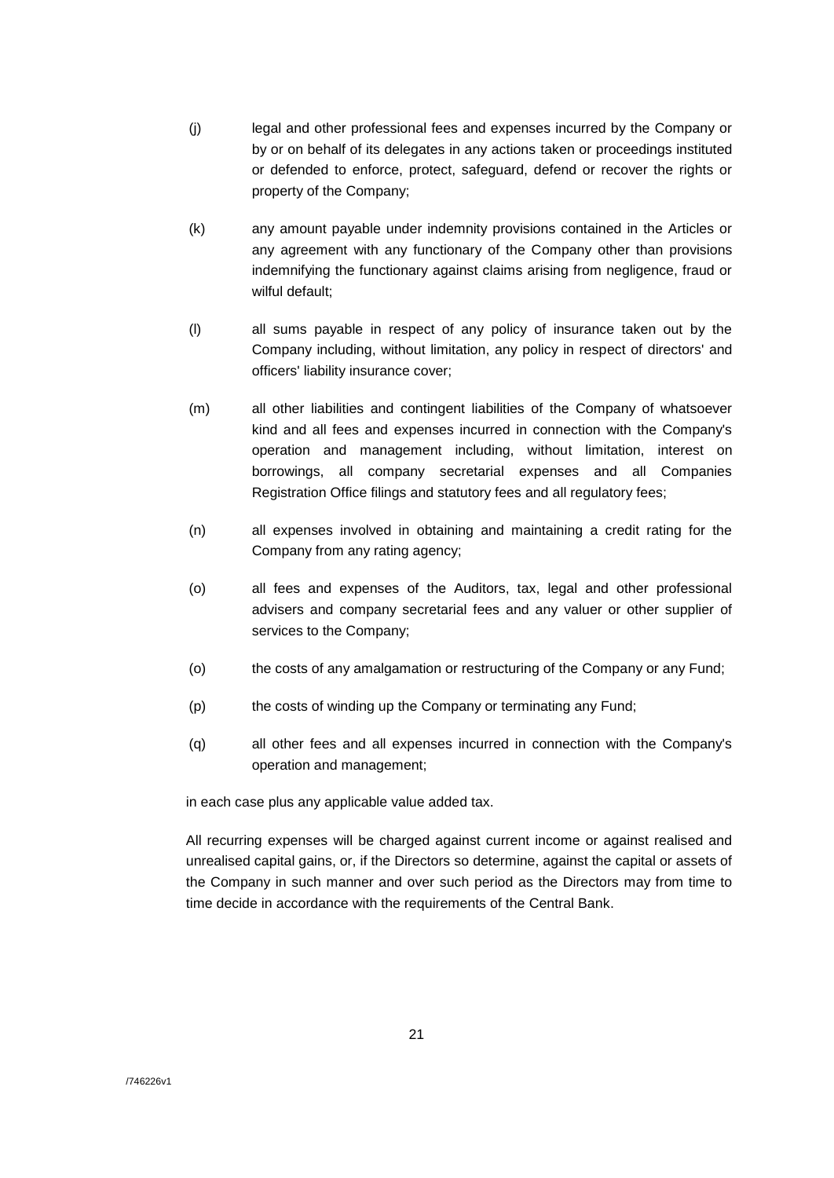(j) legal and other professional fees and expenses incurred by the Company or by or on behalf of its delegates in any actions taken or proceedings instituted or defended to enforce, protect, safeguard, defend or recover the rights or property of the Company;

(k) any amount payable under indemnity provisions contained in the Articles or any agreement with any functionary of the Company other than provisions indemnifying the functionary against claims arising from negligence, fraud or wilful default;

(l) all sums payable in respect of any policy of insurance taken out by the Company including, without limitation, any policy in respect of directors' and officers' liability insurance cover;

(m) all other liabilities and contingent liabilities of the Company of whatsoever kind and all fees and expenses incurred in connection with the Company's operation and management including, without limitation, interest on borrowings, all company secretarial expenses and all Companies Registration Office filings and statutory fees and all regulatory fees;

(n) all expenses involved in obtaining and maintaining a credit rating for the Company from any rating agency;

(o) all fees and expenses of the Auditors, tax, legal and other professional advisers and company secretarial fees and any valuer or other supplier of services to the Company;

(o) the costs of any amalgamation or restructuring of the Company or any Fund;

(p) the costs of winding up the Company or terminating any Fund;

(q) all other fees and all expenses incurred in connection with the Company's operation and management;

in each case plus any applicable value added tax.

All recurring expenses will be charged against current income or against realised and unrealised capital gains, or, if the Directors so determine, against the capital or assets of the Company in such manner and over such period as the Directors may from time to time decide in accordance with the requirements of the Central Bank.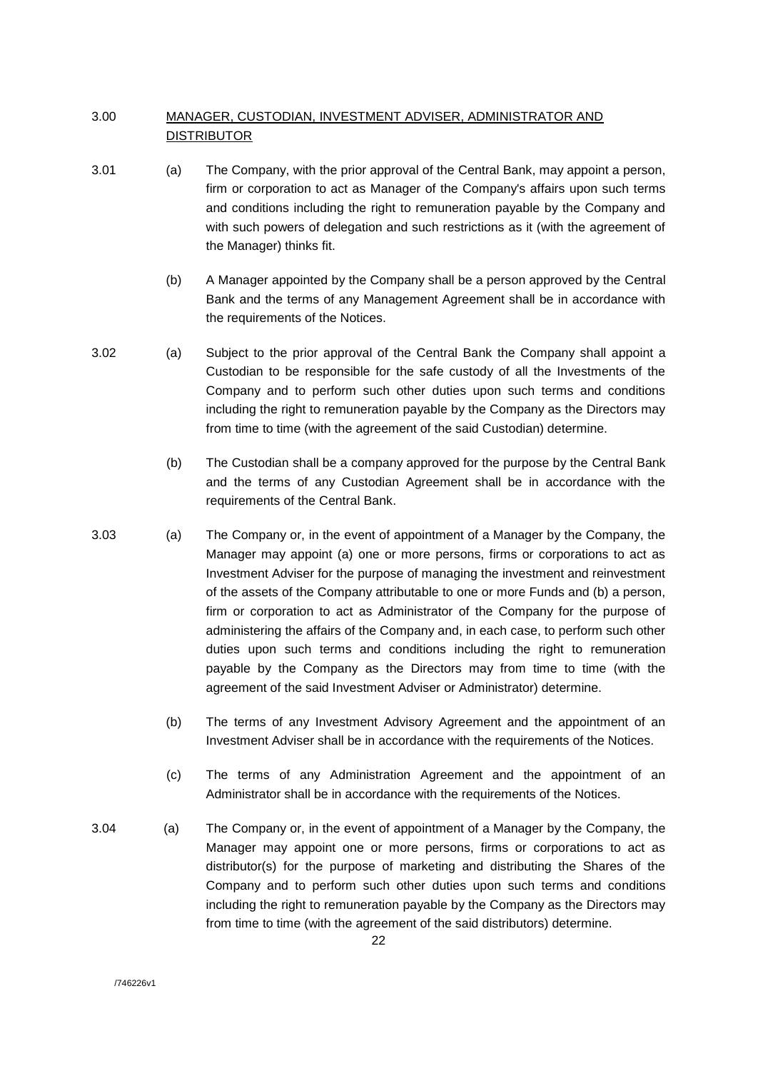3.00 <u>MANAGER, CUSTODIAN, INVESTMENT ADVISER, ADMINISTRATOR AND DISTRIBUTOR</u>

3.01 (a) The Company, with the prior approval of the Central Bank, may appoint a person, firm or corporation to act as Manager of the Company's affairs upon such terms and conditions including the right to remuneration payable by the Company and with such powers of delegation and such restrictions as it (with the agreement of the Manager) thinks fit.

(b) A Manager appointed by the Company shall be a person approved by the Central Bank and the terms of any Management Agreement shall be in accordance with the requirements of the Notices.

3.02 (a) Subject to the prior approval of the Central Bank the Company shall appoint a Custodian to be responsible for the safe custody of all the Investments of the Company and to perform such other duties upon such terms and conditions including the right to remuneration payable by the Company as the Directors may from time to time (with the agreement of the said Custodian) determine.

(b) The Custodian shall be a company approved for the purpose by the Central Bank and the terms of any Custodian Agreement shall be in accordance with the requirements of the Central Bank.

3.03 (a) The Company or, in the event of appointment of a Manager by the Company, the Manager may appoint (a) one or more persons, firms or corporations to act as Investment Adviser for the purpose of managing the investment and reinvestment of the assets of the Company attributable to one or more Funds and (b) a person, firm or corporation to act as Administrator of the Company for the purpose of administering the affairs of the Company and, in each case, to perform such other duties upon such terms and conditions including the right to remuneration payable by the Company as the Directors may from time to time (with the agreement of the said Investment Adviser or Administrator) determine.

(b) The terms of any Investment Advisory Agreement and the appointment of an Investment Adviser shall be in accordance with the requirements of the Notices.

(c) The terms of any Administration Agreement and the appointment of an Administrator shall be in accordance with the requirements of the Notices.

3.04 (a) The Company or, in the event of appointment of a Manager by the Company, the Manager may appoint one or more persons, firms or corporations to act as distributor(s) for the purpose of marketing and distributing the Shares of the Company and to perform such other duties upon such terms and conditions including the right to remuneration payable by the Company as the Directors may from time to time (with the agreement of the said distributors) determine.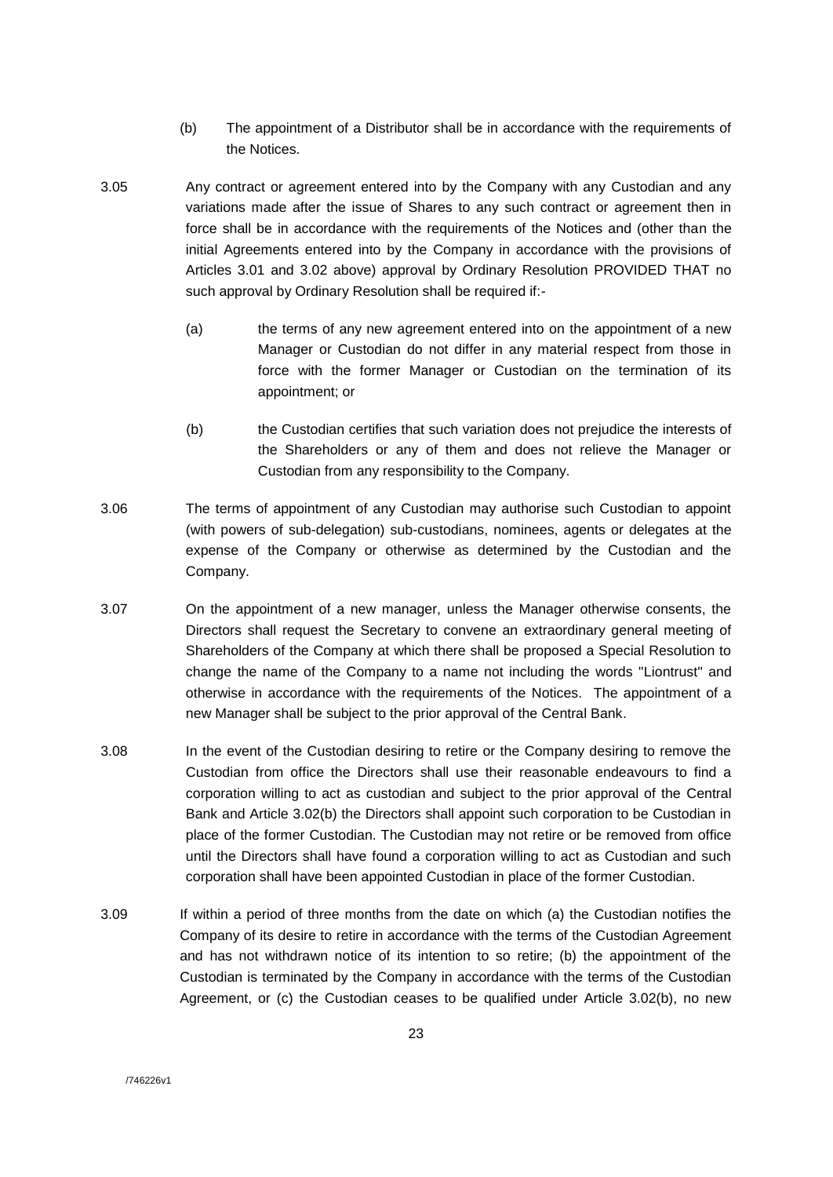(b) The appointment of a Distributor shall be in accordance with the requirements of the Notices.

3.05 Any contract or agreement entered into by the Company with any Custodian and any variations made after the issue of Shares to any such contract or agreement then in force shall be in accordance with the requirements of the Notices and (other than the initial Agreements entered into by the Company in accordance with the provisions of Articles 3.01 and 3.02 above) approval by Ordinary Resolution PROVIDED THAT no such approval by Ordinary Resolution shall be required if:-

(a) the terms of any new agreement entered into on the appointment of a new Manager or Custodian do not differ in any material respect from those in force with the former Manager or Custodian on the termination of its appointment; or

(b) the Custodian certifies that such variation does not prejudice the interests of the Shareholders or any of them and does not relieve the Manager or Custodian from any responsibility to the Company.

3.06 The terms of appointment of any Custodian may authorise such Custodian to appoint (with powers of sub-delegation) sub-custodians, nominees, agents or delegates at the expense of the Company or otherwise as determined by the Custodian and the Company.

3.07 On the appointment of a new manager, unless the Manager otherwise consents, the Directors shall request the Secretary to convene an extraordinary general meeting of Shareholders of the Company at which there shall be proposed a Special Resolution to change the name of the Company to a name not including the words "Liontrust" and otherwise in accordance with the requirements of the Notices. The appointment of a new Manager shall be subject to the prior approval of the Central Bank.

3.08 In the event of the Custodian desiring to retire or the Company desiring to remove the Custodian from office the Directors shall use their reasonable endeavours to find a corporation willing to act as custodian and subject to the prior approval of the Central Bank and Article 3.02(b) the Directors shall appoint such corporation to be Custodian in place of the former Custodian. The Custodian may not retire or be removed from office until the Directors shall have found a corporation willing to act as Custodian and such corporation shall have been appointed Custodian in place of the former Custodian.

3.09 If within a period of three months from the date on which (a) the Custodian notifies the Company of its desire to retire in accordance with the terms of the Custodian Agreement and has not withdrawn notice of its intention to so retire; (b) the appointment of the Custodian is terminated by the Company in accordance with the terms of the Custodian Agreement, or (c) the Custodian ceases to be qualified under Article 3.02(b), no new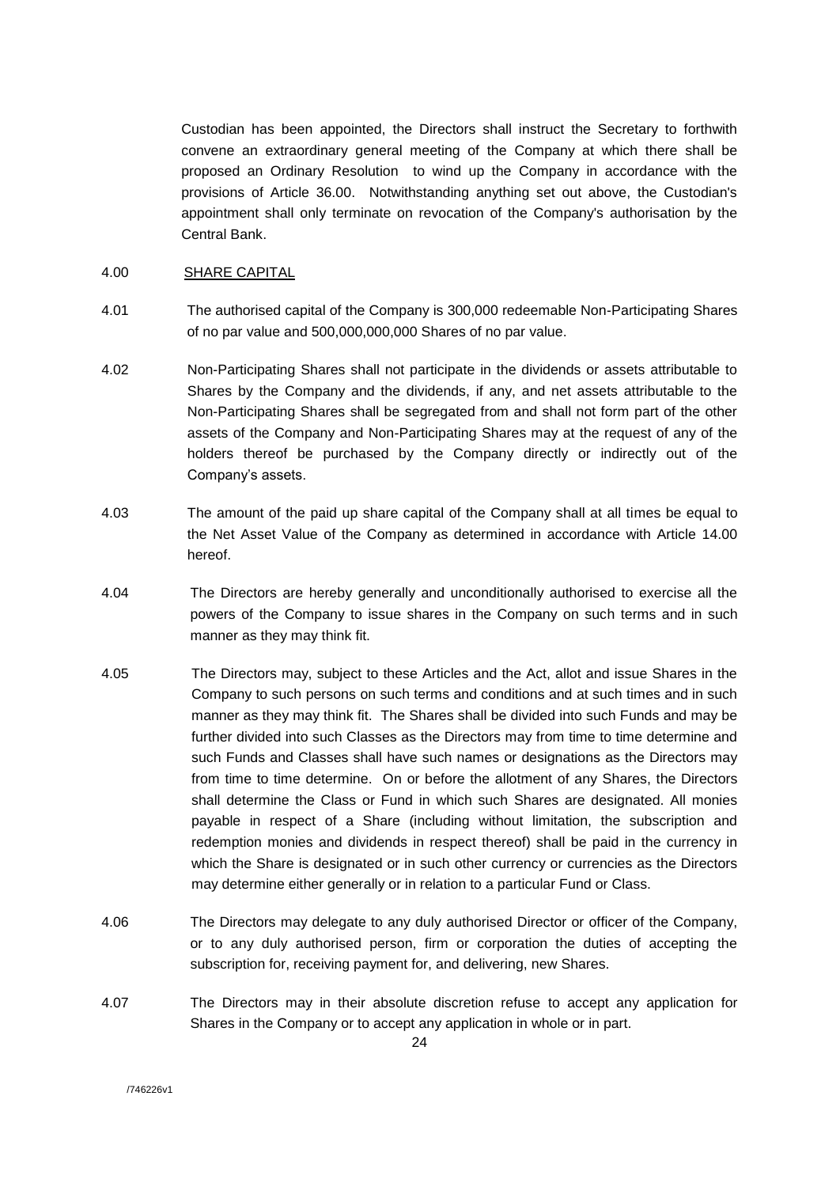Custodian has been appointed, the Directors shall instruct the Secretary to forthwith convene an extraordinary general meeting of the Company at which there shall be proposed an Ordinary Resolution to wind up the Company in accordance with the provisions of Article 36.00. Notwithstanding anything set out above, the Custodian's appointment shall only terminate on revocation of the Company's authorisation by the Central Bank.

## 4.00 SHARE CAPITAL

4.01 The authorised capital of the Company is 300,000 redeemable Non-Participating Shares of no par value and 500,000,000,000 Shares of no par value.

4.02 Non-Participating Shares shall not participate in the dividends or assets attributable to Shares by the Company and the dividends, if any, and net assets attributable to the Non-Participating Shares shall be segregated from and shall not form part of the other assets of the Company and Non-Participating Shares may at the request of any of the holders thereof be purchased by the Company directly or indirectly out of the Company's assets.

4.03 The amount of the paid up share capital of the Company shall at all times be equal to the Net Asset Value of the Company as determined in accordance with Article 14.00 hereof.

4.04 The Directors are hereby generally and unconditionally authorised to exercise all the powers of the Company to issue shares in the Company on such terms and in such manner as they may think fit.

4.05 The Directors may, subject to these Articles and the Act, allot and issue Shares in the Company to such persons on such terms and conditions and at such times and in such manner as they may think fit. The Shares shall be divided into such Funds and may be further divided into such Classes as the Directors may from time to time determine and such Funds and Classes shall have such names or designations as the Directors may from time to time determine. On or before the allotment of any Shares, the Directors shall determine the Class or Fund in which such Shares are designated. All monies payable in respect of a Share (including without limitation, the subscription and redemption monies and dividends in respect thereof) shall be paid in the currency in which the Share is designated or in such other currency or currencies as the Directors may determine either generally or in relation to a particular Fund or Class.

4.06 The Directors may delegate to any duly authorised Director or officer of the Company, or to any duly authorised person, firm or corporation the duties of accepting the subscription for, receiving payment for, and delivering, new Shares.

4.07 The Directors may in their absolute discretion refuse to accept any application for Shares in the Company or to accept any application in whole or in part.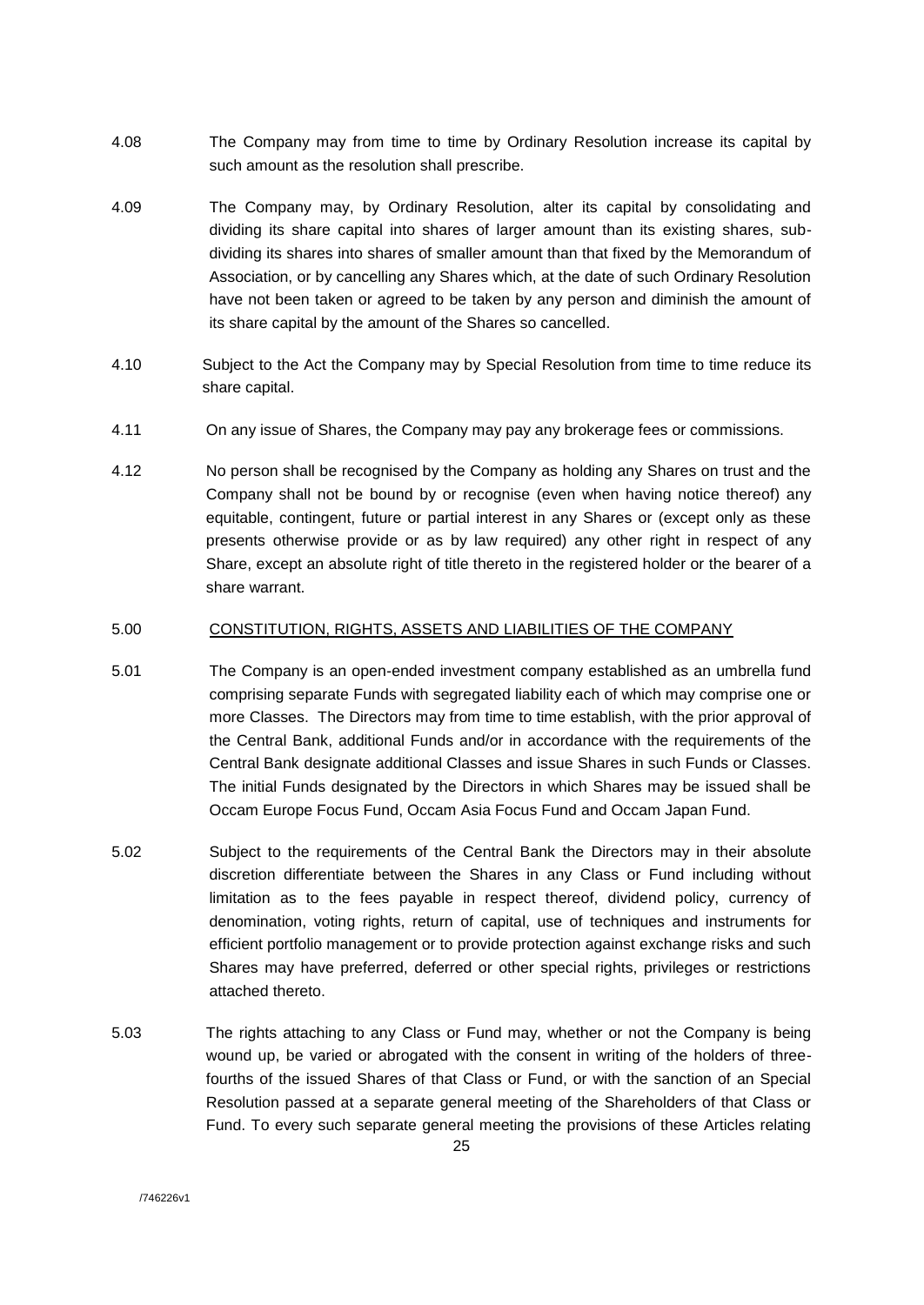4.08 The Company may from time to time by Ordinary Resolution increase its capital by such amount as the resolution shall prescribe.

4.09 The Company may, by Ordinary Resolution, alter its capital by consolidating and dividing its share capital into shares of larger amount than its existing shares, sub-dividing its shares into shares of smaller amount than that fixed by the Memorandum of Association, or by cancelling any Shares which, at the date of such Ordinary Resolution have not been taken or agreed to be taken by any person and diminish the amount of its share capital by the amount of the Shares so cancelled.

4.10 Subject to the Act the Company may by Special Resolution from time to time reduce its share capital.

4.11 On any issue of Shares, the Company may pay any brokerage fees or commissions.

4.12 No person shall be recognised by the Company as holding any Shares on trust and the Company shall not be bound by or recognise (even when having notice thereof) any equitable, contingent, future or partial interest in any Shares or (except only as these presents otherwise provide or as by law required) any other right in respect of any Share, except an absolute right of title thereto in the registered holder or the bearer of a share warrant.

5.00 <u>CONSTITUTION, RIGHTS, ASSETS AND LIABILITIES OF THE COMPANY</u>

5.01 The Company is an open-ended investment company established as an umbrella fund comprising separate Funds with segregated liability each of which may comprise one or more Classes. The Directors may from time to time establish, with the prior approval of the Central Bank, additional Funds and/or in accordance with the requirements of the Central Bank designate additional Classes and issue Shares in such Funds or Classes. The initial Funds designated by the Directors in which Shares may be issued shall be Occam Europe Focus Fund, Occam Asia Focus Fund and Occam Japan Fund.

5.02 Subject to the requirements of the Central Bank the Directors may in their absolute discretion differentiate between the Shares in any Class or Fund including without limitation as to the fees payable in respect thereof, dividend policy, currency of denomination, voting rights, return of capital, use of techniques and instruments for efficient portfolio management or to provide protection against exchange risks and such Shares may have preferred, deferred or other special rights, privileges or restrictions attached thereto.

5.03 The rights attaching to any Class or Fund may, whether or not the Company is being wound up, be varied or abrogated with the consent in writing of the holders of three-fourths of the issued Shares of that Class or Fund, or with the sanction of an Special Resolution passed at a separate general meeting of the Shareholders of that Class or Fund. To every such separate general meeting the provisions of these Articles relating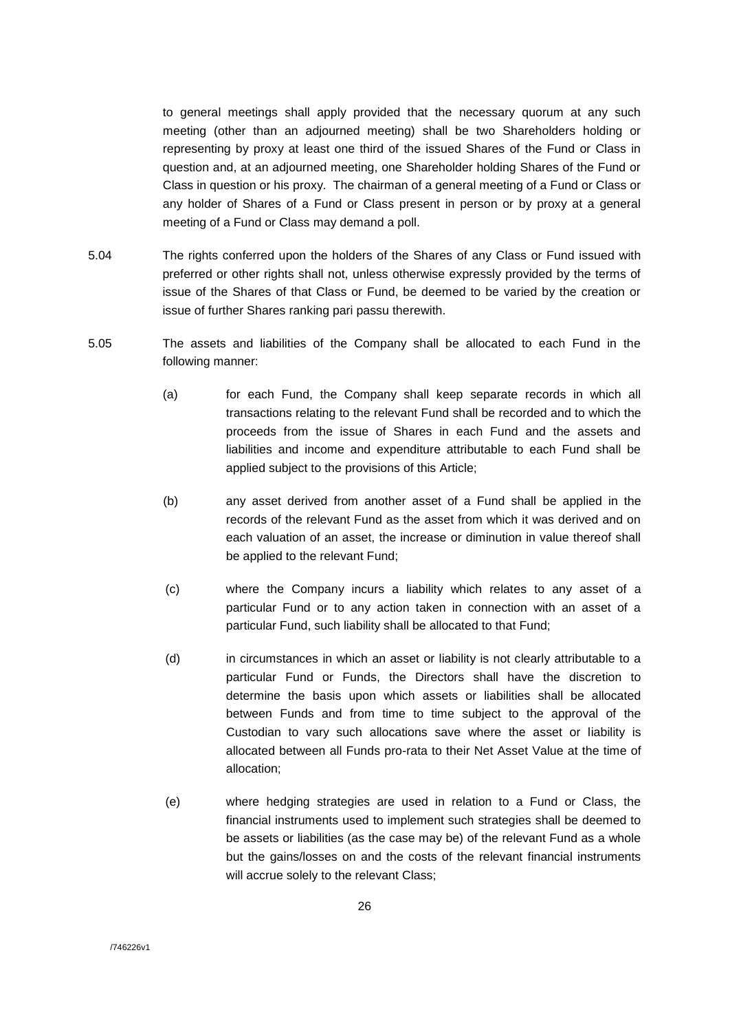to general meetings shall apply provided that the necessary quorum at any such meeting (other than an adjourned meeting) shall be two Shareholders holding or representing by proxy at least one third of the issued Shares of the Fund or Class in question and, at an adjourned meeting, one Shareholder holding Shares of the Fund or Class in question or his proxy. The chairman of a general meeting of a Fund or Class or any holder of Shares of a Fund or Class present in person or by proxy at a general meeting of a Fund or Class may demand a poll.

5.04 The rights conferred upon the holders of the Shares of any Class or Fund issued with preferred or other rights shall not, unless otherwise expressly provided by the terms of issue of the Shares of that Class or Fund, be deemed to be varied by the creation or issue of further Shares ranking pari passu therewith.

5.05 The assets and liabilities of the Company shall be allocated to each Fund in the following manner:

(a) for each Fund, the Company shall keep separate records in which all transactions relating to the relevant Fund shall be recorded and to which the proceeds from the issue of Shares in each Fund and the assets and liabilities and income and expenditure attributable to each Fund shall be applied subject to the provisions of this Article;

(b) any asset derived from another asset of a Fund shall be applied in the records of the relevant Fund as the asset from which it was derived and on each valuation of an asset, the increase or diminution in value thereof shall be applied to the relevant Fund;

(c) where the Company incurs a liability which relates to any asset of a particular Fund or to any action taken in connection with an asset of a particular Fund, such liability shall be allocated to that Fund;

(d) in circumstances in which an asset or liability is not clearly attributable to a particular Fund or Funds, the Directors shall have the discretion to determine the basis upon which assets or liabilities shall be allocated between Funds and from time to time subject to the approval of the Custodian to vary such allocations save where the asset or liability is allocated between all Funds pro-rata to their Net Asset Value at the time of allocation;

(e) where hedging strategies are used in relation to a Fund or Class, the financial instruments used to implement such strategies shall be deemed to be assets or liabilities (as the case may be) of the relevant Fund as a whole but the gains/losses on and the costs of the relevant financial instruments will accrue solely to the relevant Class;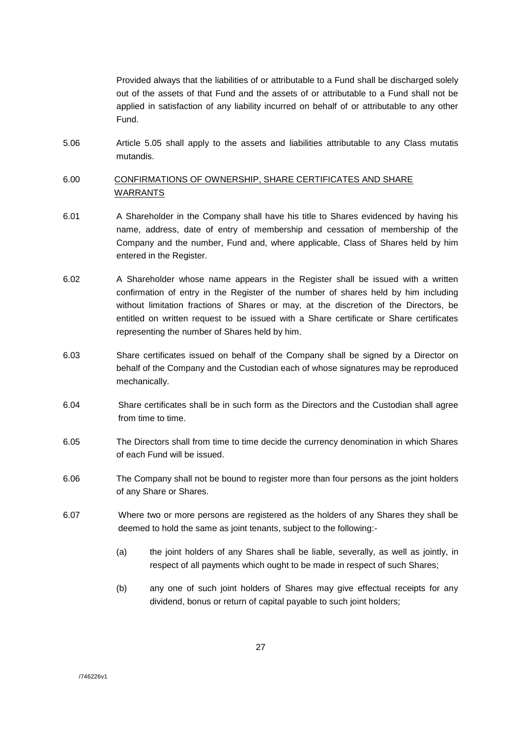Provided always that the liabilities of or attributable to a Fund shall be discharged solely out of the assets of that Fund and the assets of or attributable to a Fund shall not be applied in satisfaction of any liability incurred on behalf of or attributable to any other Fund.

5.06 Article 5.05 shall apply to the assets and liabilities attributable to any Class mutatis mutandis.

6.00 CONFIRMATIONS OF OWNERSHIP, SHARE CERTIFICATES AND SHARE WARRANTS

6.01 A Shareholder in the Company shall have his title to Shares evidenced by having his name, address, date of entry of membership and cessation of membership of the Company and the number, Fund and, where applicable, Class of Shares held by him entered in the Register.

6.02 A Shareholder whose name appears in the Register shall be issued with a written confirmation of entry in the Register of the number of shares held by him including without limitation fractions of Shares or may, at the discretion of the Directors, be entitled on written request to be issued with a Share certificate or Share certificates representing the number of Shares held by him.

6.03 Share certificates issued on behalf of the Company shall be signed by a Director on behalf of the Company and the Custodian each of whose signatures may be reproduced mechanically.

6.04 Share certificates shall be in such form as the Directors and the Custodian shall agree from time to time.

6.05 The Directors shall from time to time decide the currency denomination in which Shares of each Fund will be issued.

6.06 The Company shall not be bound to register more than four persons as the joint holders of any Share or Shares.

6.07 Where two or more persons are registered as the holders of any Shares they shall be deemed to hold the same as joint tenants, subject to the following:-

(a) the joint holders of any Shares shall be liable, severally, as well as jointly, in respect of all payments which ought to be made in respect of such Shares;

(b) any one of such joint holders of Shares may give effectual receipts for any dividend, bonus or return of capital payable to such joint holders;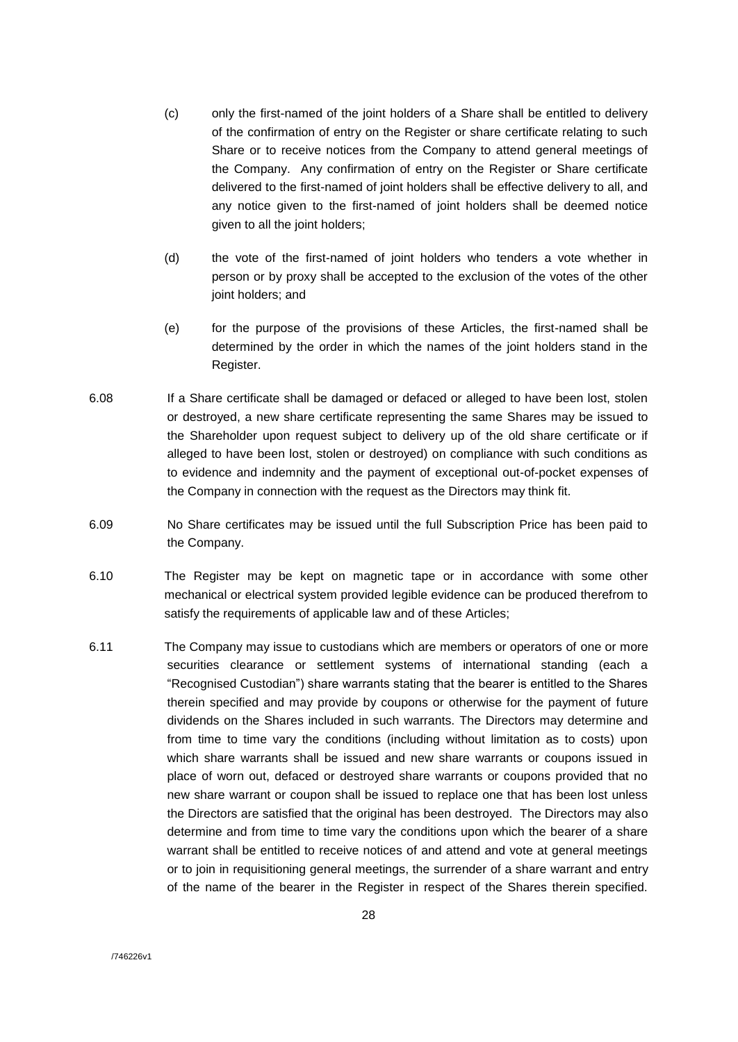(c) only the first-named of the joint holders of a Share shall be entitled to delivery of the confirmation of entry on the Register or share certificate relating to such Share or to receive notices from the Company to attend general meetings of the Company. Any confirmation of entry on the Register or Share certificate delivered to the first-named of joint holders shall be effective delivery to all, and any notice given to the first-named of joint holders shall be deemed notice given to all the joint holders;

(d) the vote of the first-named of joint holders who tenders a vote whether in person or by proxy shall be accepted to the exclusion of the votes of the other joint holders; and

(e) for the purpose of the provisions of these Articles, the first-named shall be determined by the order in which the names of the joint holders stand in the Register.

6.08 If a Share certificate shall be damaged or defaced or alleged to have been lost, stolen or destroyed, a new share certificate representing the same Shares may be issued to the Shareholder upon request subject to delivery up of the old share certificate or if alleged to have been lost, stolen or destroyed) on compliance with such conditions as to evidence and indemnity and the payment of exceptional out-of-pocket expenses of the Company in connection with the request as the Directors may think fit.

6.09 No Share certificates may be issued until the full Subscription Price has been paid to the Company.

6.10 The Register may be kept on magnetic tape or in accordance with some other mechanical or electrical system provided legible evidence can be produced therefrom to satisfy the requirements of applicable law and of these Articles;

6.11 The Company may issue to custodians which are members or operators of one or more securities clearance or settlement systems of international standing (each a "Recognised Custodian") share warrants stating that the bearer is entitled to the Shares therein specified and may provide by coupons or otherwise for the payment of future dividends on the Shares included in such warrants. The Directors may determine and from time to time vary the conditions (including without limitation as to costs) upon which share warrants shall be issued and new share warrants or coupons issued in place of worn out, defaced or destroyed share warrants or coupons provided that no new share warrant or coupon shall be issued to replace one that has been lost unless the Directors are satisfied that the original has been destroyed. The Directors may also determine and from time to time vary the conditions upon which the bearer of a share warrant shall be entitled to receive notices of and attend and vote at general meetings or to join in requisitioning general meetings, the surrender of a share warrant and entry of the name of the bearer in the Register in respect of the Shares therein specified.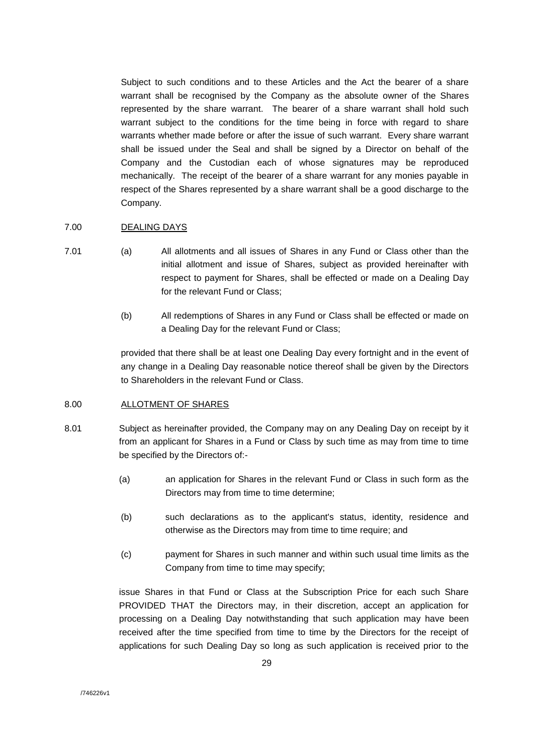Subject to such conditions and to these Articles and the Act the bearer of a share warrant shall be recognised by the Company as the absolute owner of the Shares represented by the share warrant. The bearer of a share warrant shall hold such warrant subject to the conditions for the time being in force with regard to share warrants whether made before or after the issue of such warrant. Every share warrant shall be issued under the Seal and shall be signed by a Director on behalf of the Company and the Custodian each of whose signatures may be reproduced mechanically. The receipt of the bearer of a share warrant for any monies payable in respect of the Shares represented by a share warrant shall be a good discharge to the Company.

7.00 <u>DEALING DAYS</u>

7.01 (a) All allotments and all issues of Shares in any Fund or Class other than the initial allotment and issue of Shares, subject as provided hereinafter with respect to payment for Shares, shall be effected or made on a Dealing Day for the relevant Fund or Class;

(b) All redemptions of Shares in any Fund or Class shall be effected or made on a Dealing Day for the relevant Fund or Class;

provided that there shall be at least one Dealing Day every fortnight and in the event of any change in a Dealing Day reasonable notice thereof shall be given by the Directors to Shareholders in the relevant Fund or Class.

8.00 <u>ALLOTMENT OF SHARES</u>

8.01 Subject as hereinafter provided, the Company may on any Dealing Day on receipt by it from an applicant for Shares in a Fund or Class by such time as may from time to time be specified by the Directors of:-

(a) an application for Shares in the relevant Fund or Class in such form as the Directors may from time to time determine;

(b) such declarations as to the applicant's status, identity, residence and otherwise as the Directors may from time to time require; and

(c) payment for Shares in such manner and within such usual time limits as the Company from time to time may specify;

issue Shares in that Fund or Class at the Subscription Price for each such Share PROVIDED THAT the Directors may, in their discretion, accept an application for processing on a Dealing Day notwithstanding that such application may have been received after the time specified from time to time by the Directors for the receipt of applications for such Dealing Day so long as such application is received prior to the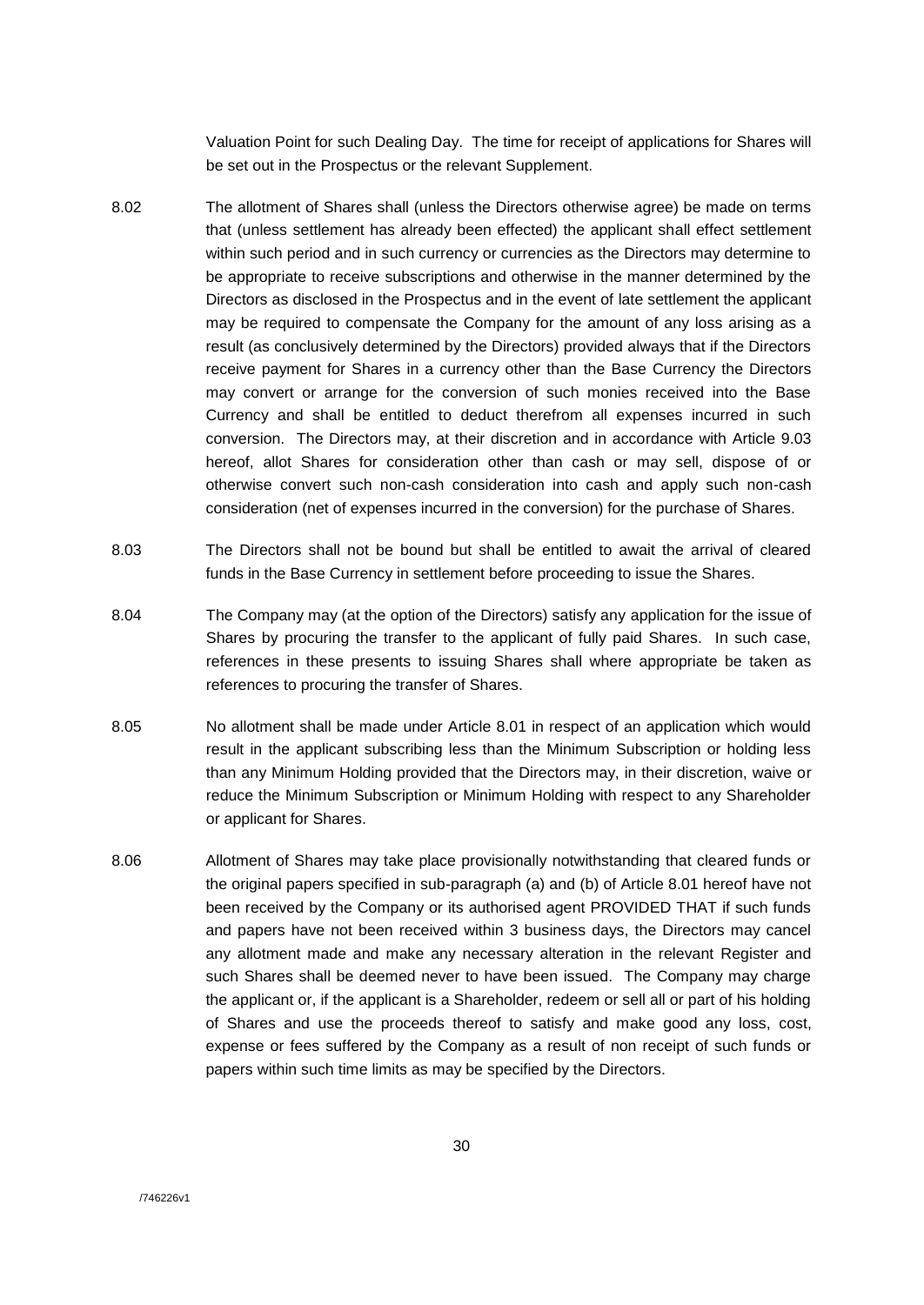Valuation Point for such Dealing Day. The time for receipt of applications for Shares will be set out in the Prospectus or the relevant Supplement.

8.02 The allotment of Shares shall (unless the Directors otherwise agree) be made on terms that (unless settlement has already been effected) the applicant shall effect settlement within such period and in such currency or currencies as the Directors may determine to be appropriate to receive subscriptions and otherwise in the manner determined by the Directors as disclosed in the Prospectus and in the event of late settlement the applicant may be required to compensate the Company for the amount of any loss arising as a result (as conclusively determined by the Directors) provided always that if the Directors receive payment for Shares in a currency other than the Base Currency the Directors may convert or arrange for the conversion of such monies received into the Base Currency and shall be entitled to deduct therefrom all expenses incurred in such conversion. The Directors may, at their discretion and in accordance with Article 9.03 hereof, allot Shares for consideration other than cash or may sell, dispose of or otherwise convert such non-cash consideration into cash and apply such non-cash consideration (net of expenses incurred in the conversion) for the purchase of Shares.

8.03 The Directors shall not be bound but shall be entitled to await the arrival of cleared funds in the Base Currency in settlement before proceeding to issue the Shares.

8.04 The Company may (at the option of the Directors) satisfy any application for the issue of Shares by procuring the transfer to the applicant of fully paid Shares. In such case, references in these presents to issuing Shares shall where appropriate be taken as references to procuring the transfer of Shares.

8.05 No allotment shall be made under Article 8.01 in respect of an application which would result in the applicant subscribing less than the Minimum Subscription or holding less than any Minimum Holding provided that the Directors may, in their discretion, waive or reduce the Minimum Subscription or Minimum Holding with respect to any Shareholder or applicant for Shares.

8.06 Allotment of Shares may take place provisionally notwithstanding that cleared funds or the original papers specified in sub-paragraph (a) and (b) of Article 8.01 hereof have not been received by the Company or its authorised agent PROVIDED THAT if such funds and papers have not been received within 3 business days, the Directors may cancel any allotment made and make any necessary alteration in the relevant Register and such Shares shall be deemed never to have been issued. The Company may charge the applicant or, if the applicant is a Shareholder, redeem or sell all or part of his holding of Shares and use the proceeds thereof to satisfy and make good any loss, cost, expense or fees suffered by the Company as a result of non receipt of such funds or papers within such time limits as may be specified by the Directors.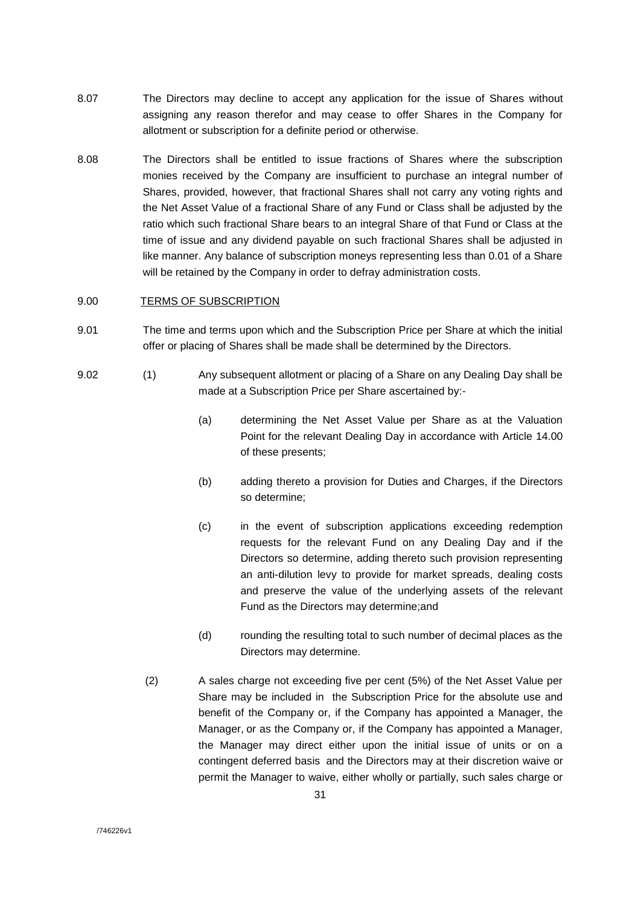8.07 The Directors may decline to accept any application for the issue of Shares without assigning any reason therefor and may cease to offer Shares in the Company for allotment or subscription for a definite period or otherwise.

8.08 The Directors shall be entitled to issue fractions of Shares where the subscription monies received by the Company are insufficient to purchase an integral number of Shares, provided, however, that fractional Shares shall not carry any voting rights and the Net Asset Value of a fractional Share of any Fund or Class shall be adjusted by the ratio which such fractional Share bears to an integral Share of that Fund or Class at the time of issue and any dividend payable on such fractional Shares shall be adjusted in like manner. Any balance of subscription moneys representing less than 0.01 of a Share will be retained by the Company in order to defray administration costs.

9.00 <u>TERMS OF SUBSCRIPTION</u>

9.01 The time and terms upon which and the Subscription Price per Share at which the initial offer or placing of Shares shall be made shall be determined by the Directors.

9.02 (1) Any subsequent allotment or placing of a Share on any Dealing Day shall be made at a Subscription Price per Share ascertained by:-

(a) determining the Net Asset Value per Share as at the Valuation Point for the relevant Dealing Day in accordance with Article 14.00 of these presents;

(b) adding thereto a provision for Duties and Charges, if the Directors so determine;

(c) in the event of subscription applications exceeding redemption requests for the relevant Fund on any Dealing Day and if the Directors so determine, adding thereto such provision representing an anti-dilution levy to provide for market spreads, dealing costs and preserve the value of the underlying assets of the relevant Fund as the Directors may determine;and

(d) rounding the resulting total to such number of decimal places as the Directors may determine.

(2) A sales charge not exceeding five per cent (5%) of the Net Asset Value per Share may be included in the Subscription Price for the absolute use and benefit of the Company or, if the Company has appointed a Manager, the Manager, or as the Company or, if the Company has appointed a Manager, the Manager may direct either upon the initial issue of units or on a contingent deferred basis and the Directors may at their discretion waive or permit the Manager to waive, either wholly or partially, such sales charge or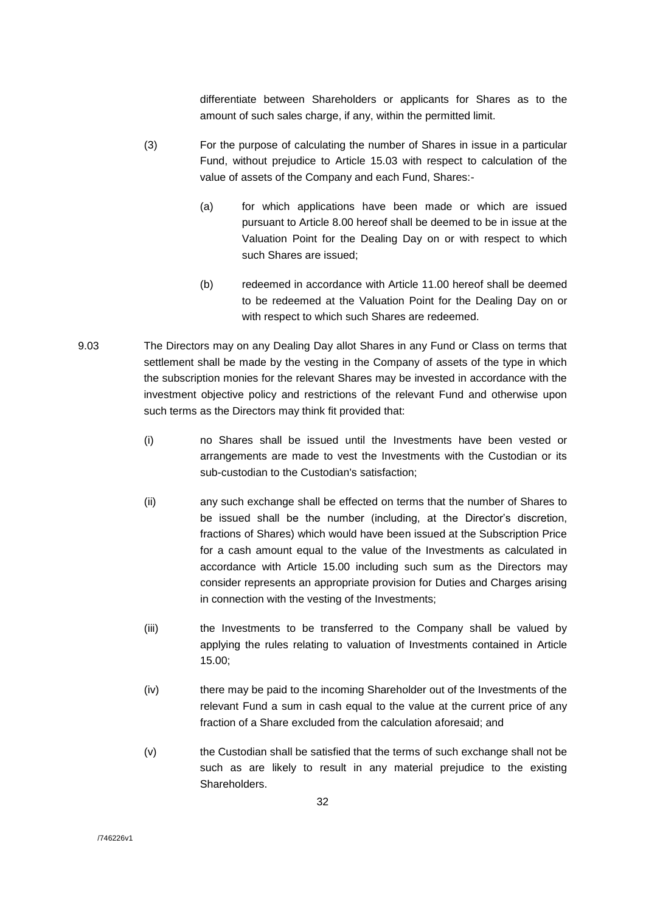differentiate between Shareholders or applicants for Shares as to the amount of such sales charge, if any, within the permitted limit.

(3) For the purpose of calculating the number of Shares in issue in a particular Fund, without prejudice to Article 15.03 with respect to calculation of the value of assets of the Company and each Fund, Shares:-

(a) for which applications have been made or which are issued pursuant to Article 8.00 hereof shall be deemed to be in issue at the Valuation Point for the Dealing Day on or with respect to which such Shares are issued;

(b) redeemed in accordance with Article 11.00 hereof shall be deemed to be redeemed at the Valuation Point for the Dealing Day on or with respect to which such Shares are redeemed.

9.03 The Directors may on any Dealing Day allot Shares in any Fund or Class on terms that settlement shall be made by the vesting in the Company of assets of the type in which the subscription monies for the relevant Shares may be invested in accordance with the investment objective policy and restrictions of the relevant Fund and otherwise upon such terms as the Directors may think fit provided that:

(i) no Shares shall be issued until the Investments have been vested or arrangements are made to vest the Investments with the Custodian or its sub-custodian to the Custodian's satisfaction;

(ii) any such exchange shall be effected on terms that the number of Shares to be issued shall be the number (including, at the Director's discretion, fractions of Shares) which would have been issued at the Subscription Price for a cash amount equal to the value of the Investments as calculated in accordance with Article 15.00 including such sum as the Directors may consider represents an appropriate provision for Duties and Charges arising in connection with the vesting of the Investments;

(iii) the Investments to be transferred to the Company shall be valued by applying the rules relating to valuation of Investments contained in Article 15.00;

(iv) there may be paid to the incoming Shareholder out of the Investments of the relevant Fund a sum in cash equal to the value at the current price of any fraction of a Share excluded from the calculation aforesaid; and

(v) the Custodian shall be satisfied that the terms of such exchange shall not be such as are likely to result in any material prejudice to the existing Shareholders.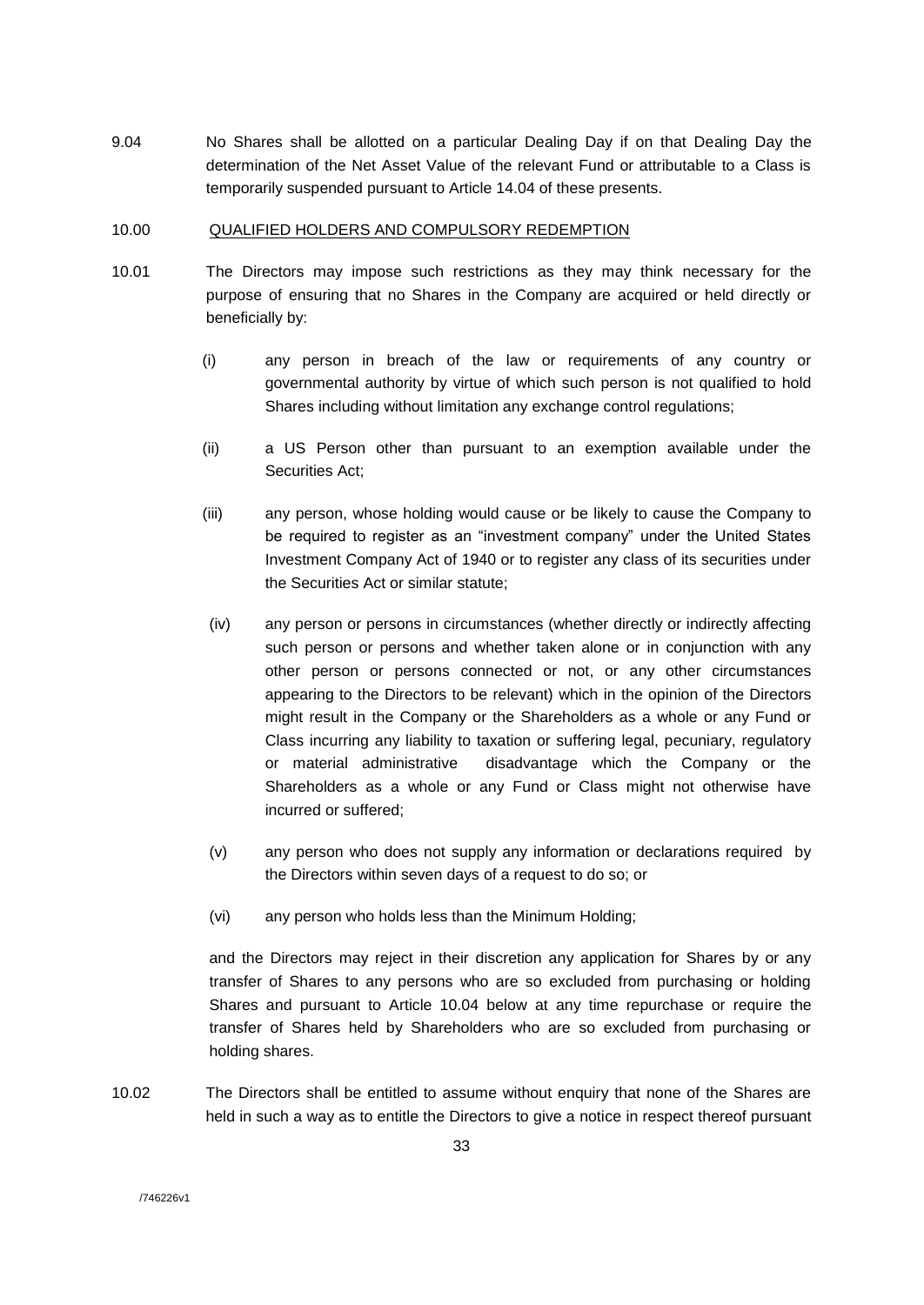9.04 No Shares shall be allotted on a particular Dealing Day if on that Dealing Day the determination of the Net Asset Value of the relevant Fund or attributable to a Class is temporarily suspended pursuant to Article 14.04 of these presents.

10.00 <u>QUALIFIED HOLDERS AND COMPULSORY REDEMPTION</u>

10.01 The Directors may impose such restrictions as they may think necessary for the purpose of ensuring that no Shares in the Company are acquired or held directly or beneficially by:

(i) any person in breach of the law or requirements of any country or governmental authority by virtue of which such person is not qualified to hold Shares including without limitation any exchange control regulations;

(ii) a US Person other than pursuant to an exemption available under the Securities Act;

(iii) any person, whose holding would cause or be likely to cause the Company to be required to register as an "investment company" under the United States Investment Company Act of 1940 or to register any class of its securities under the Securities Act or similar statute;

(iv) any person or persons in circumstances (whether directly or indirectly affecting such person or persons and whether taken alone or in conjunction with any other person or persons connected or not, or any other circumstances appearing to the Directors to be relevant) which in the opinion of the Directors might result in the Company or the Shareholders as a whole or any Fund or Class incurring any liability to taxation or suffering legal, pecuniary, regulatory or material administrative disadvantage which the Company or the Shareholders as a whole or any Fund or Class might not otherwise have incurred or suffered;

(v) any person who does not supply any information or declarations required by the Directors within seven days of a request to do so; or

(vi) any person who holds less than the Minimum Holding;

and the Directors may reject in their discretion any application for Shares by or any transfer of Shares to any persons who are so excluded from purchasing or holding Shares and pursuant to Article 10.04 below at any time repurchase or require the transfer of Shares held by Shareholders who are so excluded from purchasing or holding shares.

10.02 The Directors shall be entitled to assume without enquiry that none of the Shares are held in such a way as to entitle the Directors to give a notice in respect thereof pursuant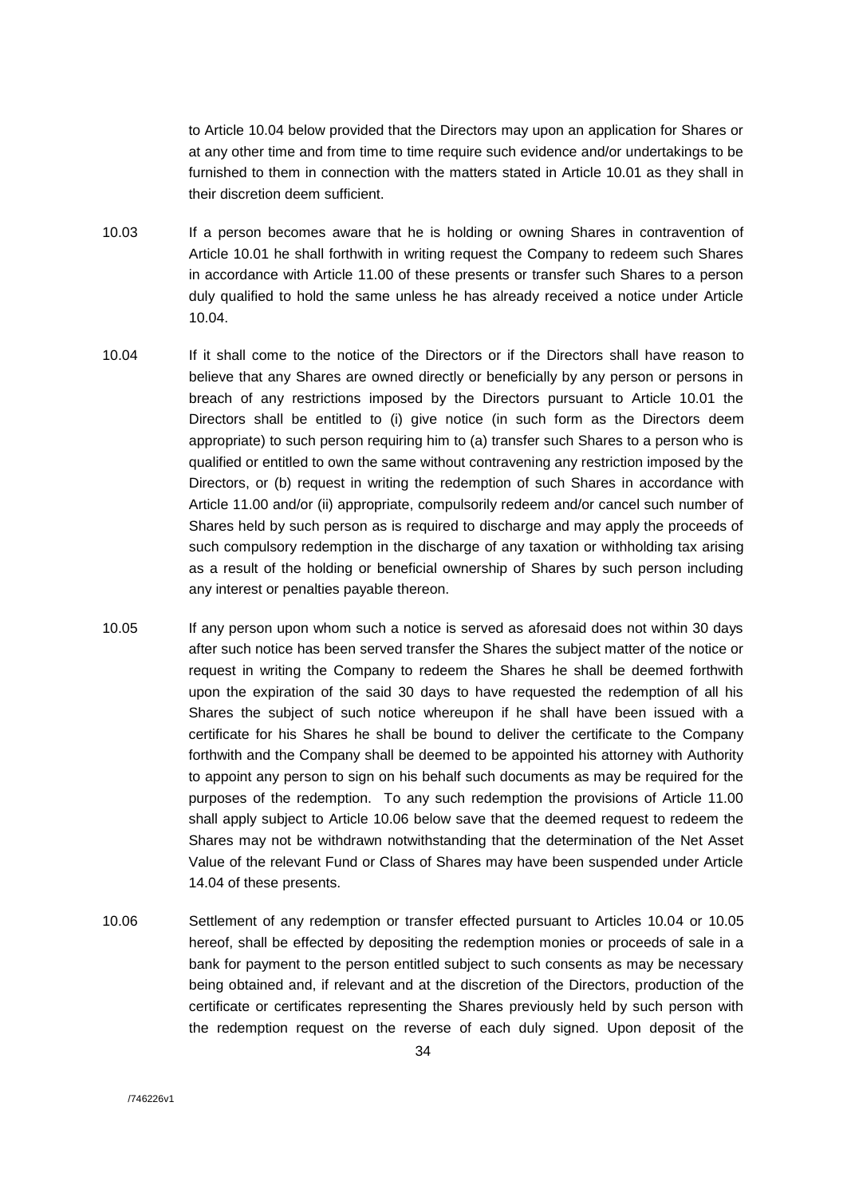to Article 10.04 below provided that the Directors may upon an application for Shares or at any other time and from time to time require such evidence and/or undertakings to be furnished to them in connection with the matters stated in Article 10.01 as they shall in their discretion deem sufficient.

10.03 If a person becomes aware that he is holding or owning Shares in contravention of Article 10.01 he shall forthwith in writing request the Company to redeem such Shares in accordance with Article 11.00 of these presents or transfer such Shares to a person duly qualified to hold the same unless he has already received a notice under Article 10.04.

10.04 If it shall come to the notice of the Directors or if the Directors shall have reason to believe that any Shares are owned directly or beneficially by any person or persons in breach of any restrictions imposed by the Directors pursuant to Article 10.01 the Directors shall be entitled to (i) give notice (in such form as the Directors deem appropriate) to such person requiring him to (a) transfer such Shares to a person who is qualified or entitled to own the same without contravening any restriction imposed by the Directors, or (b) request in writing the redemption of such Shares in accordance with Article 11.00 and/or (ii) appropriate, compulsorily redeem and/or cancel such number of Shares held by such person as is required to discharge and may apply the proceeds of such compulsory redemption in the discharge of any taxation or withholding tax arising as a result of the holding or beneficial ownership of Shares by such person including any interest or penalties payable thereon.

10.05 If any person upon whom such a notice is served as aforesaid does not within 30 days after such notice has been served transfer the Shares the subject matter of the notice or request in writing the Company to redeem the Shares he shall be deemed forthwith upon the expiration of the said 30 days to have requested the redemption of all his Shares the subject of such notice whereupon if he shall have been issued with a certificate for his Shares he shall be bound to deliver the certificate to the Company forthwith and the Company shall be deemed to be appointed his attorney with Authority to appoint any person to sign on his behalf such documents as may be required for the purposes of the redemption. To any such redemption the provisions of Article 11.00 shall apply subject to Article 10.06 below save that the deemed request to redeem the Shares may not be withdrawn notwithstanding that the determination of the Net Asset Value of the relevant Fund or Class of Shares may have been suspended under Article 14.04 of these presents.

10.06 Settlement of any redemption or transfer effected pursuant to Articles 10.04 or 10.05 hereof, shall be effected by depositing the redemption monies or proceeds of sale in a bank for payment to the person entitled subject to such consents as may be necessary being obtained and, if relevant and at the discretion of the Directors, production of the certificate or certificates representing the Shares previously held by such person with the redemption request on the reverse of each duly signed. Upon deposit of the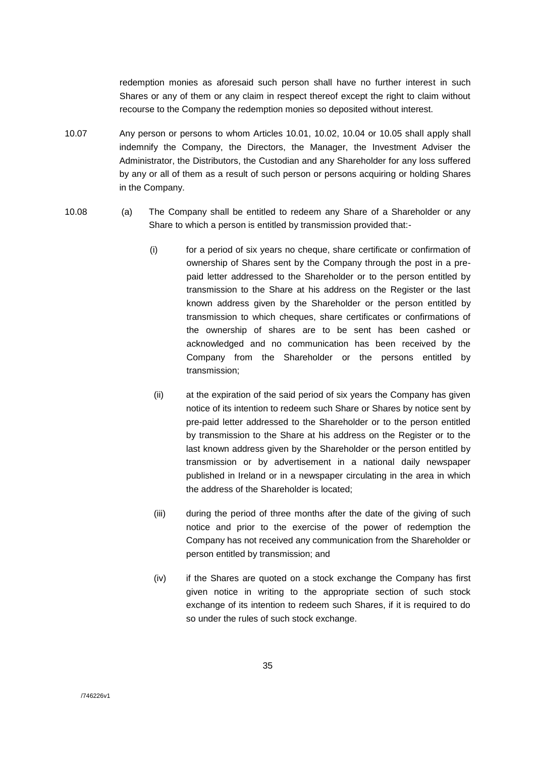redemption monies as aforesaid such person shall have no further interest in such Shares or any of them or any claim in respect thereof except the right to claim without recourse to the Company the redemption monies so deposited without interest.

10.07 Any person or persons to whom Articles 10.01, 10.02, 10.04 or 10.05 shall apply shall indemnify the Company, the Directors, the Manager, the Investment Adviser the Administrator, the Distributors, the Custodian and any Shareholder for any loss suffered by any or all of them as a result of such person or persons acquiring or holding Shares in the Company.

10.08 (a) The Company shall be entitled to redeem any Share of a Shareholder or any Share to which a person is entitled by transmission provided that:-

(i) for a period of six years no cheque, share certificate or confirmation of ownership of Shares sent by the Company through the post in a pre-paid letter addressed to the Shareholder or to the person entitled by transmission to the Share at his address on the Register or the last known address given by the Shareholder or the person entitled by transmission to which cheques, share certificates or confirmations of the ownership of shares are to be sent has been cashed or acknowledged and no communication has been received by the Company from the Shareholder or the persons entitled by transmission;

(ii) at the expiration of the said period of six years the Company has given notice of its intention to redeem such Share or Shares by notice sent by pre-paid letter addressed to the Shareholder or to the person entitled by transmission to the Share at his address on the Register or to the last known address given by the Shareholder or the person entitled by transmission or by advertisement in a national daily newspaper published in Ireland or in a newspaper circulating in the area in which the address of the Shareholder is located;

(iii) during the period of three months after the date of the giving of such notice and prior to the exercise of the power of redemption the Company has not received any communication from the Shareholder or person entitled by transmission; and

(iv) if the Shares are quoted on a stock exchange the Company has first given notice in writing to the appropriate section of such stock exchange of its intention to redeem such Shares, if it is required to do so under the rules of such stock exchange.

/746226v1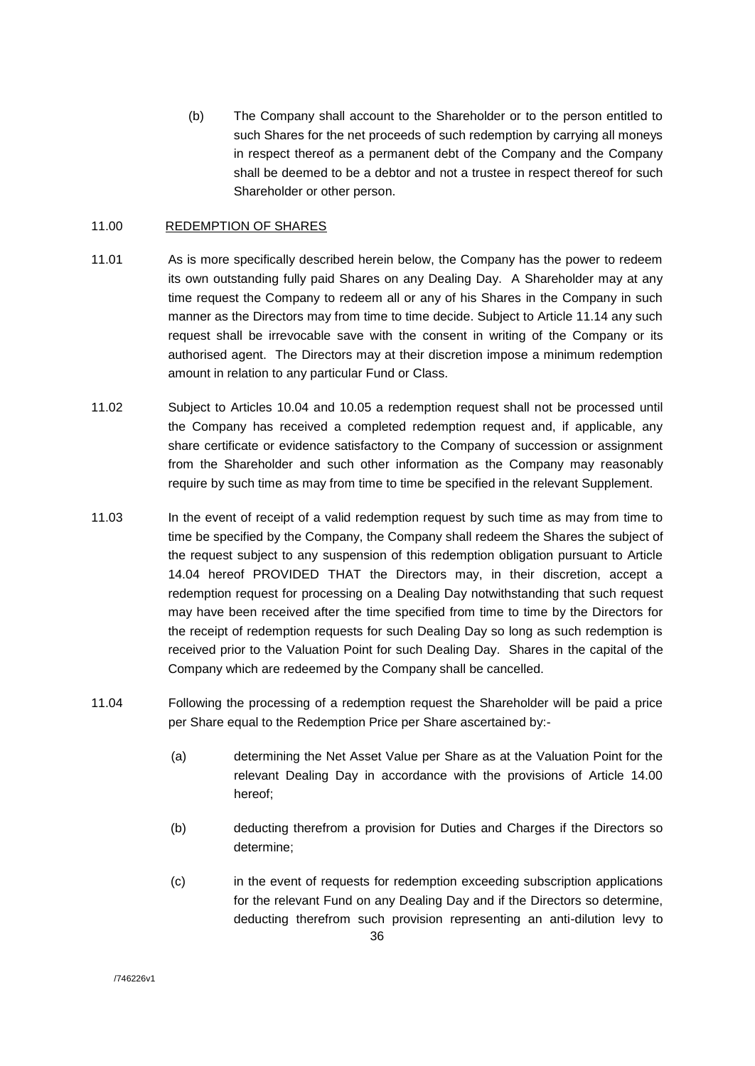(b) The Company shall account to the Shareholder or to the person entitled to such Shares for the net proceeds of such redemption by carrying all moneys in respect thereof as a permanent debt of the Company and the Company shall be deemed to be a debtor and not a trustee in respect thereof for such Shareholder or other person.

11.00 REDEMPTION OF SHARES

11.01 As is more specifically described herein below, the Company has the power to redeem its own outstanding fully paid Shares on any Dealing Day. A Shareholder may at any time request the Company to redeem all or any of his Shares in the Company in such manner as the Directors may from time to time decide. Subject to Article 11.14 any such request shall be irrevocable save with the consent in writing of the Company or its authorised agent. The Directors may at their discretion impose a minimum redemption amount in relation to any particular Fund or Class.

11.02 Subject to Articles 10.04 and 10.05 a redemption request shall not be processed until the Company has received a completed redemption request and, if applicable, any share certificate or evidence satisfactory to the Company of succession or assignment from the Shareholder and such other information as the Company may reasonably require by such time as may from time to time be specified in the relevant Supplement.

11.03 In the event of receipt of a valid redemption request by such time as may from time to time be specified by the Company, the Company shall redeem the Shares the subject of the request subject to any suspension of this redemption obligation pursuant to Article 14.04 hereof PROVIDED THAT the Directors may, in their discretion, accept a redemption request for processing on a Dealing Day notwithstanding that such request may have been received after the time specified from time to time by the Directors for the receipt of redemption requests for such Dealing Day so long as such redemption is received prior to the Valuation Point for such Dealing Day. Shares in the capital of the Company which are redeemed by the Company shall be cancelled.

11.04 Following the processing of a redemption request the Shareholder will be paid a price per Share equal to the Redemption Price per Share ascertained by:-

(a) determining the Net Asset Value per Share as at the Valuation Point for the relevant Dealing Day in accordance with the provisions of Article 14.00 hereof;

(b) deducting therefrom a provision for Duties and Charges if the Directors so determine;

(c) in the event of requests for redemption exceeding subscription applications for the relevant Fund on any Dealing Day and if the Directors so determine, deducting therefrom such provision representing an anti-dilution levy to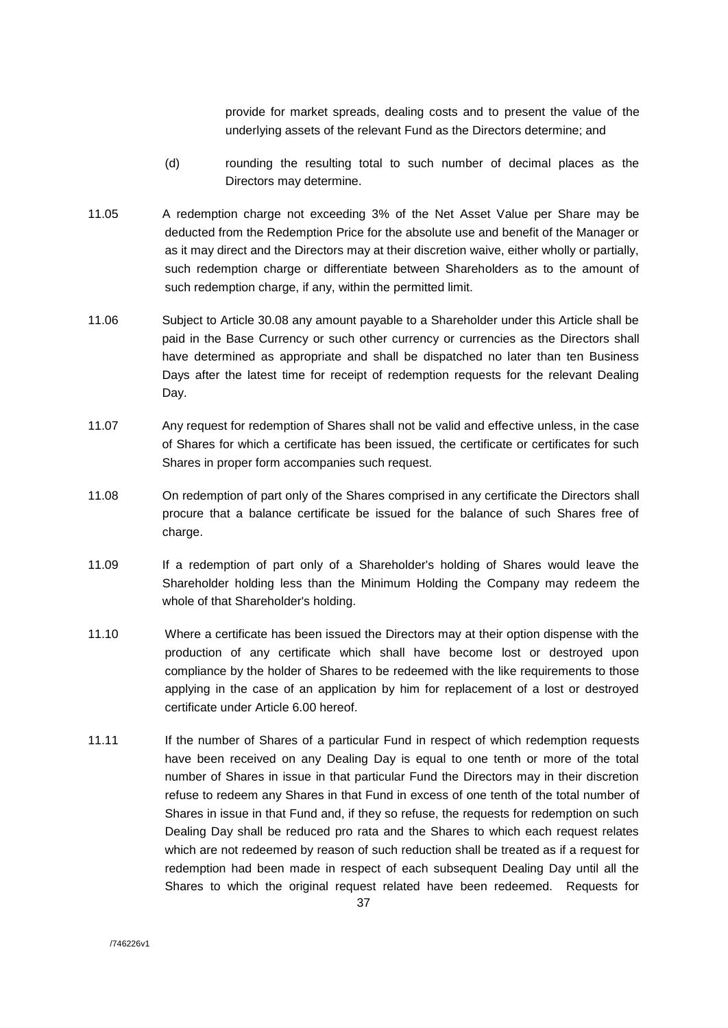provide for market spreads, dealing costs and to present the value of the underlying assets of the relevant Fund as the Directors determine; and

(d) rounding the resulting total to such number of decimal places as the Directors may determine.

11.05 A redemption charge not exceeding 3% of the Net Asset Value per Share may be deducted from the Redemption Price for the absolute use and benefit of the Manager or as it may direct and the Directors may at their discretion waive, either wholly or partially, such redemption charge or differentiate between Shareholders as to the amount of such redemption charge, if any, within the permitted limit.

11.06 Subject to Article 30.08 any amount payable to a Shareholder under this Article shall be paid in the Base Currency or such other currency or currencies as the Directors shall have determined as appropriate and shall be dispatched no later than ten Business Days after the latest time for receipt of redemption requests for the relevant Dealing Day.

11.07 Any request for redemption of Shares shall not be valid and effective unless, in the case of Shares for which a certificate has been issued, the certificate or certificates for such Shares in proper form accompanies such request.

11.08 On redemption of part only of the Shares comprised in any certificate the Directors shall procure that a balance certificate be issued for the balance of such Shares free of charge.

11.09 If a redemption of part only of a Shareholder's holding of Shares would leave the Shareholder holding less than the Minimum Holding the Company may redeem the whole of that Shareholder's holding.

11.10 Where a certificate has been issued the Directors may at their option dispense with the production of any certificate which shall have become lost or destroyed upon compliance by the holder of Shares to be redeemed with the like requirements to those applying in the case of an application by him for replacement of a lost or destroyed certificate under Article 6.00 hereof.

11.11 If the number of Shares of a particular Fund in respect of which redemption requests have been received on any Dealing Day is equal to one tenth or more of the total number of Shares in issue in that particular Fund the Directors may in their discretion refuse to redeem any Shares in that Fund in excess of one tenth of the total number of Shares in issue in that Fund and, if they so refuse, the requests for redemption on such Dealing Day shall be reduced pro rata and the Shares to which each request relates which are not redeemed by reason of such reduction shall be treated as if a request for redemption had been made in respect of each subsequent Dealing Day until all the Shares to which the original request related have been redeemed. Requests for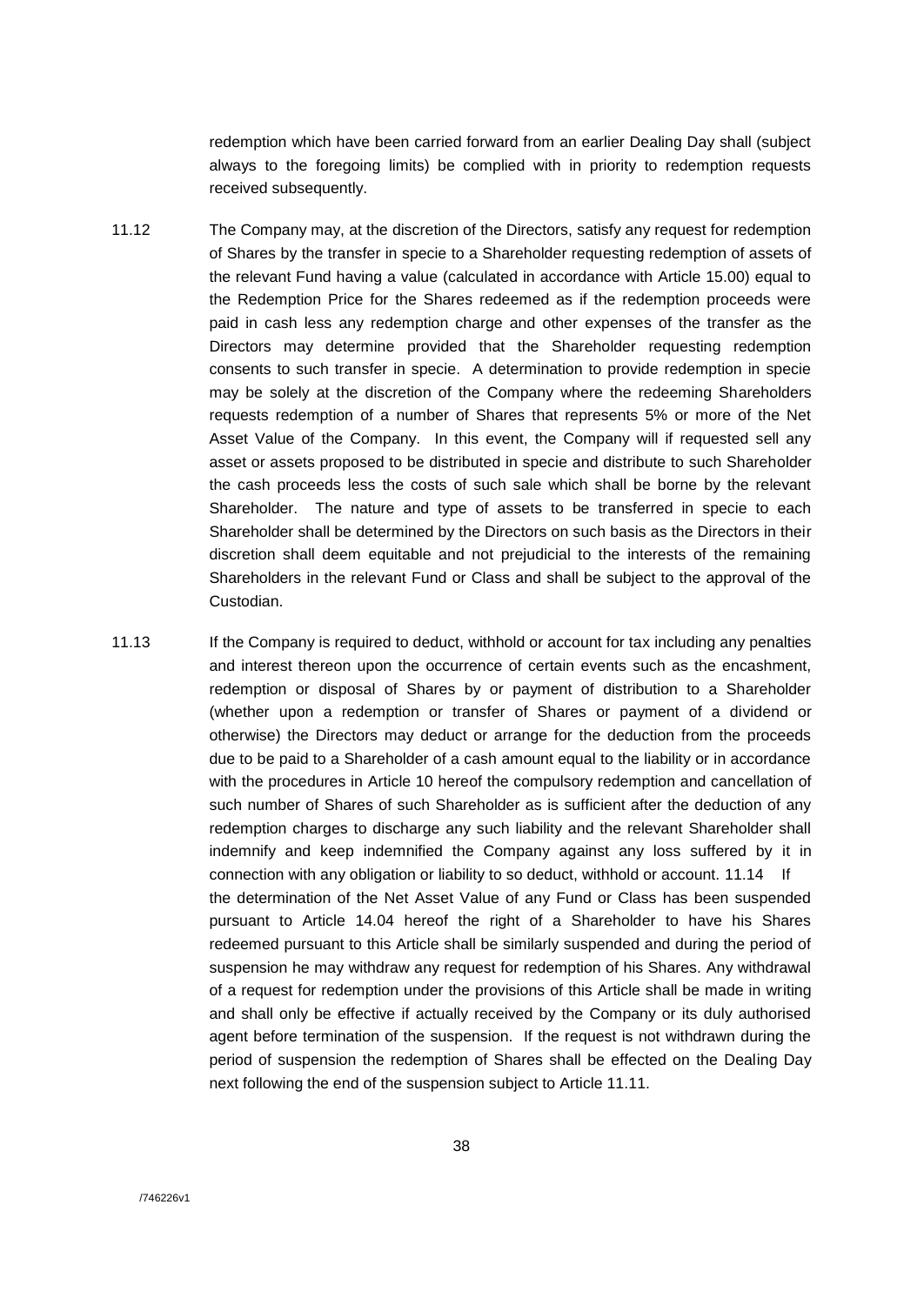redemption which have been carried forward from an earlier Dealing Day shall (subject always to the foregoing limits) be complied with in priority to redemption requests received subsequently.

11.12 The Company may, at the discretion of the Directors, satisfy any request for redemption of Shares by the transfer in specie to a Shareholder requesting redemption of assets of the relevant Fund having a value (calculated in accordance with Article 15.00) equal to the Redemption Price for the Shares redeemed as if the redemption proceeds were paid in cash less any redemption charge and other expenses of the transfer as the Directors may determine provided that the Shareholder requesting redemption consents to such transfer in specie. A determination to provide redemption in specie may be solely at the discretion of the Company where the redeeming Shareholders requests redemption of a number of Shares that represents 5% or more of the Net Asset Value of the Company. In this event, the Company will if requested sell any asset or assets proposed to be distributed in specie and distribute to such Shareholder the cash proceeds less the costs of such sale which shall be borne by the relevant Shareholder. The nature and type of assets to be transferred in specie to each Shareholder shall be determined by the Directors on such basis as the Directors in their discretion shall deem equitable and not prejudicial to the interests of the remaining Shareholders in the relevant Fund or Class and shall be subject to the approval of the Custodian.

11.13 If the Company is required to deduct, withhold or account for tax including any penalties and interest thereon upon the occurrence of certain events such as the encashment, redemption or disposal of Shares by or payment of distribution to a Shareholder (whether upon a redemption or transfer of Shares or payment of a dividend or otherwise) the Directors may deduct or arrange for the deduction from the proceeds due to be paid to a Shareholder of a cash amount equal to the liability or in accordance with the procedures in Article 10 hereof the compulsory redemption and cancellation of such number of Shares of such Shareholder as is sufficient after the deduction of any redemption charges to discharge any such liability and the relevant Shareholder shall indemnify and keep indemnified the Company against any loss suffered by it in connection with any obligation or liability to so deduct, withhold or account. 11.14 If the determination of the Net Asset Value of any Fund or Class has been suspended pursuant to Article 14.04 hereof the right of a Shareholder to have his Shares redeemed pursuant to this Article shall be similarly suspended and during the period of suspension he may withdraw any request for redemption of his Shares. Any withdrawal of a request for redemption under the provisions of this Article shall be made in writing and shall only be effective if actually received by the Company or its duly authorised agent before termination of the suspension. If the request is not withdrawn during the period of suspension the redemption of Shares shall be effected on the Dealing Day next following the end of the suspension subject to Article 11.11.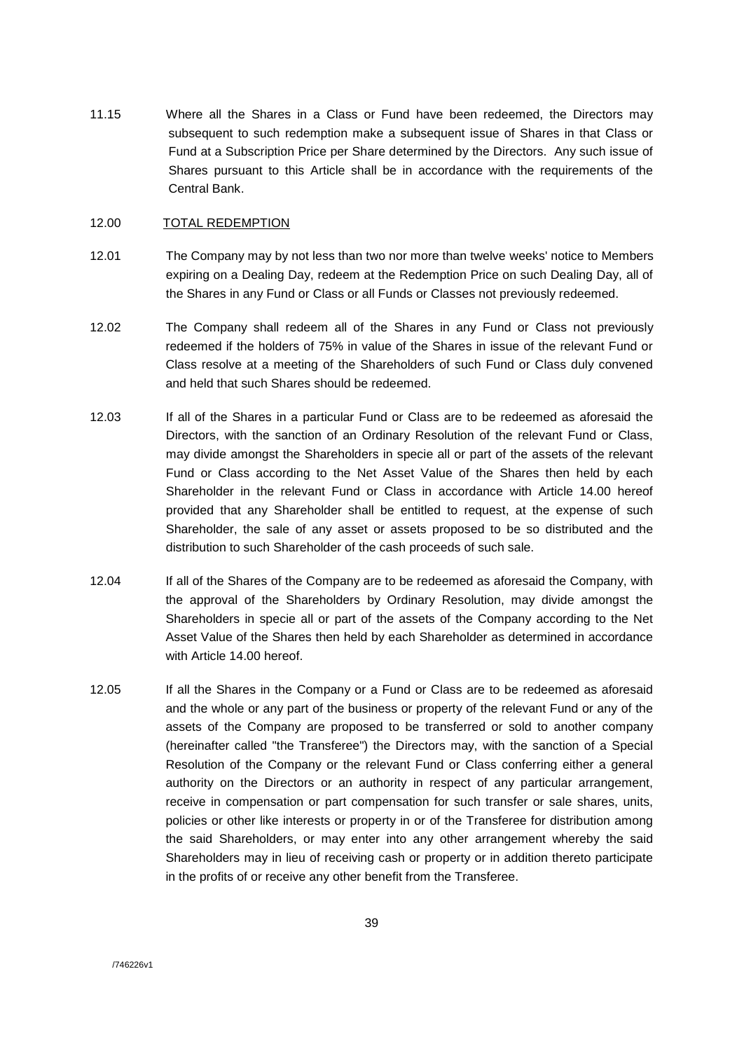11.15 Where all the Shares in a Class or Fund have been redeemed, the Directors may subsequent to such redemption make a subsequent issue of Shares in that Class or Fund at a Subscription Price per Share determined by the Directors. Any such issue of Shares pursuant to this Article shall be in accordance with the requirements of the Central Bank.

12.00 <u>TOTAL REDEMPTION</u>

12.01 The Company may by not less than two nor more than twelve weeks' notice to Members expiring on a Dealing Day, redeem at the Redemption Price on such Dealing Day, all of the Shares in any Fund or Class or all Funds or Classes not previously redeemed.

12.02 The Company shall redeem all of the Shares in any Fund or Class not previously redeemed if the holders of 75% in value of the Shares in issue of the relevant Fund or Class resolve at a meeting of the Shareholders of such Fund or Class duly convened and held that such Shares should be redeemed.

12.03 If all of the Shares in a particular Fund or Class are to be redeemed as aforesaid the Directors, with the sanction of an Ordinary Resolution of the relevant Fund or Class, may divide amongst the Shareholders in specie all or part of the assets of the relevant Fund or Class according to the Net Asset Value of the Shares then held by each Shareholder in the relevant Fund or Class in accordance with Article 14.00 hereof provided that any Shareholder shall be entitled to request, at the expense of such Shareholder, the sale of any asset or assets proposed to be so distributed and the distribution to such Shareholder of the cash proceeds of such sale.

12.04 If all of the Shares of the Company are to be redeemed as aforesaid the Company, with the approval of the Shareholders by Ordinary Resolution, may divide amongst the Shareholders in specie all or part of the assets of the Company according to the Net Asset Value of the Shares then held by each Shareholder as determined in accordance with Article 14.00 hereof.

12.05 If all the Shares in the Company or a Fund or Class are to be redeemed as aforesaid and the whole or any part of the business or property of the relevant Fund or any of the assets of the Company are proposed to be transferred or sold to another company (hereinafter called "the Transferee") the Directors may, with the sanction of a Special Resolution of the Company or the relevant Fund or Class conferring either a general authority on the Directors or an authority in respect of any particular arrangement, receive in compensation or part compensation for such transfer or sale shares, units, policies or other like interests or property in or of the Transferee for distribution among the said Shareholders, or may enter into any other arrangement whereby the said Shareholders may in lieu of receiving cash or property or in addition thereto participate in the profits of or receive any other benefit from the Transferee.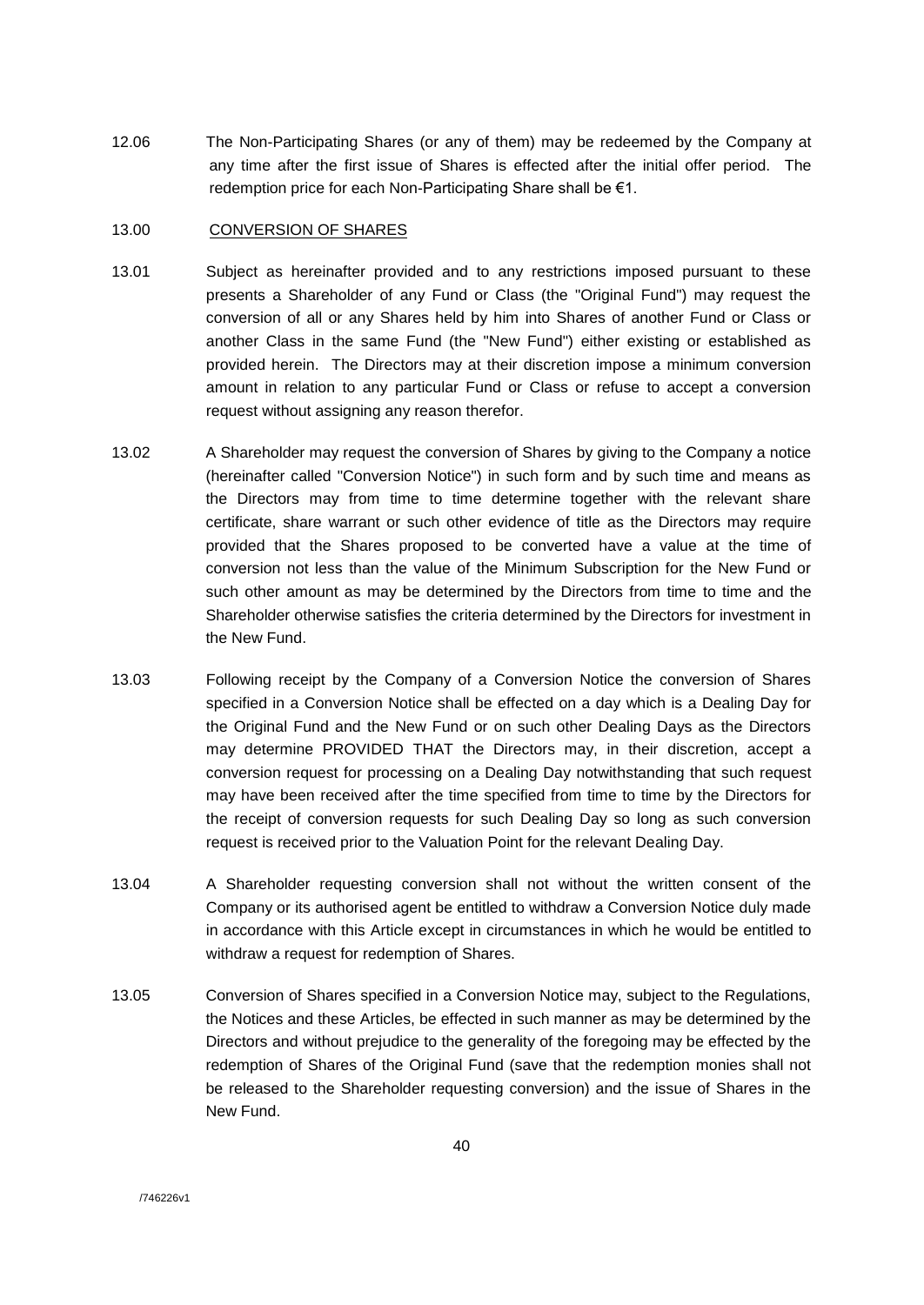12.06 The Non-Participating Shares (or any of them) may be redeemed by the Company at any time after the first issue of Shares is effected after the initial offer period. The redemption price for each Non-Participating Share shall be €1.

13.00 CONVERSION OF SHARES

13.01 Subject as hereinafter provided and to any restrictions imposed pursuant to these presents a Shareholder of any Fund or Class (the "Original Fund") may request the conversion of all or any Shares held by him into Shares of another Fund or Class or another Class in the same Fund (the "New Fund") either existing or established as provided herein. The Directors may at their discretion impose a minimum conversion amount in relation to any particular Fund or Class or refuse to accept a conversion request without assigning any reason therefor.

13.02 A Shareholder may request the conversion of Shares by giving to the Company a notice (hereinafter called "Conversion Notice") in such form and by such time and means as the Directors may from time to time determine together with the relevant share certificate, share warrant or such other evidence of title as the Directors may require provided that the Shares proposed to be converted have a value at the time of conversion not less than the value of the Minimum Subscription for the New Fund or such other amount as may be determined by the Directors from time to time and the Shareholder otherwise satisfies the criteria determined by the Directors for investment in the New Fund.

13.03 Following receipt by the Company of a Conversion Notice the conversion of Shares specified in a Conversion Notice shall be effected on a day which is a Dealing Day for the Original Fund and the New Fund or on such other Dealing Days as the Directors may determine PROVIDED THAT the Directors may, in their discretion, accept a conversion request for processing on a Dealing Day notwithstanding that such request may have been received after the time specified from time to time by the Directors for the receipt of conversion requests for such Dealing Day so long as such conversion request is received prior to the Valuation Point for the relevant Dealing Day.

13.04 A Shareholder requesting conversion shall not without the written consent of the Company or its authorised agent be entitled to withdraw a Conversion Notice duly made in accordance with this Article except in circumstances in which he would be entitled to withdraw a request for redemption of Shares.

13.05 Conversion of Shares specified in a Conversion Notice may, subject to the Regulations, the Notices and these Articles, be effected in such manner as may be determined by the Directors and without prejudice to the generality of the foregoing may be effected by the redemption of Shares of the Original Fund (save that the redemption monies shall not be released to the Shareholder requesting conversion) and the issue of Shares in the New Fund.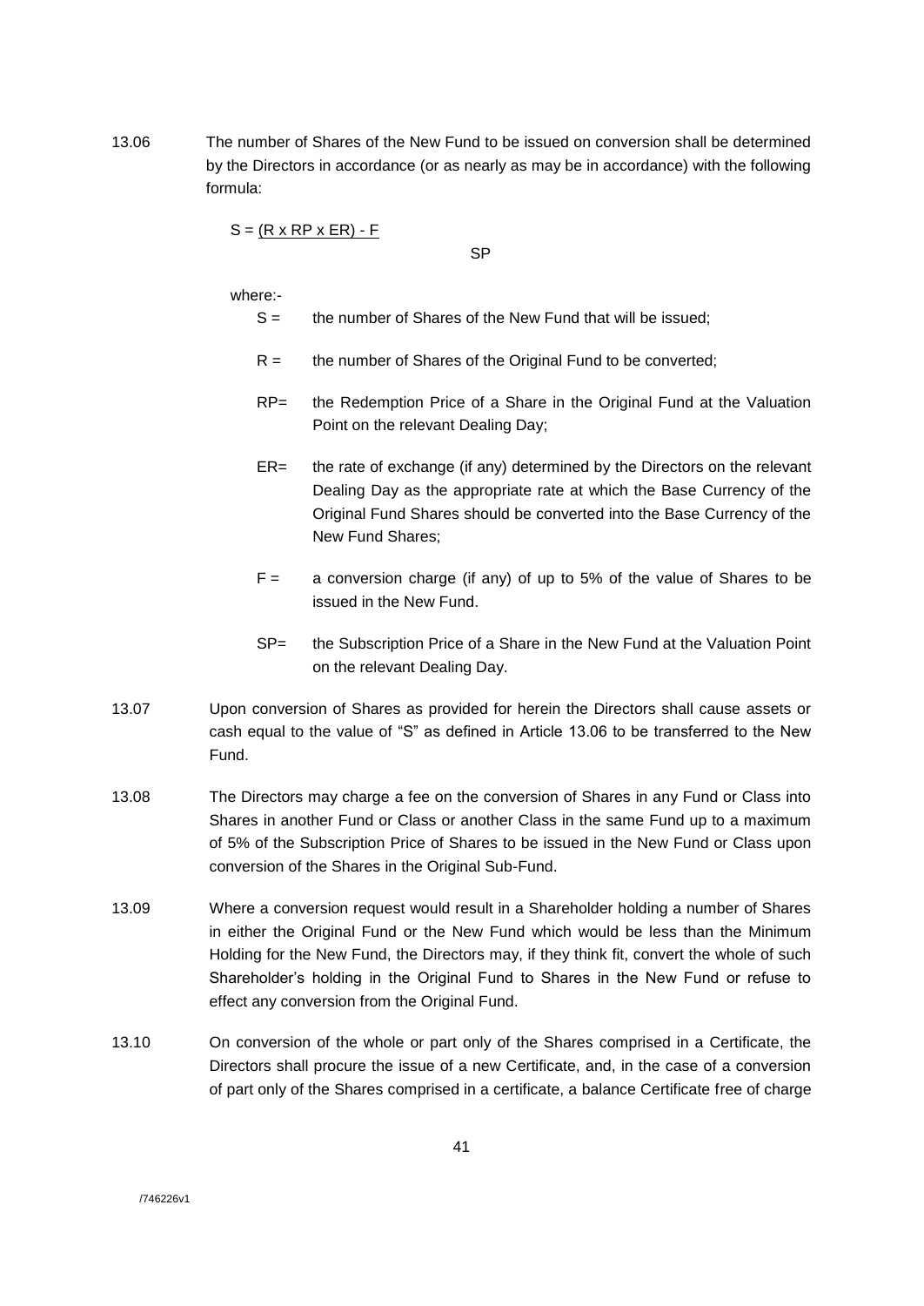13.06 The number of Shares of the New Fund to be issued on conversion shall be determined by the Directors in accordance (or as nearly as may be in accordance) with the following formula:

$$S = \frac{(R \times RP \times ER) - F}{SP}$$

where:-

- S = the number of Shares of the New Fund that will be issued;
- R = the number of Shares of the Original Fund to be converted;
- RP= the Redemption Price of a Share in the Original Fund at the Valuation Point on the relevant Dealing Day;
- ER= the rate of exchange (if any) determined by the Directors on the relevant Dealing Day as the appropriate rate at which the Base Currency of the Original Fund Shares should be converted into the Base Currency of the New Fund Shares;
- F = a conversion charge (if any) of up to 5% of the value of Shares to be issued in the New Fund.
- SP= the Subscription Price of a Share in the New Fund at the Valuation Point on the relevant Dealing Day.

13.07 Upon conversion of Shares as provided for herein the Directors shall cause assets or cash equal to the value of "S" as defined in Article 13.06 to be transferred to the New Fund.

13.08 The Directors may charge a fee on the conversion of Shares in any Fund or Class into Shares in another Fund or Class or another Class in the same Fund up to a maximum of 5% of the Subscription Price of Shares to be issued in the New Fund or Class upon conversion of the Shares in the Original Sub-Fund.

13.09 Where a conversion request would result in a Shareholder holding a number of Shares in either the Original Fund or the New Fund which would be less than the Minimum Holding for the New Fund, the Directors may, if they think fit, convert the whole of such Shareholder's holding in the Original Fund to Shares in the New Fund or refuse to effect any conversion from the Original Fund.

13.10 On conversion of the whole or part only of the Shares comprised in a Certificate, the Directors shall procure the issue of a new Certificate, and, in the case of a conversion of part only of the Shares comprised in a certificate, a balance Certificate free of charge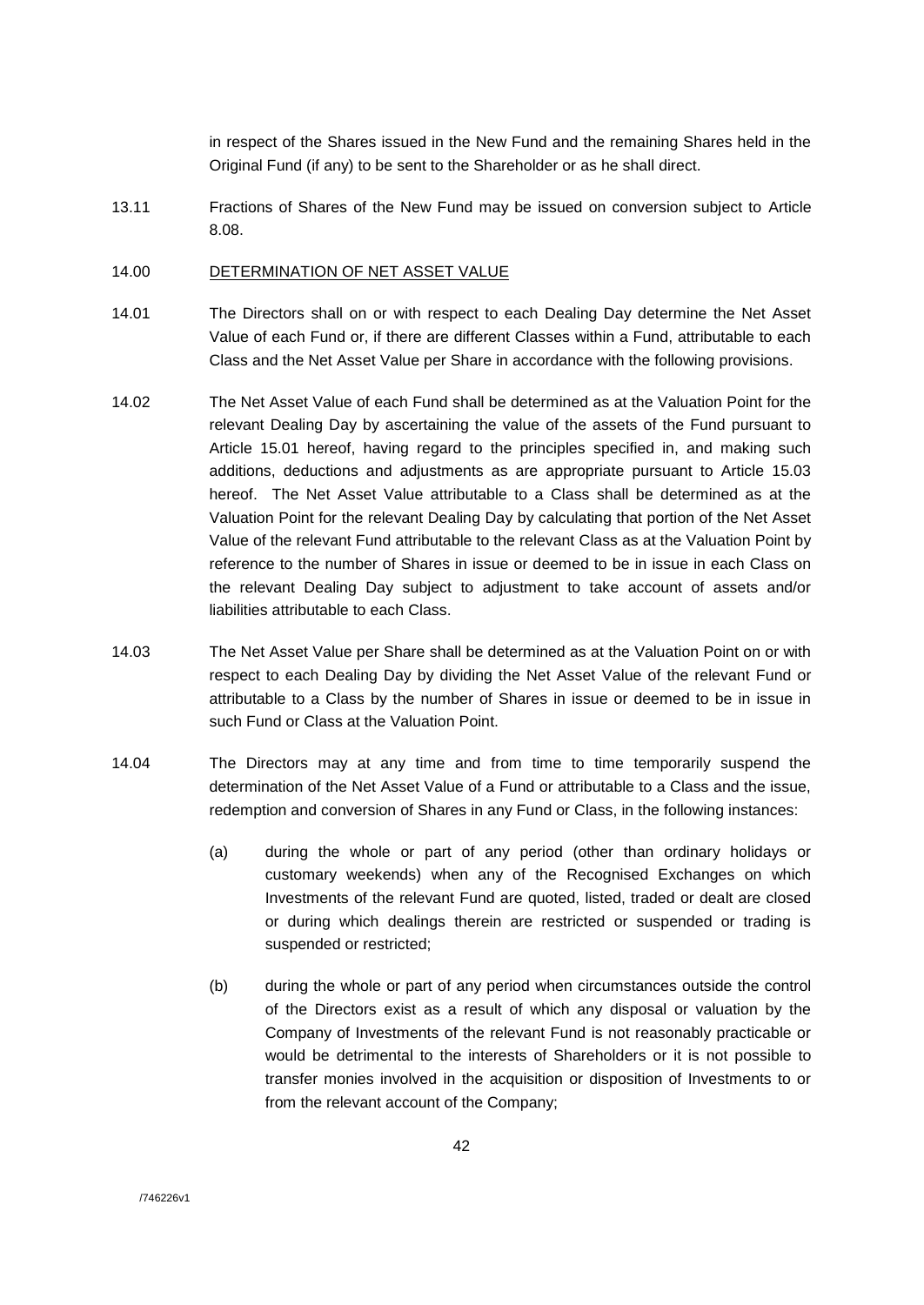in respect of the Shares issued in the New Fund and the remaining Shares held in the Original Fund (if any) to be sent to the Shareholder or as he shall direct.

13.11 Fractions of Shares of the New Fund may be issued on conversion subject to Article 8.08.

14.00 DETERMINATION OF NET ASSET VALUE

14.01 The Directors shall on or with respect to each Dealing Day determine the Net Asset Value of each Fund or, if there are different Classes within a Fund, attributable to each Class and the Net Asset Value per Share in accordance with the following provisions.

14.02 The Net Asset Value of each Fund shall be determined as at the Valuation Point for the relevant Dealing Day by ascertaining the value of the assets of the Fund pursuant to Article 15.01 hereof, having regard to the principles specified in, and making such additions, deductions and adjustments as are appropriate pursuant to Article 15.03 hereof. The Net Asset Value attributable to a Class shall be determined as at the Valuation Point for the relevant Dealing Day by calculating that portion of the Net Asset Value of the relevant Fund attributable to the relevant Class as at the Valuation Point by reference to the number of Shares in issue or deemed to be in issue in each Class on the relevant Dealing Day subject to adjustment to take account of assets and/or liabilities attributable to each Class.

14.03 The Net Asset Value per Share shall be determined as at the Valuation Point on or with respect to each Dealing Day by dividing the Net Asset Value of the relevant Fund or attributable to a Class by the number of Shares in issue or deemed to be in issue in such Fund or Class at the Valuation Point.

14.04 The Directors may at any time and from time to time temporarily suspend the determination of the Net Asset Value of a Fund or attributable to a Class and the issue, redemption and conversion of Shares in any Fund or Class, in the following instances:

(a) during the whole or part of any period (other than ordinary holidays or customary weekends) when any of the Recognised Exchanges on which Investments of the relevant Fund are quoted, listed, traded or dealt are closed or during which dealings therein are restricted or suspended or trading is suspended or restricted;

(b) during the whole or part of any period when circumstances outside the control of the Directors exist as a result of which any disposal or valuation by the Company of Investments of the relevant Fund is not reasonably practicable or would be detrimental to the interests of Shareholders or it is not possible to transfer monies involved in the acquisition or disposition of Investments to or from the relevant account of the Company;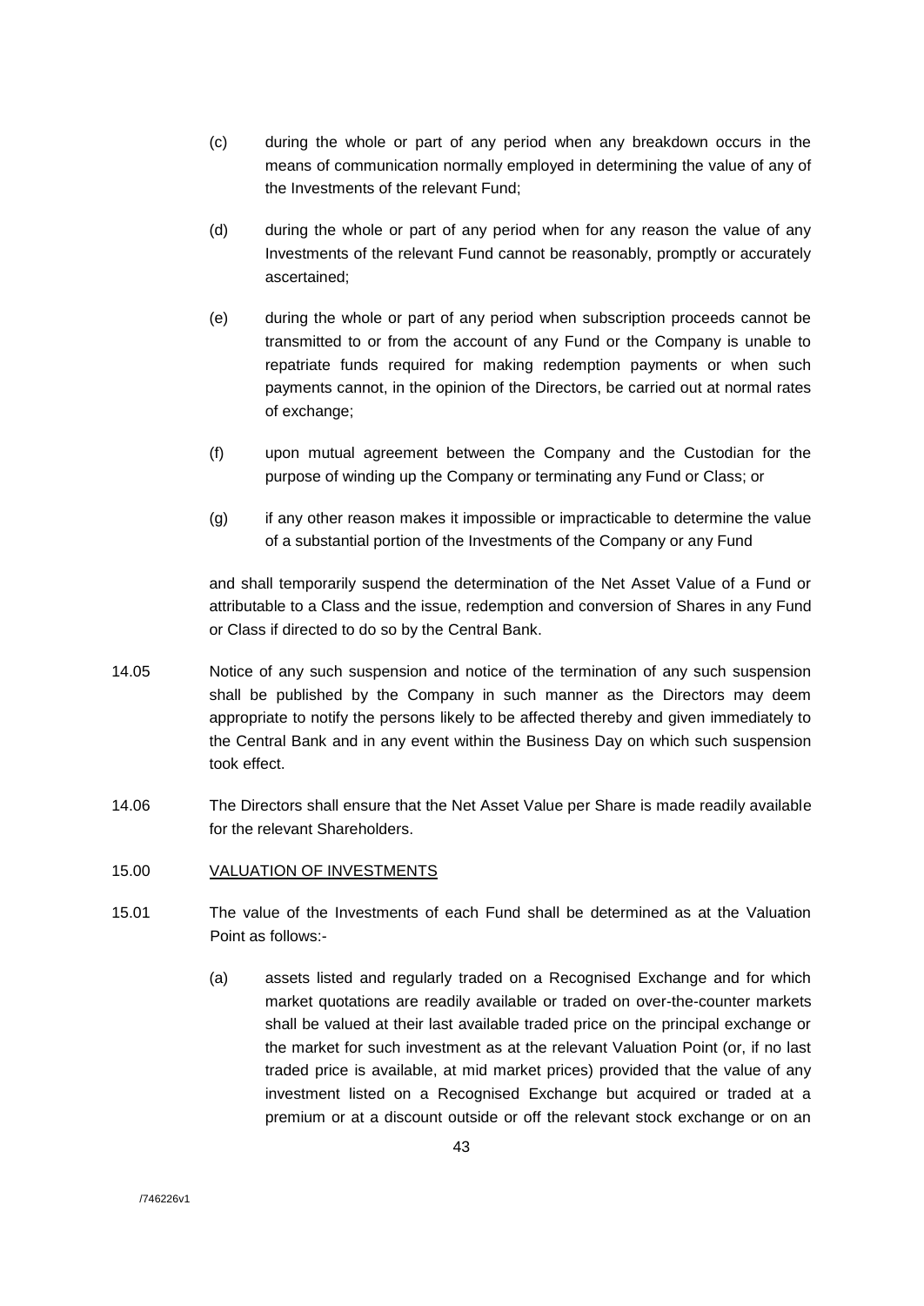(c) during the whole or part of any period when any breakdown occurs in the means of communication normally employed in determining the value of any of the Investments of the relevant Fund;

(d) during the whole or part of any period when for any reason the value of any Investments of the relevant Fund cannot be reasonably, promptly or accurately ascertained;

(e) during the whole or part of any period when subscription proceeds cannot be transmitted to or from the account of any Fund or the Company is unable to repatriate funds required for making redemption payments or when such payments cannot, in the opinion of the Directors, be carried out at normal rates of exchange;

(f) upon mutual agreement between the Company and the Custodian for the purpose of winding up the Company or terminating any Fund or Class; or

(g) if any other reason makes it impossible or impracticable to determine the value of a substantial portion of the Investments of the Company or any Fund

and shall temporarily suspend the determination of the Net Asset Value of a Fund or attributable to a Class and the issue, redemption and conversion of Shares in any Fund or Class if directed to do so by the Central Bank.

14.05 Notice of any such suspension and notice of the termination of any such suspension shall be published by the Company in such manner as the Directors may deem appropriate to notify the persons likely to be affected thereby and given immediately to the Central Bank and in any event within the Business Day on which such suspension took effect.

14.06 The Directors shall ensure that the Net Asset Value per Share is made readily available for the relevant Shareholders.

15.00 VALUATION OF INVESTMENTS

15.01 The value of the Investments of each Fund shall be determined as at the Valuation Point as follows:-

(a) assets listed and regularly traded on a Recognised Exchange and for which market quotations are readily available or traded on over-the-counter markets shall be valued at their last available traded price on the principal exchange or the market for such investment as at the relevant Valuation Point (or, if no last traded price is available, at mid market prices) provided that the value of any investment listed on a Recognised Exchange but acquired or traded at a premium or at a discount outside or off the relevant stock exchange or on an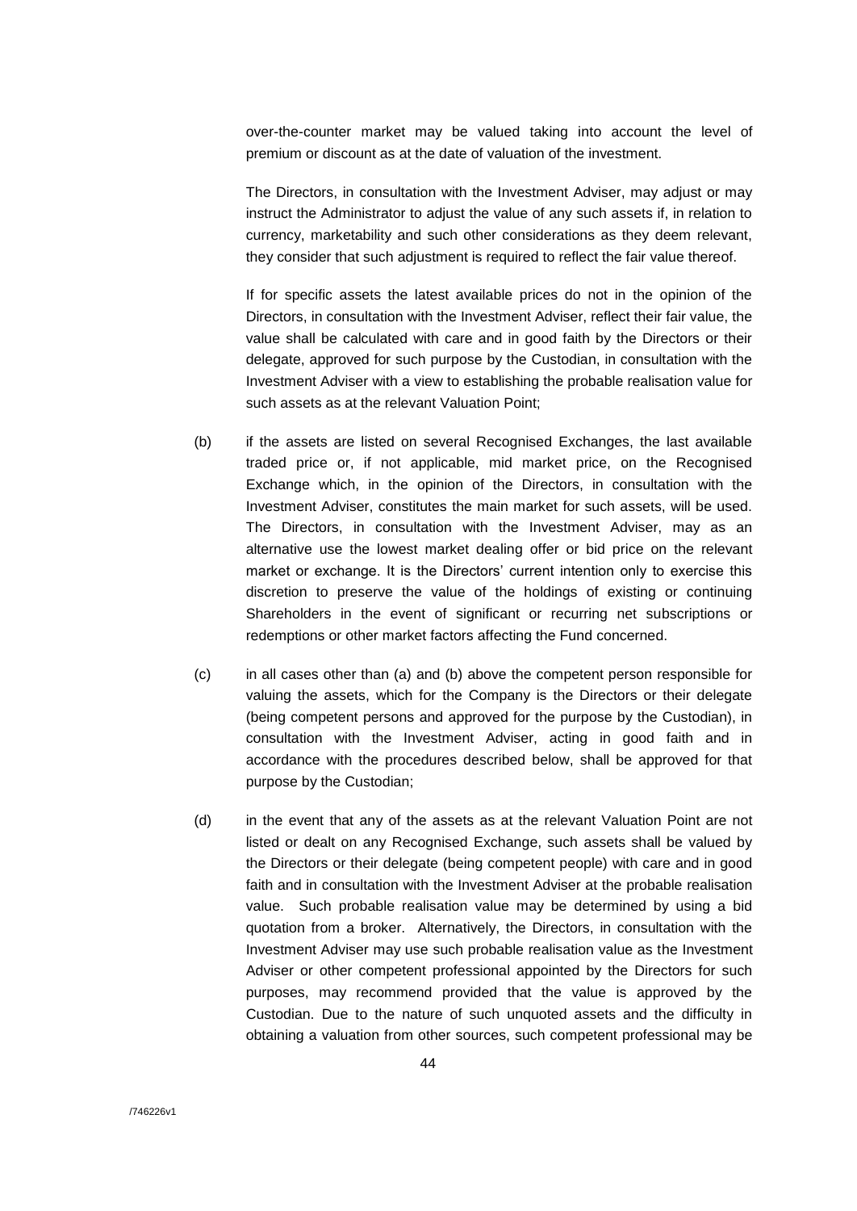over-the-counter market may be valued taking into account the level of premium or discount as at the date of valuation of the investment.

The Directors, in consultation with the Investment Adviser, may adjust or may instruct the Administrator to adjust the value of any such assets if, in relation to currency, marketability and such other considerations as they deem relevant, they consider that such adjustment is required to reflect the fair value thereof.

If for specific assets the latest available prices do not in the opinion of the Directors, in consultation with the Investment Adviser, reflect their fair value, the value shall be calculated with care and in good faith by the Directors or their delegate, approved for such purpose by the Custodian, in consultation with the Investment Adviser with a view to establishing the probable realisation value for such assets as at the relevant Valuation Point;

(b) if the assets are listed on several Recognised Exchanges, the last available traded price or, if not applicable, mid market price, on the Recognised Exchange which, in the opinion of the Directors, in consultation with the Investment Adviser, constitutes the main market for such assets, will be used. The Directors, in consultation with the Investment Adviser, may as an alternative use the lowest market dealing offer or bid price on the relevant market or exchange. It is the Directors' current intention only to exercise this discretion to preserve the value of the holdings of existing or continuing Shareholders in the event of significant or recurring net subscriptions or redemptions or other market factors affecting the Fund concerned.

(c) in all cases other than (a) and (b) above the competent person responsible for valuing the assets, which for the Company is the Directors or their delegate (being competent persons and approved for the purpose by the Custodian), in consultation with the Investment Adviser, acting in good faith and in accordance with the procedures described below, shall be approved for that purpose by the Custodian;

(d) in the event that any of the assets as at the relevant Valuation Point are not listed or dealt on any Recognised Exchange, such assets shall be valued by the Directors or their delegate (being competent people) with care and in good faith and in consultation with the Investment Adviser at the probable realisation value. Such probable realisation value may be determined by using a bid quotation from a broker. Alternatively, the Directors, in consultation with the Investment Adviser may use such probable realisation value as the Investment Adviser or other competent professional appointed by the Directors for such purposes, may recommend provided that the value is approved by the Custodian. Due to the nature of such unquoted assets and the difficulty in obtaining a valuation from other sources, such competent professional may be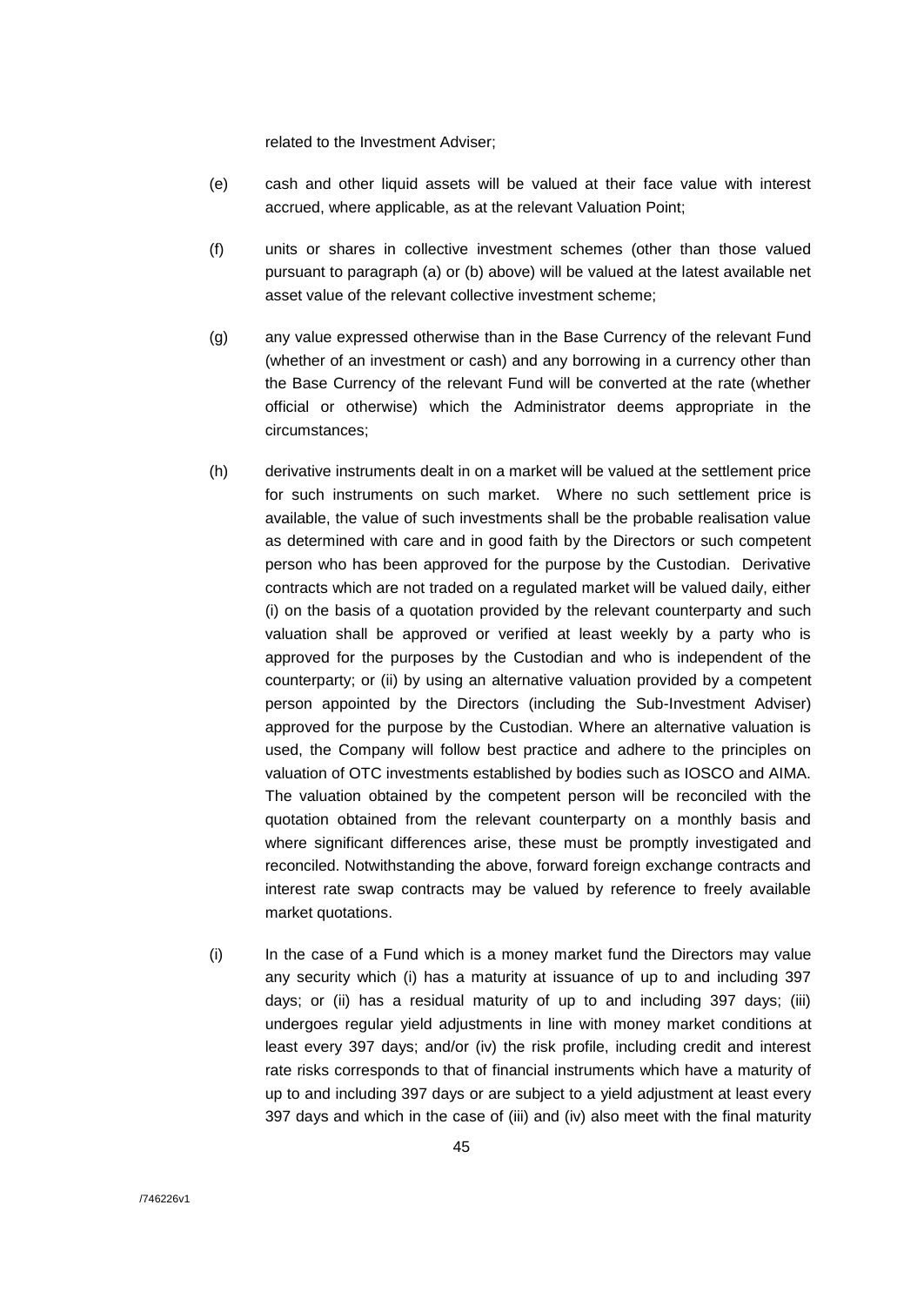related to the Investment Adviser;

(e) cash and other liquid assets will be valued at their face value with interest accrued, where applicable, as at the relevant Valuation Point;

(f) units or shares in collective investment schemes (other than those valued pursuant to paragraph (a) or (b) above) will be valued at the latest available net asset value of the relevant collective investment scheme;

(g) any value expressed otherwise than in the Base Currency of the relevant Fund (whether of an investment or cash) and any borrowing in a currency other than the Base Currency of the relevant Fund will be converted at the rate (whether official or otherwise) which the Administrator deems appropriate in the circumstances;

(h) derivative instruments dealt in on a market will be valued at the settlement price for such instruments on such market. Where no such settlement price is available, the value of such investments shall be the probable realisation value as determined with care and in good faith by the Directors or such competent person who has been approved for the purpose by the Custodian. Derivative contracts which are not traded on a regulated market will be valued daily, either (i) on the basis of a quotation provided by the relevant counterparty and such valuation shall be approved or verified at least weekly by a party who is approved for the purposes by the Custodian and who is independent of the counterparty; or (ii) by using an alternative valuation provided by a competent person appointed by the Directors (including the Sub-Investment Adviser) approved for the purpose by the Custodian. Where an alternative valuation is used, the Company will follow best practice and adhere to the principles on valuation of OTC investments established by bodies such as IOSCO and AIMA. The valuation obtained by the competent person will be reconciled with the quotation obtained from the relevant counterparty on a monthly basis and where significant differences arise, these must be promptly investigated and reconciled. Notwithstanding the above, forward foreign exchange contracts and interest rate swap contracts may be valued by reference to freely available market quotations.

(i) In the case of a Fund which is a money market fund the Directors may value any security which (i) has a maturity at issuance of up to and including 397 days; or (ii) has a residual maturity of up to and including 397 days; (iii) undergoes regular yield adjustments in line with money market conditions at least every 397 days; and/or (iv) the risk profile, including credit and interest rate risks corresponds to that of financial instruments which have a maturity of up to and including 397 days or are subject to a yield adjustment at least every 397 days and which in the case of (iii) and (iv) also meet with the final maturity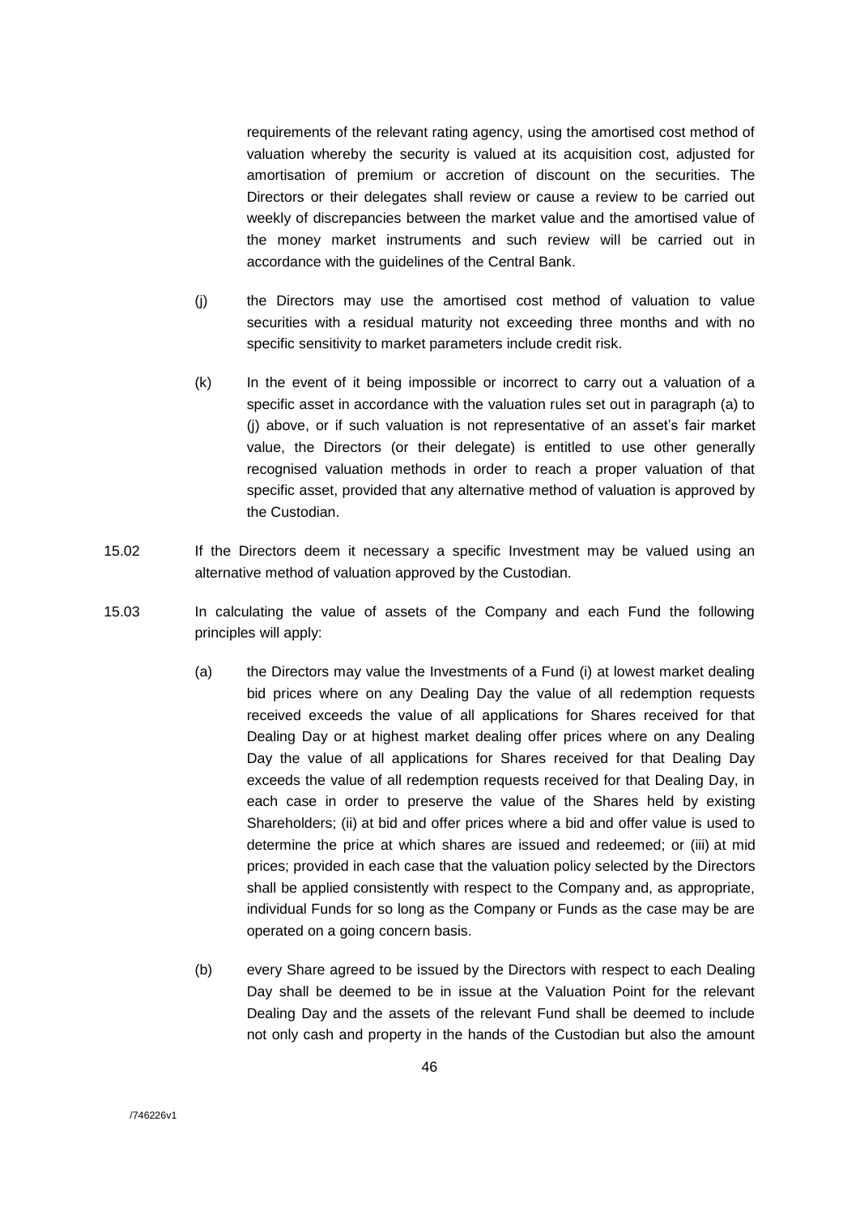requirements of the relevant rating agency, using the amortised cost method of valuation whereby the security is valued at its acquisition cost, adjusted for amortisation of premium or accretion of discount on the securities. The Directors or their delegates shall review or cause a review to be carried out weekly of discrepancies between the market value and the amortised value of the money market instruments and such review will be carried out in accordance with the guidelines of the Central Bank.

(j) the Directors may use the amortised cost method of valuation to value securities with a residual maturity not exceeding three months and with no specific sensitivity to market parameters include credit risk.

(k) In the event of it being impossible or incorrect to carry out a valuation of a specific asset in accordance with the valuation rules set out in paragraph (a) to (j) above, or if such valuation is not representative of an asset's fair market value, the Directors (or their delegate) is entitled to use other generally recognised valuation methods in order to reach a proper valuation of that specific asset, provided that any alternative method of valuation is approved by the Custodian.

15.02 If the Directors deem it necessary a specific Investment may be valued using an alternative method of valuation approved by the Custodian.

15.03 In calculating the value of assets of the Company and each Fund the following principles will apply:

(a) the Directors may value the Investments of a Fund (i) at lowest market dealing bid prices where on any Dealing Day the value of all redemption requests received exceeds the value of all applications for Shares received for that Dealing Day or at highest market dealing offer prices where on any Dealing Day the value of all applications for Shares received for that Dealing Day exceeds the value of all redemption requests received for that Dealing Day, in each case in order to preserve the value of the Shares held by existing Shareholders; (ii) at bid and offer prices where a bid and offer value is used to determine the price at which shares are issued and redeemed; or (iii) at mid prices; provided in each case that the valuation policy selected by the Directors shall be applied consistently with respect to the Company and, as appropriate, individual Funds for so long as the Company or Funds as the case may be are operated on a going concern basis.

(b) every Share agreed to be issued by the Directors with respect to each Dealing Day shall be deemed to be in issue at the Valuation Point for the relevant Dealing Day and the assets of the relevant Fund shall be deemed to include not only cash and property in the hands of the Custodian but also the amount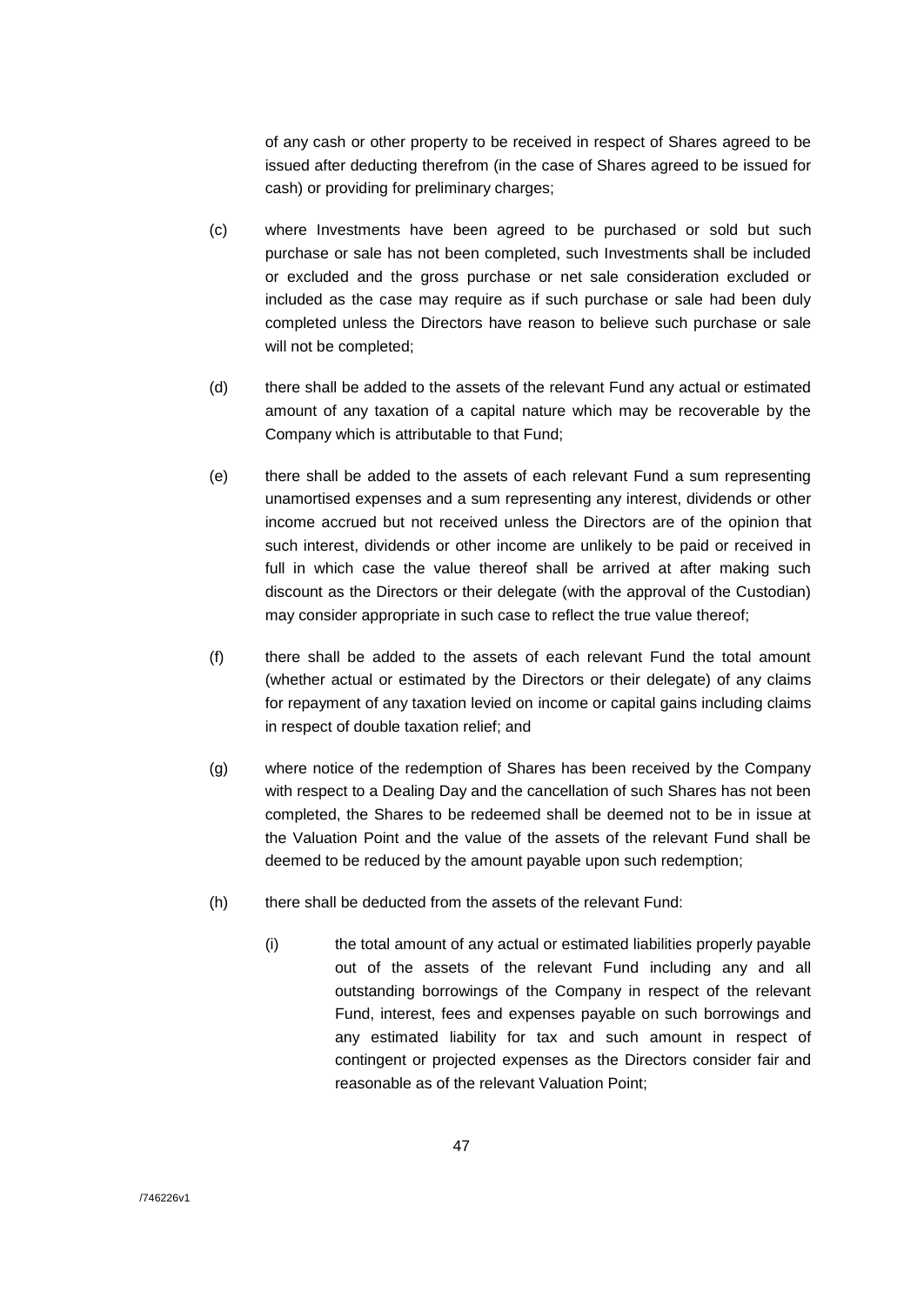of any cash or other property to be received in respect of Shares agreed to be issued after deducting therefrom (in the case of Shares agreed to be issued for cash) or providing for preliminary charges;

(c) where Investments have been agreed to be purchased or sold but such purchase or sale has not been completed, such Investments shall be included or excluded and the gross purchase or net sale consideration excluded or included as the case may require as if such purchase or sale had been duly completed unless the Directors have reason to believe such purchase or sale will not be completed;

(d) there shall be added to the assets of the relevant Fund any actual or estimated amount of any taxation of a capital nature which may be recoverable by the Company which is attributable to that Fund;

(e) there shall be added to the assets of each relevant Fund a sum representing unamortised expenses and a sum representing any interest, dividends or other income accrued but not received unless the Directors are of the opinion that such interest, dividends or other income are unlikely to be paid or received in full in which case the value thereof shall be arrived at after making such discount as the Directors or their delegate (with the approval of the Custodian) may consider appropriate in such case to reflect the true value thereof;

(f) there shall be added to the assets of each relevant Fund the total amount (whether actual or estimated by the Directors or their delegate) of any claims for repayment of any taxation levied on income or capital gains including claims in respect of double taxation relief; and

(g) where notice of the redemption of Shares has been received by the Company with respect to a Dealing Day and the cancellation of such Shares has not been completed, the Shares to be redeemed shall be deemed not to be in issue at the Valuation Point and the value of the assets of the relevant Fund shall be deemed to be reduced by the amount payable upon such redemption;

(h) there shall be deducted from the assets of the relevant Fund:

   (i) the total amount of any actual or estimated liabilities properly payable out of the assets of the relevant Fund including any and all outstanding borrowings of the Company in respect of the relevant Fund, interest, fees and expenses payable on such borrowings and any estimated liability for tax and such amount in respect of contingent or projected expenses as the Directors consider fair and reasonable as of the relevant Valuation Point;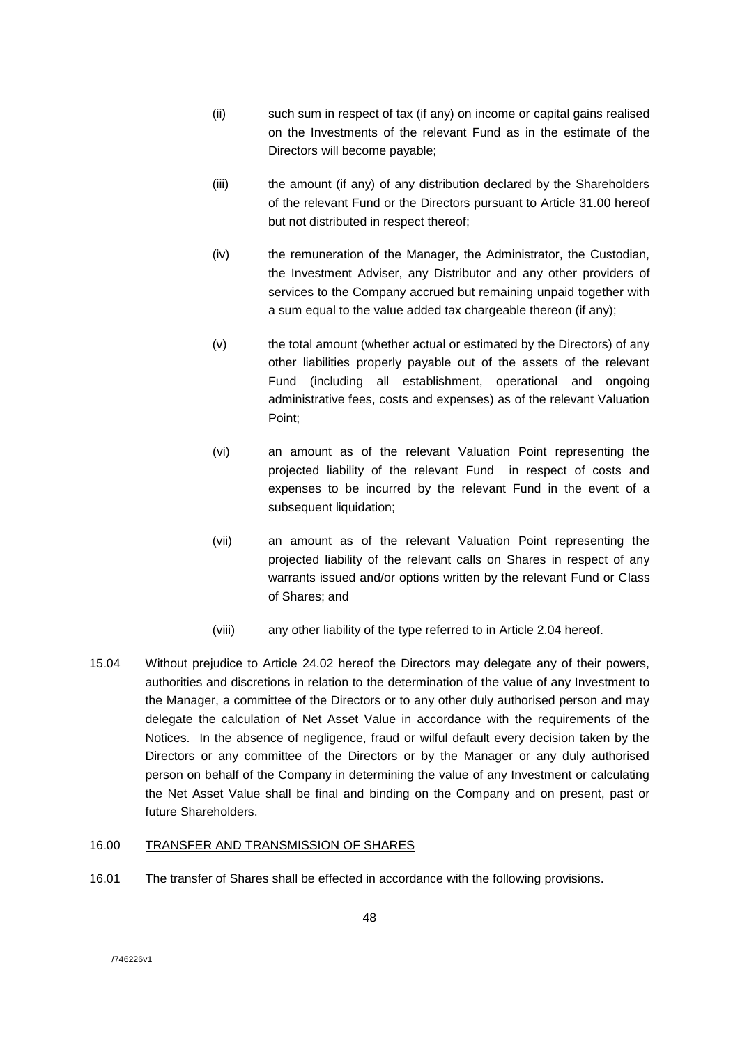(ii) such sum in respect of tax (if any) on income or capital gains realised on the Investments of the relevant Fund as in the estimate of the Directors will become payable;

(iii) the amount (if any) of any distribution declared by the Shareholders of the relevant Fund or the Directors pursuant to Article 31.00 hereof but not distributed in respect thereof;

(iv) the remuneration of the Manager, the Administrator, the Custodian, the Investment Adviser, any Distributor and any other providers of services to the Company accrued but remaining unpaid together with a sum equal to the value added tax chargeable thereon (if any);

(v) the total amount (whether actual or estimated by the Directors) of any other liabilities properly payable out of the assets of the relevant Fund (including all establishment, operational and ongoing administrative fees, costs and expenses) as of the relevant Valuation Point;

(vi) an amount as of the relevant Valuation Point representing the projected liability of the relevant Fund in respect of costs and expenses to be incurred by the relevant Fund in the event of a subsequent liquidation;

(vii) an amount as of the relevant Valuation Point representing the projected liability of the relevant calls on Shares in respect of any warrants issued and/or options written by the relevant Fund or Class of Shares; and

(viii) any other liability of the type referred to in Article 2.04 hereof.

15.04 Without prejudice to Article 24.02 hereof the Directors may delegate any of their powers, authorities and discretions in relation to the determination of the value of any Investment to the Manager, a committee of the Directors or to any other duly authorised person and may delegate the calculation of Net Asset Value in accordance with the requirements of the Notices. In the absence of negligence, fraud or wilful default every decision taken by the Directors or any committee of the Directors or by the Manager or any duly authorised person on behalf of the Company in determining the value of any Investment or calculating the Net Asset Value shall be final and binding on the Company and on present, past or future Shareholders.

16.00 TRANSFER AND TRANSMISSION OF SHARES

16.01 The transfer of Shares shall be effected in accordance with the following provisions.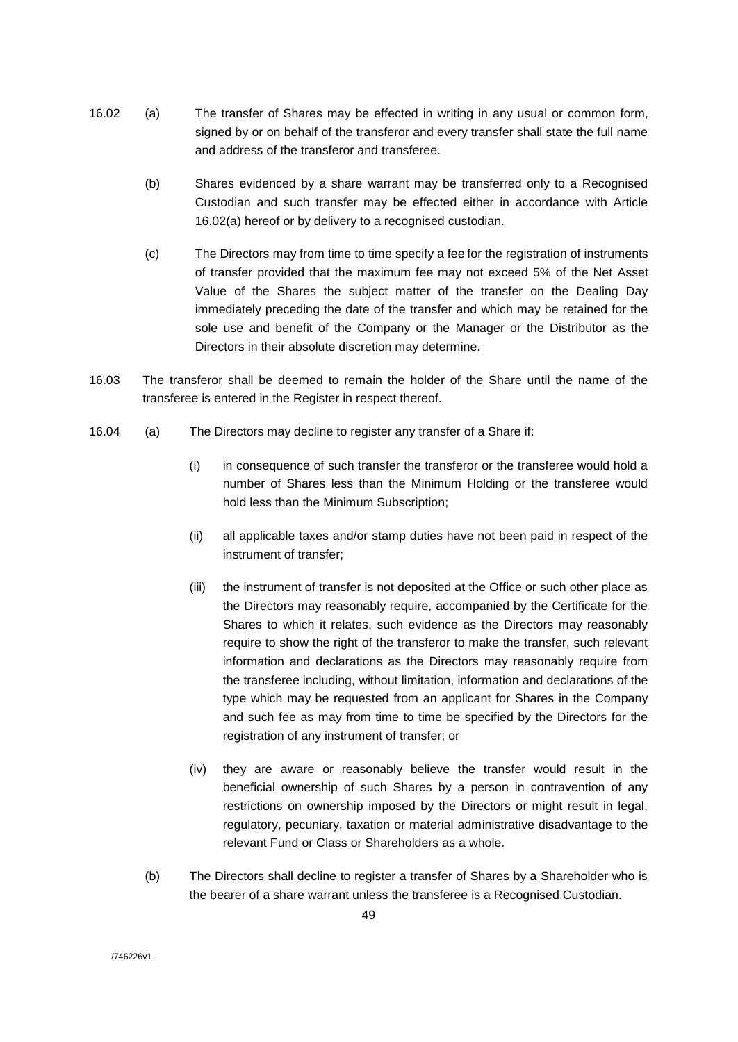16.02 (a) The transfer of Shares may be effected in writing in any usual or common form, signed by or on behalf of the transferor and every transfer shall state the full name and address of the transferor and transferee.

(b) Shares evidenced by a share warrant may be transferred only to a Recognised Custodian and such transfer may be effected either in accordance with Article 16.02(a) hereof or by delivery to a recognised custodian.

(c) The Directors may from time to time specify a fee for the registration of instruments of transfer provided that the maximum fee may not exceed 5% of the Net Asset Value of the Shares the subject matter of the transfer on the Dealing Day immediately preceding the date of the transfer and which may be retained for the sole use and benefit of the Company or the Manager or the Distributor as the Directors in their absolute discretion may determine.

16.03 The transferor shall be deemed to remain the holder of the Share until the name of the transferee is entered in the Register in respect thereof.

16.04 (a) The Directors may decline to register any transfer of a Share if:

(i) in consequence of such transfer the transferor or the transferee would hold a number of Shares less than the Minimum Holding or the transferee would hold less than the Minimum Subscription;

(ii) all applicable taxes and/or stamp duties have not been paid in respect of the instrument of transfer;

(iii) the instrument of transfer is not deposited at the Office or such other place as the Directors may reasonably require, accompanied by the Certificate for the Shares to which it relates, such evidence as the Directors may reasonably require to show the right of the transferor to make the transfer, such relevant information and declarations as the Directors may reasonably require from the transferee including, without limitation, information and declarations of the type which may be requested from an applicant for Shares in the Company and such fee as may from time to time be specified by the Directors for the registration of any instrument of transfer; or

(iv) they are aware or reasonably believe the transfer would result in the beneficial ownership of such Shares by a person in contravention of any restrictions on ownership imposed by the Directors or might result in legal, regulatory, pecuniary, taxation or material administrative disadvantage to the relevant Fund or Class or Shareholders as a whole.

(b) The Directors shall decline to register a transfer of Shares by a Shareholder who is the bearer of a share warrant unless the transferee is a Recognised Custodian.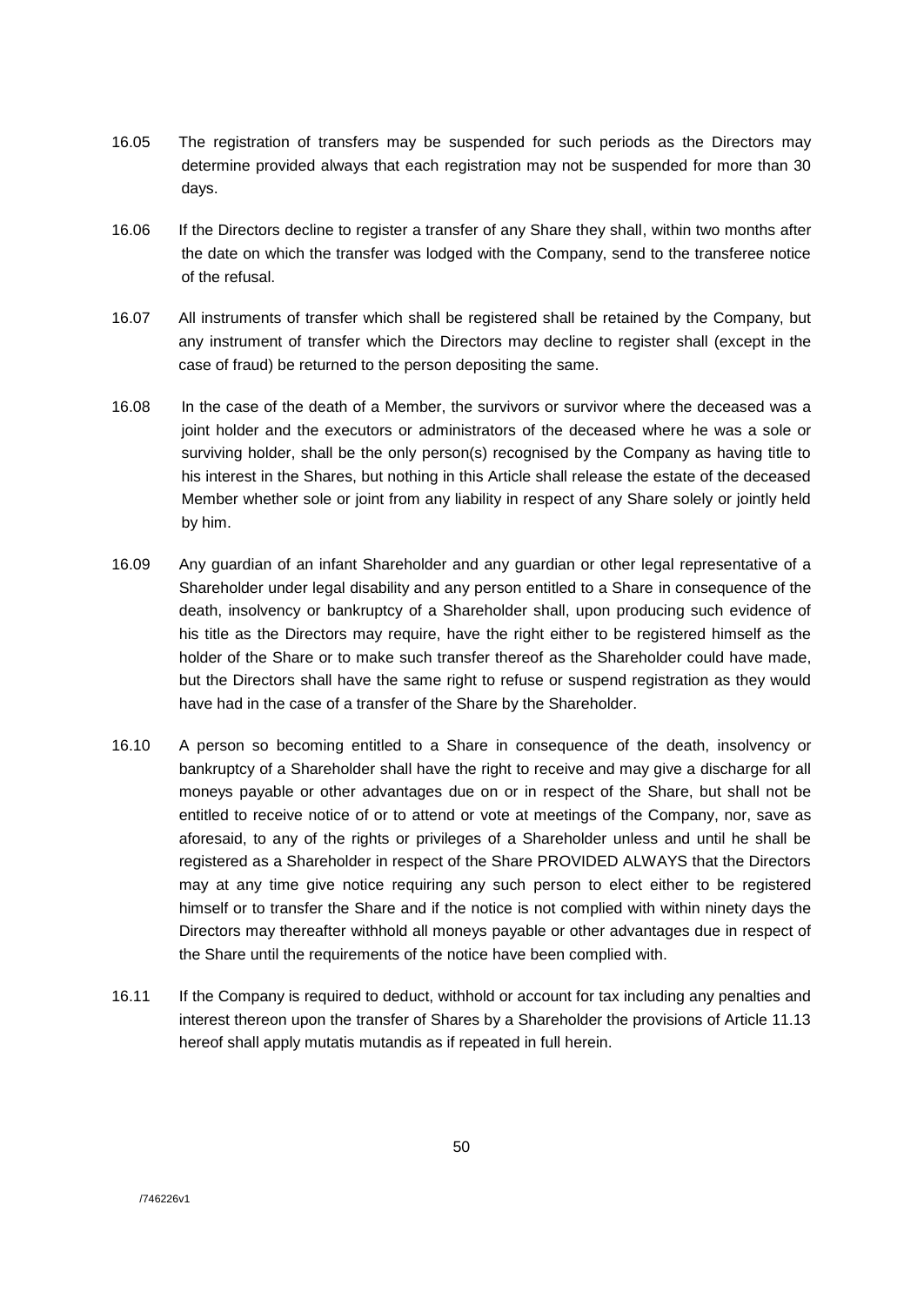16.05 The registration of transfers may be suspended for such periods as the Directors may determine provided always that each registration may not be suspended for more than 30 days.

16.06 If the Directors decline to register a transfer of any Share they shall, within two months after the date on which the transfer was lodged with the Company, send to the transferee notice of the refusal.

16.07 All instruments of transfer which shall be registered shall be retained by the Company, but any instrument of transfer which the Directors may decline to register shall (except in the case of fraud) be returned to the person depositing the same.

16.08 In the case of the death of a Member, the survivors or survivor where the deceased was a joint holder and the executors or administrators of the deceased where he was a sole or surviving holder, shall be the only person(s) recognised by the Company as having title to his interest in the Shares, but nothing in this Article shall release the estate of the deceased Member whether sole or joint from any liability in respect of any Share solely or jointly held by him.

16.09 Any guardian of an infant Shareholder and any guardian or other legal representative of a Shareholder under legal disability and any person entitled to a Share in consequence of the death, insolvency or bankruptcy of a Shareholder shall, upon producing such evidence of his title as the Directors may require, have the right either to be registered himself as the holder of the Share or to make such transfer thereof as the Shareholder could have made, but the Directors shall have the same right to refuse or suspend registration as they would have had in the case of a transfer of the Share by the Shareholder.

16.10 A person so becoming entitled to a Share in consequence of the death, insolvency or bankruptcy of a Shareholder shall have the right to receive and may give a discharge for all moneys payable or other advantages due on or in respect of the Share, but shall not be entitled to receive notice of or to attend or vote at meetings of the Company, nor, save as aforesaid, to any of the rights or privileges of a Shareholder unless and until he shall be registered as a Shareholder in respect of the Share PROVIDED ALWAYS that the Directors may at any time give notice requiring any such person to elect either to be registered himself or to transfer the Share and if the notice is not complied with within ninety days the Directors may thereafter withhold all moneys payable or other advantages due in respect of the Share until the requirements of the notice have been complied with.

16.11 If the Company is required to deduct, withhold or account for tax including any penalties and interest thereon upon the transfer of Shares by a Shareholder the provisions of Article 11.13 hereof shall apply mutatis mutandis as if repeated in full herein.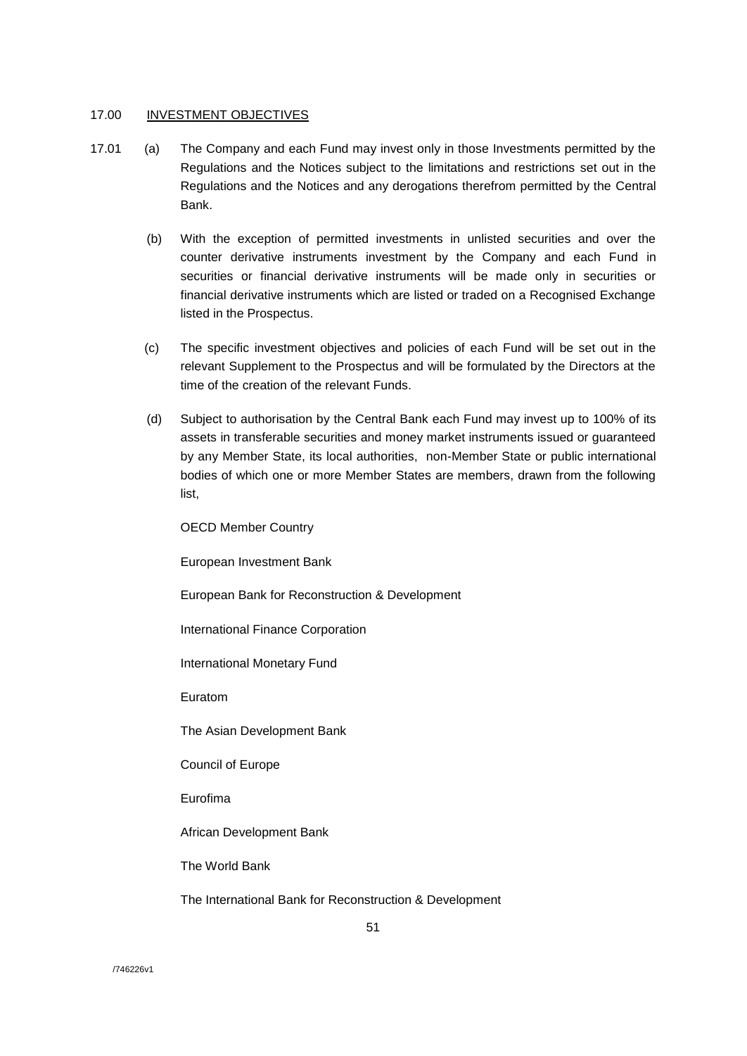17.00 INVESTMENT OBJECTIVES

17.01 (a) The Company and each Fund may invest only in those Investments permitted by the Regulations and the Notices subject to the limitations and restrictions set out in the Regulations and the Notices and any derogations therefrom permitted by the Central Bank.

(b) With the exception of permitted investments in unlisted securities and over the counter derivative instruments investment by the Company and each Fund in securities or financial derivative instruments will be made only in securities or financial derivative instruments which are listed or traded on a Recognised Exchange listed in the Prospectus.

(c) The specific investment objectives and policies of each Fund will be set out in the relevant Supplement to the Prospectus and will be formulated by the Directors at the time of the creation of the relevant Funds.

(d) Subject to authorisation by the Central Bank each Fund may invest up to 100% of its assets in transferable securities and money market instruments issued or guaranteed by any Member State, its local authorities, non-Member State or public international bodies of which one or more Member States are members, drawn from the following list,

OECD Member Country

European Investment Bank

European Bank for Reconstruction & Development

International Finance Corporation

International Monetary Fund

Euratom

The Asian Development Bank

Council of Europe

Eurofima

African Development Bank

The World Bank

The International Bank for Reconstruction & Development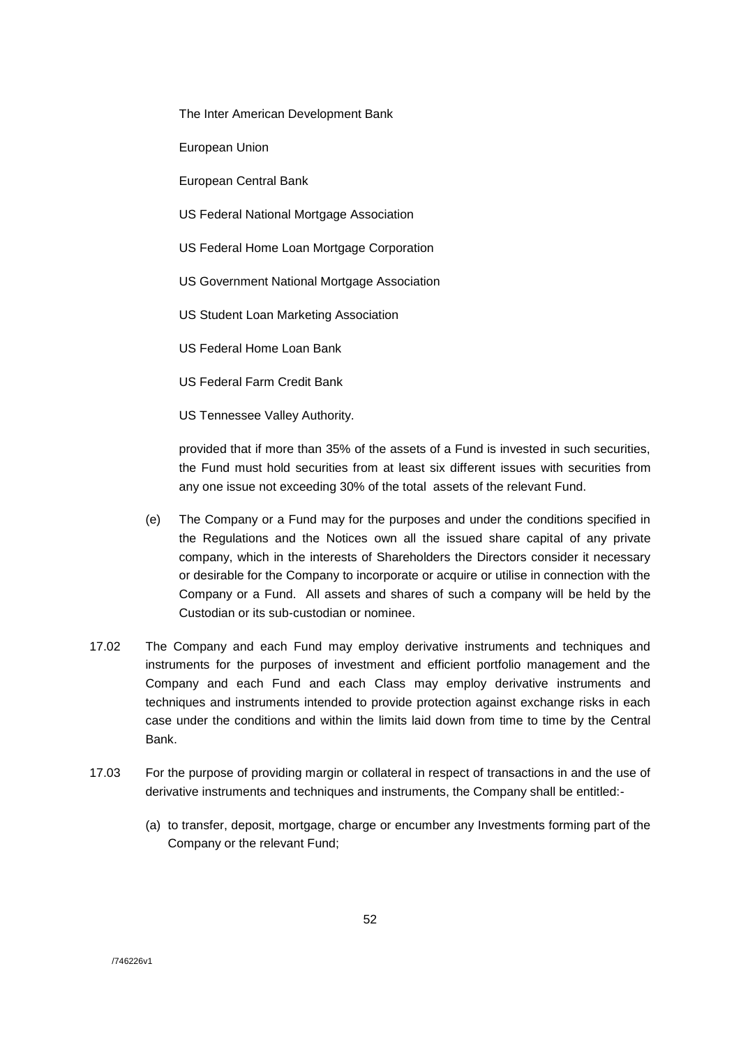The Inter American Development Bank

European Union

European Central Bank

US Federal National Mortgage Association

US Federal Home Loan Mortgage Corporation

US Government National Mortgage Association

US Student Loan Marketing Association

US Federal Home Loan Bank

US Federal Farm Credit Bank

US Tennessee Valley Authority.

provided that if more than 35% of the assets of a Fund is invested in such securities, the Fund must hold securities from at least six different issues with securities from any one issue not exceeding 30% of the total assets of the relevant Fund.

(e) The Company or a Fund may for the purposes and under the conditions specified in the Regulations and the Notices own all the issued share capital of any private company, which in the interests of Shareholders the Directors consider it necessary or desirable for the Company to incorporate or acquire or utilise in connection with the Company or a Fund. All assets and shares of such a company will be held by the Custodian or its sub-custodian or nominee.

17.02 The Company and each Fund may employ derivative instruments and techniques and instruments for the purposes of investment and efficient portfolio management and the Company and each Fund and each Class may employ derivative instruments and techniques and instruments intended to provide protection against exchange risks in each case under the conditions and within the limits laid down from time to time by the Central Bank.

17.03 For the purpose of providing margin or collateral in respect of transactions in and the use of derivative instruments and techniques and instruments, the Company shall be entitled:-

(a) to transfer, deposit, mortgage, charge or encumber any Investments forming part of the Company or the relevant Fund;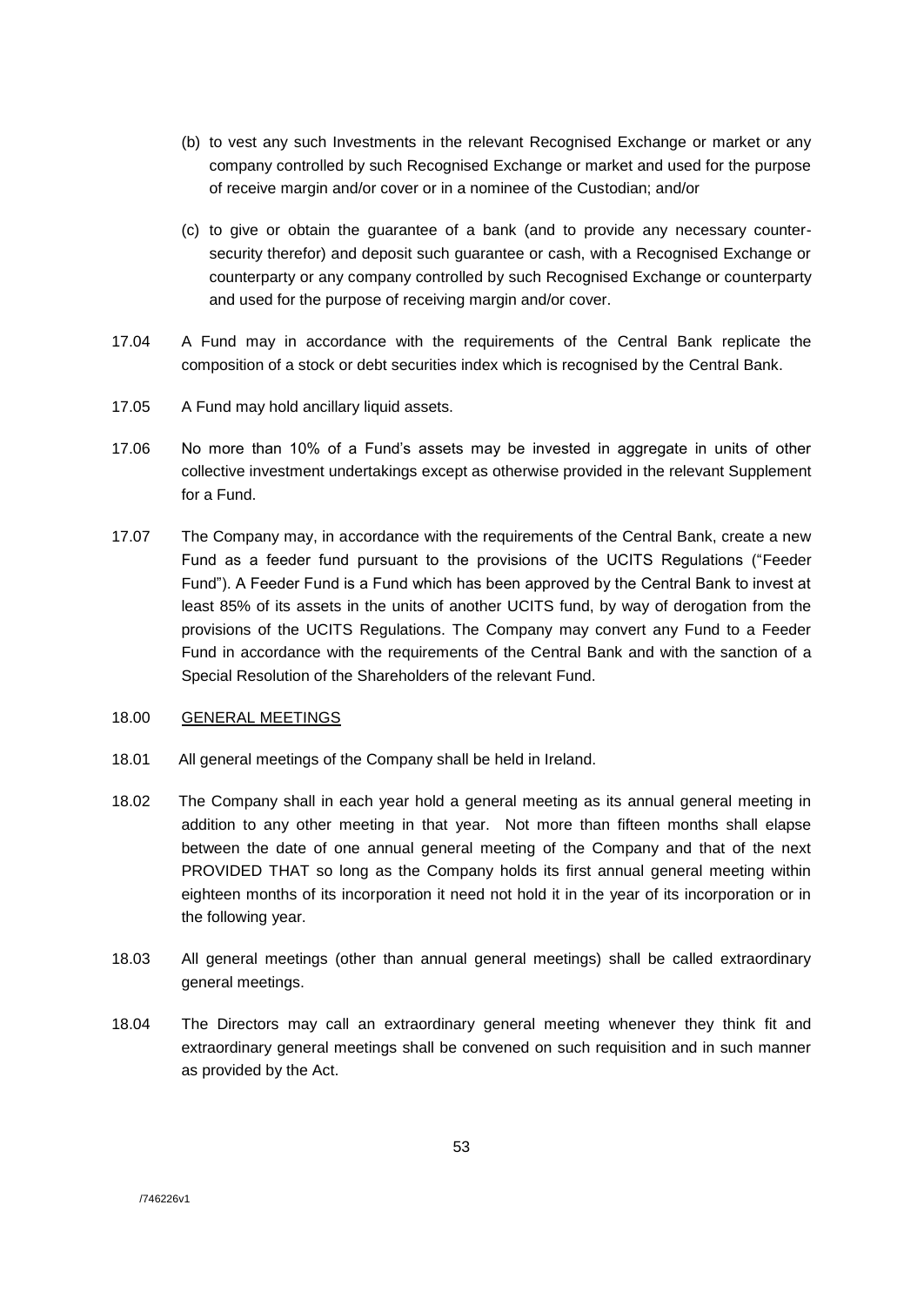(b) to vest any such Investments in the relevant Recognised Exchange or market or any company controlled by such Recognised Exchange or market and used for the purpose of receive margin and/or cover or in a nominee of the Custodian; and/or

(c) to give or obtain the guarantee of a bank (and to provide any necessary counter-security therefor) and deposit such guarantee or cash, with a Recognised Exchange or counterparty or any company controlled by such Recognised Exchange or counterparty and used for the purpose of receiving margin and/or cover.

17.04 A Fund may in accordance with the requirements of the Central Bank replicate the composition of a stock or debt securities index which is recognised by the Central Bank.

17.05 A Fund may hold ancillary liquid assets.

17.06 No more than 10% of a Fund's assets may be invested in aggregate in units of other collective investment undertakings except as otherwise provided in the relevant Supplement for a Fund.

17.07 The Company may, in accordance with the requirements of the Central Bank, create a new Fund as a feeder fund pursuant to the provisions of the UCITS Regulations ("Feeder Fund"). A Feeder Fund is a Fund which has been approved by the Central Bank to invest at least 85% of its assets in the units of another UCITS fund, by way of derogation from the provisions of the UCITS Regulations. The Company may convert any Fund to a Feeder Fund in accordance with the requirements of the Central Bank and with the sanction of a Special Resolution of the Shareholders of the relevant Fund.

18.00 GENERAL MEETINGS

18.01 All general meetings of the Company shall be held in Ireland.

18.02 The Company shall in each year hold a general meeting as its annual general meeting in addition to any other meeting in that year. Not more than fifteen months shall elapse between the date of one annual general meeting of the Company and that of the next PROVIDED THAT so long as the Company holds its first annual general meeting within eighteen months of its incorporation it need not hold it in the year of its incorporation or in the following year.

18.03 All general meetings (other than annual general meetings) shall be called extraordinary general meetings.

18.04 The Directors may call an extraordinary general meeting whenever they think fit and extraordinary general meetings shall be convened on such requisition and in such manner as provided by the Act.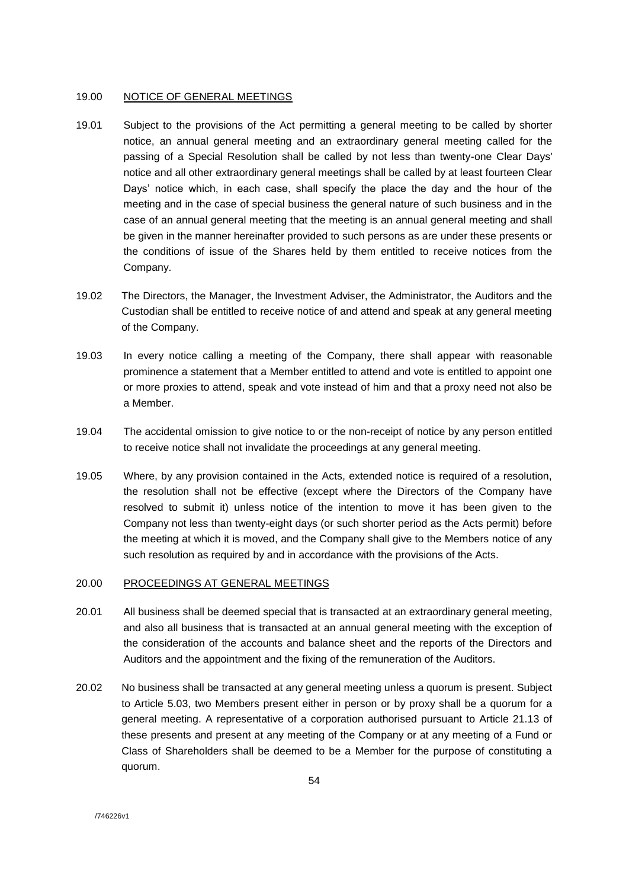## 19.00 NOTICE OF GENERAL MEETINGS

19.01 Subject to the provisions of the Act permitting a general meeting to be called by shorter notice, an annual general meeting and an extraordinary general meeting called for the passing of a Special Resolution shall be called by not less than twenty-one Clear Days' notice and all other extraordinary general meetings shall be called by at least fourteen Clear Days' notice which, in each case, shall specify the place the day and the hour of the meeting and in the case of special business the general nature of such business and in the case of an annual general meeting that the meeting is an annual general meeting and shall be given in the manner hereinafter provided to such persons as are under these presents or the conditions of issue of the Shares held by them entitled to receive notices from the Company.

19.02 The Directors, the Manager, the Investment Adviser, the Administrator, the Auditors and the Custodian shall be entitled to receive notice of and attend and speak at any general meeting of the Company.

19.03 In every notice calling a meeting of the Company, there shall appear with reasonable prominence a statement that a Member entitled to attend and vote is entitled to appoint one or more proxies to attend, speak and vote instead of him and that a proxy need not also be a Member.

19.04 The accidental omission to give notice to or the non-receipt of notice by any person entitled to receive notice shall not invalidate the proceedings at any general meeting.

19.05 Where, by any provision contained in the Acts, extended notice is required of a resolution, the resolution shall not be effective (except where the Directors of the Company have resolved to submit it) unless notice of the intention to move it has been given to the Company not less than twenty-eight days (or such shorter period as the Acts permit) before the meeting at which it is moved, and the Company shall give to the Members notice of any such resolution as required by and in accordance with the provisions of the Acts.

## 20.00 PROCEEDINGS AT GENERAL MEETINGS

20.01 All business shall be deemed special that is transacted at an extraordinary general meeting, and also all business that is transacted at an annual general meeting with the exception of the consideration of the accounts and balance sheet and the reports of the Directors and Auditors and the appointment and the fixing of the remuneration of the Auditors.

20.02 No business shall be transacted at any general meeting unless a quorum is present. Subject to Article 5.03, two Members present either in person or by proxy shall be a quorum for a general meeting. A representative of a corporation authorised pursuant to Article 21.13 of these presents and present at any meeting of the Company or at any meeting of a Fund or Class of Shareholders shall be deemed to be a Member for the purpose of constituting a quorum.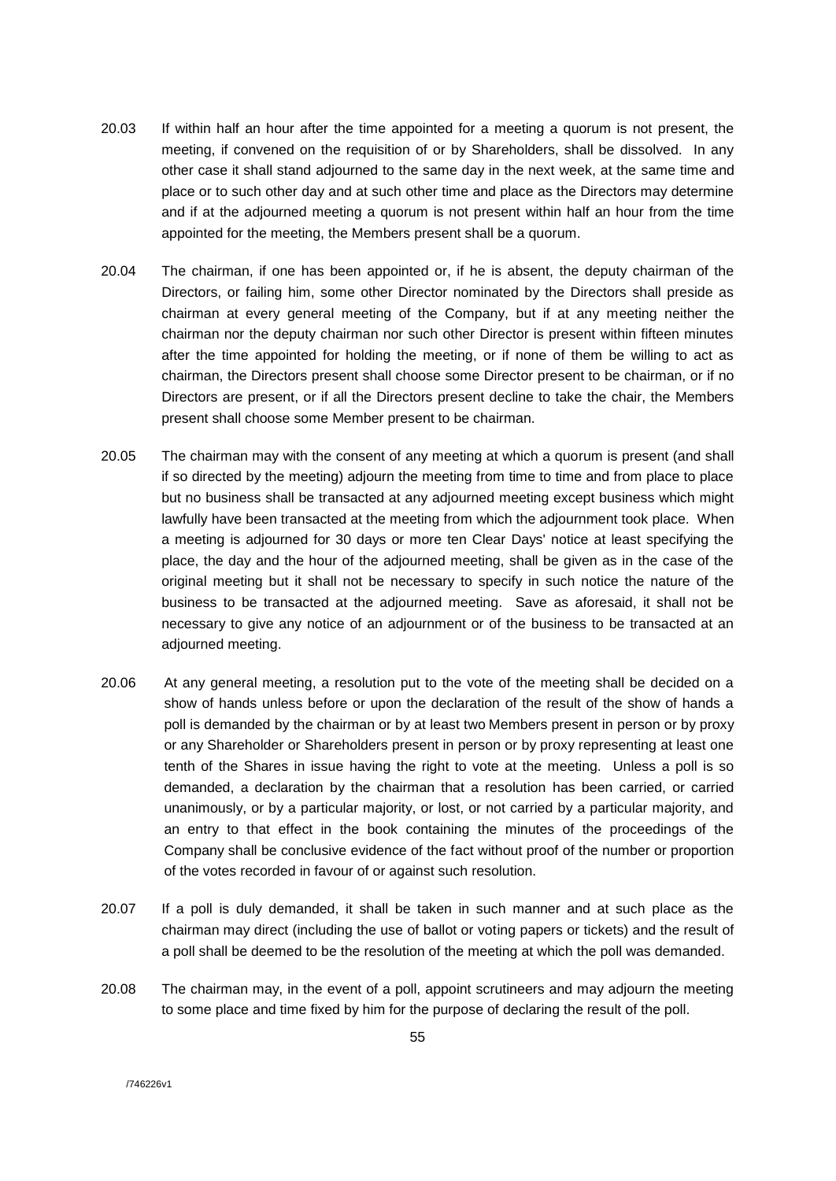20.03 If within half an hour after the time appointed for a meeting a quorum is not present, the meeting, if convened on the requisition of or by Shareholders, shall be dissolved. In any other case it shall stand adjourned to the same day in the next week, at the same time and place or to such other day and at such other time and place as the Directors may determine and if at the adjourned meeting a quorum is not present within half an hour from the time appointed for the meeting, the Members present shall be a quorum.

20.04 The chairman, if one has been appointed or, if he is absent, the deputy chairman of the Directors, or failing him, some other Director nominated by the Directors shall preside as chairman at every general meeting of the Company, but if at any meeting neither the chairman nor the deputy chairman nor such other Director is present within fifteen minutes after the time appointed for holding the meeting, or if none of them be willing to act as chairman, the Directors present shall choose some Director present to be chairman, or if no Directors are present, or if all the Directors present decline to take the chair, the Members present shall choose some Member present to be chairman.

20.05 The chairman may with the consent of any meeting at which a quorum is present (and shall if so directed by the meeting) adjourn the meeting from time to time and from place to place but no business shall be transacted at any adjourned meeting except business which might lawfully have been transacted at the meeting from which the adjournment took place. When a meeting is adjourned for 30 days or more ten Clear Days' notice at least specifying the place, the day and the hour of the adjourned meeting, shall be given as in the case of the original meeting but it shall not be necessary to specify in such notice the nature of the business to be transacted at the adjourned meeting. Save as aforesaid, it shall not be necessary to give any notice of an adjournment or of the business to be transacted at an adjourned meeting.

20.06 At any general meeting, a resolution put to the vote of the meeting shall be decided on a show of hands unless before or upon the declaration of the result of the show of hands a poll is demanded by the chairman or by at least two Members present in person or by proxy or any Shareholder or Shareholders present in person or by proxy representing at least one tenth of the Shares in issue having the right to vote at the meeting. Unless a poll is so demanded, a declaration by the chairman that a resolution has been carried, or carried unanimously, or by a particular majority, or lost, or not carried by a particular majority, and an entry to that effect in the book containing the minutes of the proceedings of the Company shall be conclusive evidence of the fact without proof of the number or proportion of the votes recorded in favour of or against such resolution.

20.07 If a poll is duly demanded, it shall be taken in such manner and at such place as the chairman may direct (including the use of ballot or voting papers or tickets) and the result of a poll shall be deemed to be the resolution of the meeting at which the poll was demanded.

20.08 The chairman may, in the event of a poll, appoint scrutineers and may adjourn the meeting to some place and time fixed by him for the purpose of declaring the result of the poll.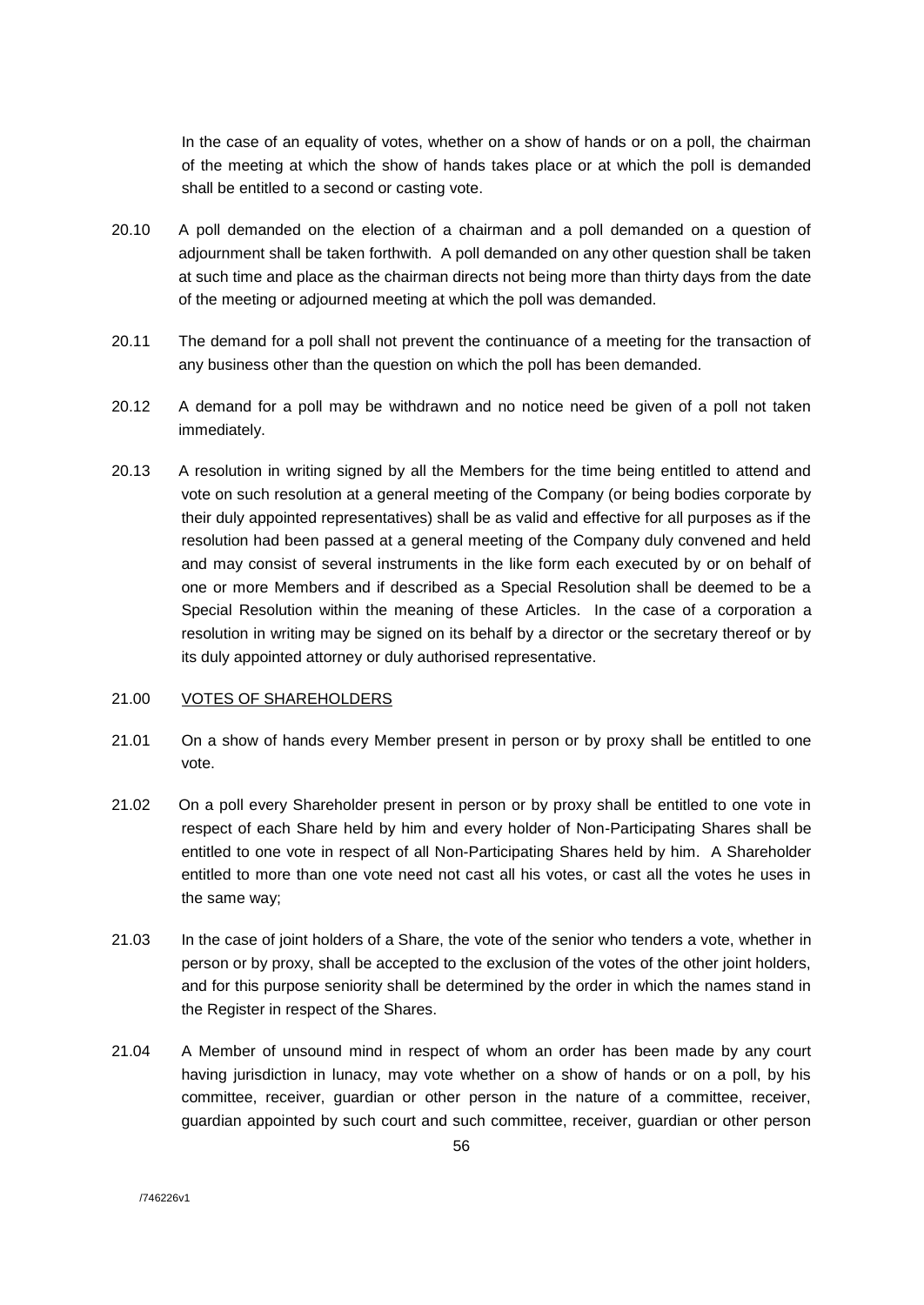In the case of an equality of votes, whether on a show of hands or on a poll, the chairman of the meeting at which the show of hands takes place or at which the poll is demanded shall be entitled to a second or casting vote.

20.10 A poll demanded on the election of a chairman and a poll demanded on a question of adjournment shall be taken forthwith. A poll demanded on any other question shall be taken at such time and place as the chairman directs not being more than thirty days from the date of the meeting or adjourned meeting at which the poll was demanded.

20.11 The demand for a poll shall not prevent the continuance of a meeting for the transaction of any business other than the question on which the poll has been demanded.

20.12 A demand for a poll may be withdrawn and no notice need be given of a poll not taken immediately.

20.13 A resolution in writing signed by all the Members for the time being entitled to attend and vote on such resolution at a general meeting of the Company (or being bodies corporate by their duly appointed representatives) shall be as valid and effective for all purposes as if the resolution had been passed at a general meeting of the Company duly convened and held and may consist of several instruments in the like form each executed by or on behalf of one or more Members and if described as a Special Resolution shall be deemed to be a Special Resolution within the meaning of these Articles. In the case of a corporation a resolution in writing may be signed on its behalf by a director or the secretary thereof or by its duly appointed attorney or duly authorised representative.

## 21.00 VOTES OF SHAREHOLDERS

21.01 On a show of hands every Member present in person or by proxy shall be entitled to one vote.

21.02 On a poll every Shareholder present in person or by proxy shall be entitled to one vote in respect of each Share held by him and every holder of Non-Participating Shares shall be entitled to one vote in respect of all Non-Participating Shares held by him. A Shareholder entitled to more than one vote need not cast all his votes, or cast all the votes he uses in the same way;

21.03 In the case of joint holders of a Share, the vote of the senior who tenders a vote, whether in person or by proxy, shall be accepted to the exclusion of the votes of the other joint holders, and for this purpose seniority shall be determined by the order in which the names stand in the Register in respect of the Shares.

21.04 A Member of unsound mind in respect of whom an order has been made by any court having jurisdiction in lunacy, may vote whether on a show of hands or on a poll, by his committee, receiver, guardian or other person in the nature of a committee, receiver, guardian appointed by such court and such committee, receiver, guardian or other person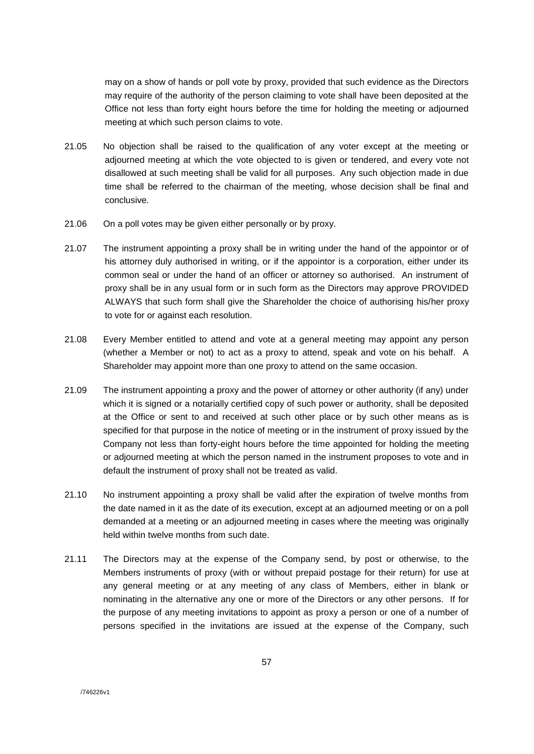may on a show of hands or poll vote by proxy, provided that such evidence as the Directors may require of the authority of the person claiming to vote shall have been deposited at the Office not less than forty eight hours before the time for holding the meeting or adjourned meeting at which such person claims to vote.

21.05 No objection shall be raised to the qualification of any voter except at the meeting or adjourned meeting at which the vote objected to is given or tendered, and every vote not disallowed at such meeting shall be valid for all purposes. Any such objection made in due time shall be referred to the chairman of the meeting, whose decision shall be final and conclusive.

21.06 On a poll votes may be given either personally or by proxy.

21.07 The instrument appointing a proxy shall be in writing under the hand of the appointor or of his attorney duly authorised in writing, or if the appointor is a corporation, either under its common seal or under the hand of an officer or attorney so authorised. An instrument of proxy shall be in any usual form or in such form as the Directors may approve PROVIDED ALWAYS that such form shall give the Shareholder the choice of authorising his/her proxy to vote for or against each resolution.

21.08 Every Member entitled to attend and vote at a general meeting may appoint any person (whether a Member or not) to act as a proxy to attend, speak and vote on his behalf. A Shareholder may appoint more than one proxy to attend on the same occasion.

21.09 The instrument appointing a proxy and the power of attorney or other authority (if any) under which it is signed or a notarially certified copy of such power or authority, shall be deposited at the Office or sent to and received at such other place or by such other means as is specified for that purpose in the notice of meeting or in the instrument of proxy issued by the Company not less than forty-eight hours before the time appointed for holding the meeting or adjourned meeting at which the person named in the instrument proposes to vote and in default the instrument of proxy shall not be treated as valid.

21.10 No instrument appointing a proxy shall be valid after the expiration of twelve months from the date named in it as the date of its execution, except at an adjourned meeting or on a poll demanded at a meeting or an adjourned meeting in cases where the meeting was originally held within twelve months from such date.

21.11 The Directors may at the expense of the Company send, by post or otherwise, to the Members instruments of proxy (with or without prepaid postage for their return) for use at any general meeting or at any meeting of any class of Members, either in blank or nominating in the alternative any one or more of the Directors or any other persons. If for the purpose of any meeting invitations to appoint as proxy a person or one of a number of persons specified in the invitations are issued at the expense of the Company, such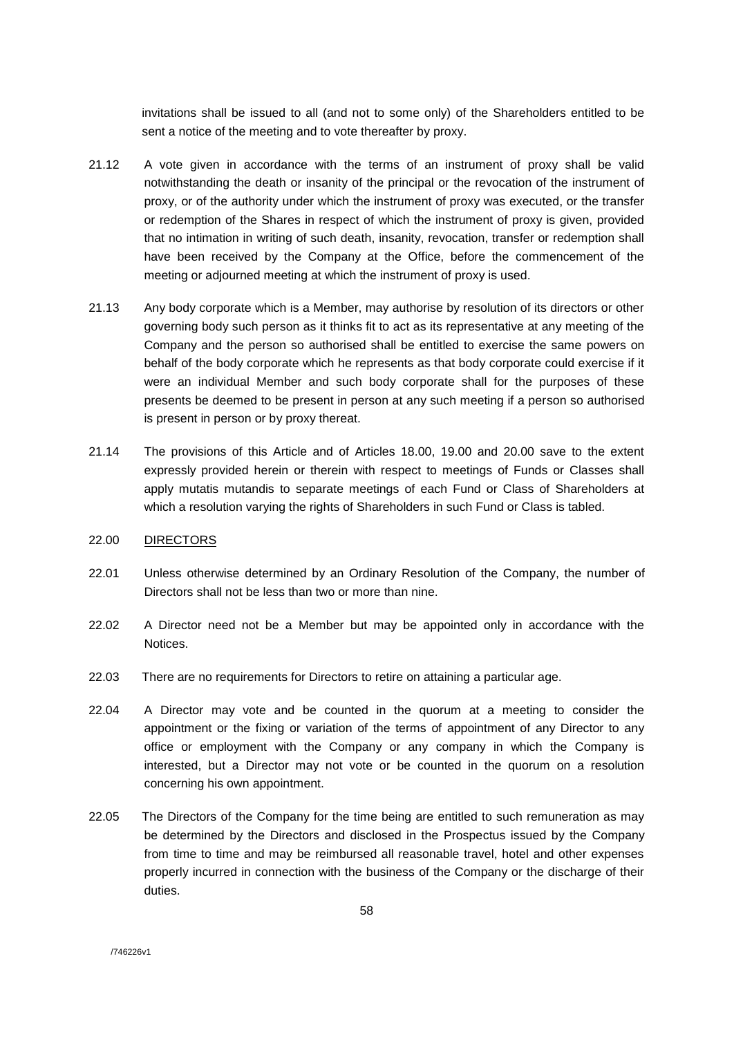invitations shall be issued to all (and not to some only) of the Shareholders entitled to be sent a notice of the meeting and to vote thereafter by proxy.

21.12 A vote given in accordance with the terms of an instrument of proxy shall be valid notwithstanding the death or insanity of the principal or the revocation of the instrument of proxy, or of the authority under which the instrument of proxy was executed, or the transfer or redemption of the Shares in respect of which the instrument of proxy is given, provided that no intimation in writing of such death, insanity, revocation, transfer or redemption shall have been received by the Company at the Office, before the commencement of the meeting or adjourned meeting at which the instrument of proxy is used.

21.13 Any body corporate which is a Member, may authorise by resolution of its directors or other governing body such person as it thinks fit to act as its representative at any meeting of the Company and the person so authorised shall be entitled to exercise the same powers on behalf of the body corporate which he represents as that body corporate could exercise if it were an individual Member and such body corporate shall for the purposes of these presents be deemed to be present in person at any such meeting if a person so authorised is present in person or by proxy thereat.

21.14 The provisions of this Article and of Articles 18.00, 19.00 and 20.00 save to the extent expressly provided herein or therein with respect to meetings of Funds or Classes shall apply mutatis mutandis to separate meetings of each Fund or Class of Shareholders at which a resolution varying the rights of Shareholders in such Fund or Class is tabled.

22.00 <u>DIRECTORS</u>

22.01 Unless otherwise determined by an Ordinary Resolution of the Company, the number of Directors shall not be less than two or more than nine.

22.02 A Director need not be a Member but may be appointed only in accordance with the Notices.

22.03 There are no requirements for Directors to retire on attaining a particular age.

22.04 A Director may vote and be counted in the quorum at a meeting to consider the appointment or the fixing or variation of the terms of appointment of any Director to any office or employment with the Company or any company in which the Company is interested, but a Director may not vote or be counted in the quorum on a resolution concerning his own appointment.

22.05 The Directors of the Company for the time being are entitled to such remuneration as may be determined by the Directors and disclosed in the Prospectus issued by the Company from time to time and may be reimbursed all reasonable travel, hotel and other expenses properly incurred in connection with the business of the Company or the discharge of their duties.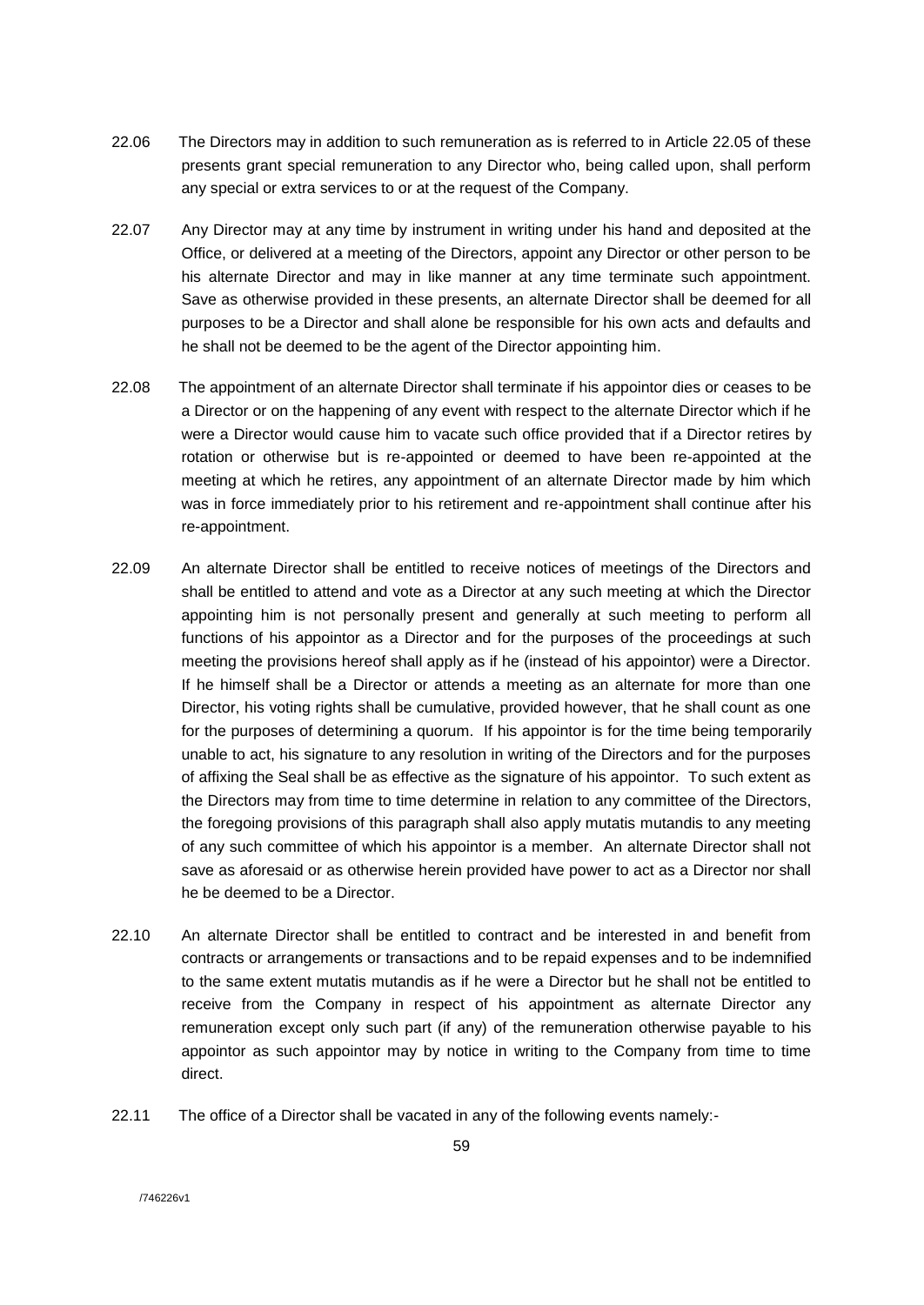22.06 The Directors may in addition to such remuneration as is referred to in Article 22.05 of these presents grant special remuneration to any Director who, being called upon, shall perform any special or extra services to or at the request of the Company.

22.07 Any Director may at any time by instrument in writing under his hand and deposited at the Office, or delivered at a meeting of the Directors, appoint any Director or other person to be his alternate Director and may in like manner at any time terminate such appointment. Save as otherwise provided in these presents, an alternate Director shall be deemed for all purposes to be a Director and shall alone be responsible for his own acts and defaults and he shall not be deemed to be the agent of the Director appointing him.

22.08 The appointment of an alternate Director shall terminate if his appointor dies or ceases to be a Director or on the happening of any event with respect to the alternate Director which if he were a Director would cause him to vacate such office provided that if a Director retires by rotation or otherwise but is re-appointed or deemed to have been re-appointed at the meeting at which he retires, any appointment of an alternate Director made by him which was in force immediately prior to his retirement and re-appointment shall continue after his re-appointment.

22.09 An alternate Director shall be entitled to receive notices of meetings of the Directors and shall be entitled to attend and vote as a Director at any such meeting at which the Director appointing him is not personally present and generally at such meeting to perform all functions of his appointor as a Director and for the purposes of the proceedings at such meeting the provisions hereof shall apply as if he (instead of his appointor) were a Director. If he himself shall be a Director or attends a meeting as an alternate for more than one Director, his voting rights shall be cumulative, provided however, that he shall count as one for the purposes of determining a quorum. If his appointor is for the time being temporarily unable to act, his signature to any resolution in writing of the Directors and for the purposes of affixing the Seal shall be as effective as the signature of his appointor. To such extent as the Directors may from time to time determine in relation to any committee of the Directors, the foregoing provisions of this paragraph shall also apply mutatis mutandis to any meeting of any such committee of which his appointor is a member. An alternate Director shall not save as aforesaid or as otherwise herein provided have power to act as a Director nor shall he be deemed to be a Director.

22.10 An alternate Director shall be entitled to contract and be interested in and benefit from contracts or arrangements or transactions and to be repaid expenses and to be indemnified to the same extent mutatis mutandis as if he were a Director but he shall not be entitled to receive from the Company in respect of his appointment as alternate Director any remuneration except only such part (if any) of the remuneration otherwise payable to his appointor as such appointor may by notice in writing to the Company from time to time direct.

22.11 The office of a Director shall be vacated in any of the following events namely:-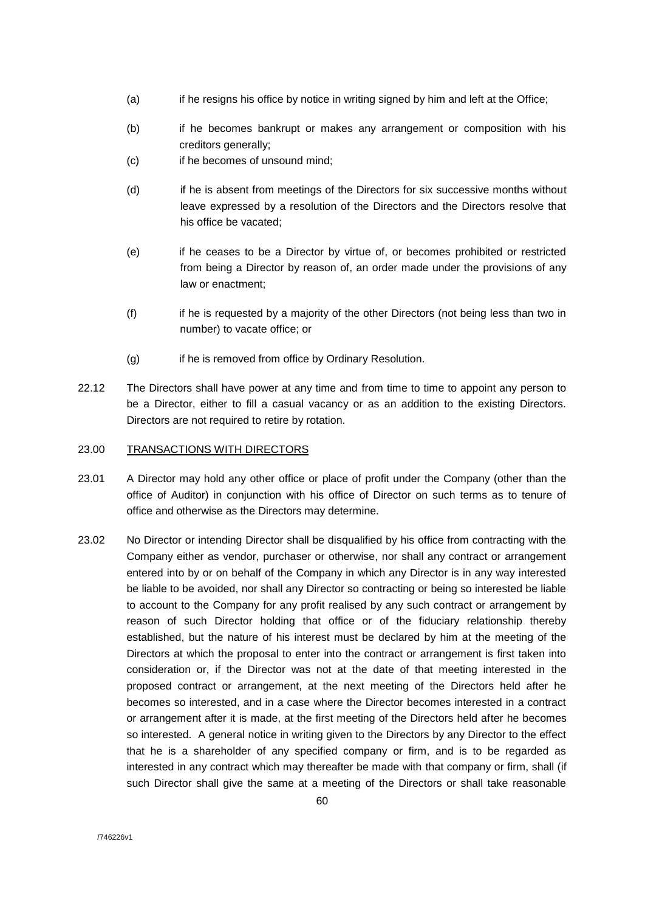(a) if he resigns his office by notice in writing signed by him and left at the Office;

(b) if he becomes bankrupt or makes any arrangement or composition with his creditors generally;

(c) if he becomes of unsound mind;

(d) if he is absent from meetings of the Directors for six successive months without leave expressed by a resolution of the Directors and the Directors resolve that his office be vacated;

(e) if he ceases to be a Director by virtue of, or becomes prohibited or restricted from being a Director by reason of, an order made under the provisions of any law or enactment;

(f) if he is requested by a majority of the other Directors (not being less than two in number) to vacate office; or

(g) if he is removed from office by Ordinary Resolution.

22.12 The Directors shall have power at any time and from time to time to appoint any person to be a Director, either to fill a casual vacancy or as an addition to the existing Directors. Directors are not required to retire by rotation.

23.00 TRANSACTIONS WITH DIRECTORS

23.01 A Director may hold any other office or place of profit under the Company (other than the office of Auditor) in conjunction with his office of Director on such terms as to tenure of office and otherwise as the Directors may determine.

23.02 No Director or intending Director shall be disqualified by his office from contracting with the Company either as vendor, purchaser or otherwise, nor shall any contract or arrangement entered into by or on behalf of the Company in which any Director is in any way interested be liable to be avoided, nor shall any Director so contracting or being so interested be liable to account to the Company for any profit realised by any such contract or arrangement by reason of such Director holding that office or of the fiduciary relationship thereby established, but the nature of his interest must be declared by him at the meeting of the Directors at which the proposal to enter into the contract or arrangement is first taken into consideration or, if the Director was not at the date of that meeting interested in the proposed contract or arrangement, at the next meeting of the Directors held after he becomes so interested, and in a case where the Director becomes interested in a contract or arrangement after it is made, at the first meeting of the Directors held after he becomes so interested. A general notice in writing given to the Directors by any Director to the effect that he is a shareholder of any specified company or firm, and is to be regarded as interested in any contract which may thereafter be made with that company or firm, shall (if such Director shall give the same at a meeting of the Directors or shall take reasonable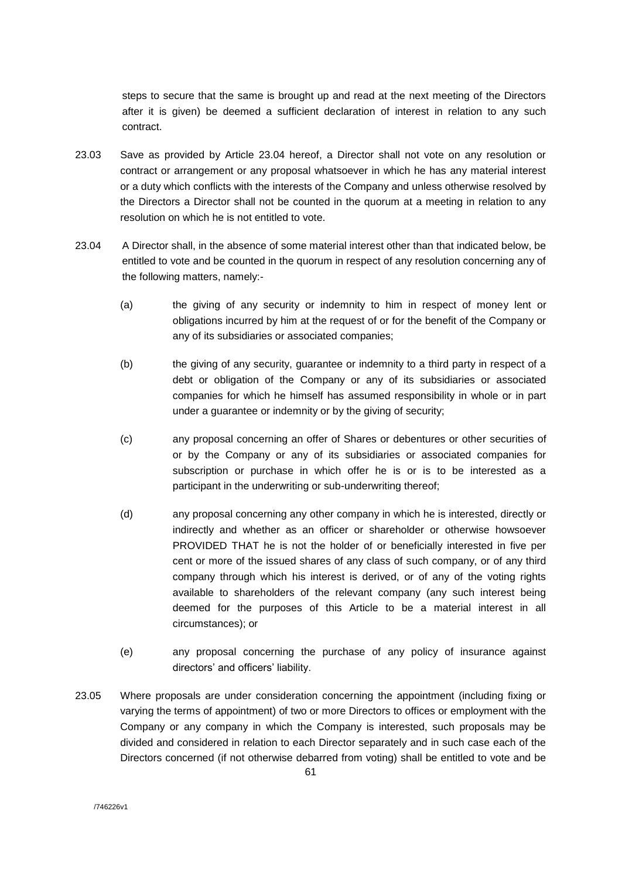steps to secure that the same is brought up and read at the next meeting of the Directors after it is given) be deemed a sufficient declaration of interest in relation to any such contract.

23.03 Save as provided by Article 23.04 hereof, a Director shall not vote on any resolution or contract or arrangement or any proposal whatsoever in which he has any material interest or a duty which conflicts with the interests of the Company and unless otherwise resolved by the Directors a Director shall not be counted in the quorum at a meeting in relation to any resolution on which he is not entitled to vote.

23.04 A Director shall, in the absence of some material interest other than that indicated below, be entitled to vote and be counted in the quorum in respect of any resolution concerning any of the following matters, namely:-

(a) the giving of any security or indemnity to him in respect of money lent or obligations incurred by him at the request of or for the benefit of the Company or any of its subsidiaries or associated companies;

(b) the giving of any security, guarantee or indemnity to a third party in respect of a debt or obligation of the Company or any of its subsidiaries or associated companies for which he himself has assumed responsibility in whole or in part under a guarantee or indemnity or by the giving of security;

(c) any proposal concerning an offer of Shares or debentures or other securities of or by the Company or any of its subsidiaries or associated companies for subscription or purchase in which offer he is or is to be interested as a participant in the underwriting or sub-underwriting thereof;

(d) any proposal concerning any other company in which he is interested, directly or indirectly and whether as an officer or shareholder or otherwise howsoever PROVIDED THAT he is not the holder of or beneficially interested in five per cent or more of the issued shares of any class of such company, or of any third company through which his interest is derived, or of any of the voting rights available to shareholders of the relevant company (any such interest being deemed for the purposes of this Article to be a material interest in all circumstances); or

(e) any proposal concerning the purchase of any policy of insurance against directors' and officers' liability.

23.05 Where proposals are under consideration concerning the appointment (including fixing or varying the terms of appointment) of two or more Directors to offices or employment with the Company or any company in which the Company is interested, such proposals may be divided and considered in relation to each Director separately and in such case each of the Directors concerned (if not otherwise debarred from voting) shall be entitled to vote and be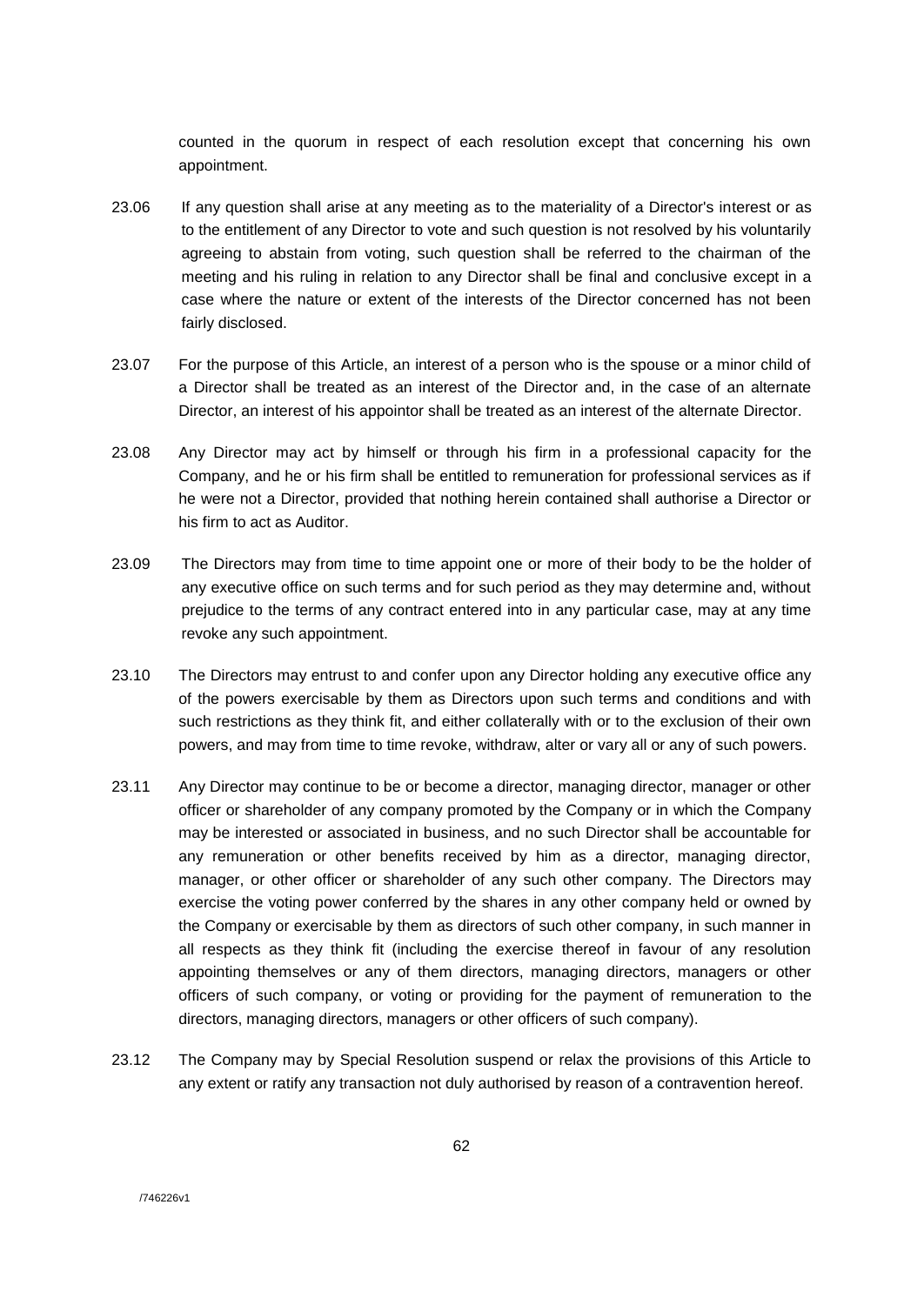counted in the quorum in respect of each resolution except that concerning his own appointment.

23.06 If any question shall arise at any meeting as to the materiality of a Director's interest or as to the entitlement of any Director to vote and such question is not resolved by his voluntarily agreeing to abstain from voting, such question shall be referred to the chairman of the meeting and his ruling in relation to any Director shall be final and conclusive except in a case where the nature or extent of the interests of the Director concerned has not been fairly disclosed.

23.07 For the purpose of this Article, an interest of a person who is the spouse or a minor child of a Director shall be treated as an interest of the Director and, in the case of an alternate Director, an interest of his appointor shall be treated as an interest of the alternate Director.

23.08 Any Director may act by himself or through his firm in a professional capacity for the Company, and he or his firm shall be entitled to remuneration for professional services as if he were not a Director, provided that nothing herein contained shall authorise a Director or his firm to act as Auditor.

23.09 The Directors may from time to time appoint one or more of their body to be the holder of any executive office on such terms and for such period as they may determine and, without prejudice to the terms of any contract entered into in any particular case, may at any time revoke any such appointment.

23.10 The Directors may entrust to and confer upon any Director holding any executive office any of the powers exercisable by them as Directors upon such terms and conditions and with such restrictions as they think fit, and either collaterally with or to the exclusion of their own powers, and may from time to time revoke, withdraw, alter or vary all or any of such powers.

23.11 Any Director may continue to be or become a director, managing director, manager or other officer or shareholder of any company promoted by the Company or in which the Company may be interested or associated in business, and no such Director shall be accountable for any remuneration or other benefits received by him as a director, managing director, manager, or other officer or shareholder of any such other company. The Directors may exercise the voting power conferred by the shares in any other company held or owned by the Company or exercisable by them as directors of such other company, in such manner in all respects as they think fit (including the exercise thereof in favour of any resolution appointing themselves or any of them directors, managing directors, managers or other officers of such company, or voting or providing for the payment of remuneration to the directors, managing directors, managers or other officers of such company).

23.12 The Company may by Special Resolution suspend or relax the provisions of this Article to any extent or ratify any transaction not duly authorised by reason of a contravention hereof.

/746226v1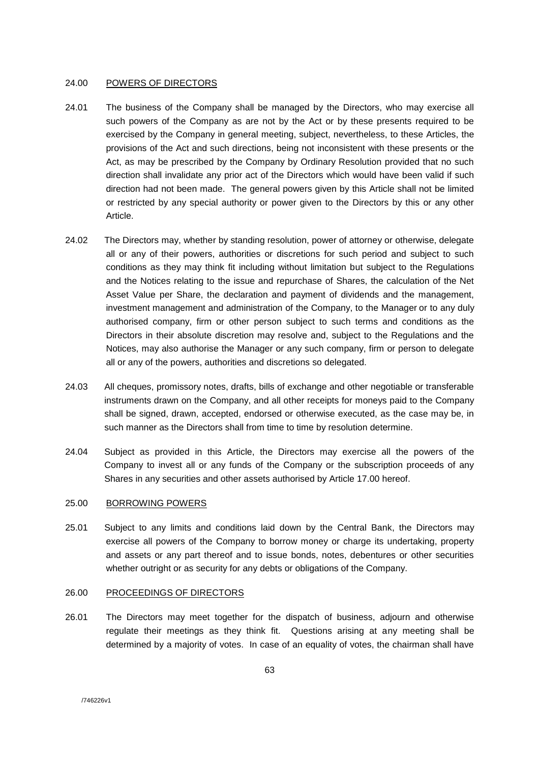## 24.00 POWERS OF DIRECTORS

24.01 The business of the Company shall be managed by the Directors, who may exercise all such powers of the Company as are not by the Act or by these presents required to be exercised by the Company in general meeting, subject, nevertheless, to these Articles, the provisions of the Act and such directions, being not inconsistent with these presents or the Act, as may be prescribed by the Company by Ordinary Resolution provided that no such direction shall invalidate any prior act of the Directors which would have been valid if such direction had not been made. The general powers given by this Article shall not be limited or restricted by any special authority or power given to the Directors by this or any other Article.

24.02 The Directors may, whether by standing resolution, power of attorney or otherwise, delegate all or any of their powers, authorities or discretions for such period and subject to such conditions as they may think fit including without limitation but subject to the Regulations and the Notices relating to the issue and repurchase of Shares, the calculation of the Net Asset Value per Share, the declaration and payment of dividends and the management, investment management and administration of the Company, to the Manager or to any duly authorised company, firm or other person subject to such terms and conditions as the Directors in their absolute discretion may resolve and, subject to the Regulations and the Notices, may also authorise the Manager or any such company, firm or person to delegate all or any of the powers, authorities and discretions so delegated.

24.03 All cheques, promissory notes, drafts, bills of exchange and other negotiable or transferable instruments drawn on the Company, and all other receipts for moneys paid to the Company shall be signed, drawn, accepted, endorsed or otherwise executed, as the case may be, in such manner as the Directors shall from time to time by resolution determine.

24.04 Subject as provided in this Article, the Directors may exercise all the powers of the Company to invest all or any funds of the Company or the subscription proceeds of any Shares in any securities and other assets authorised by Article 17.00 hereof.

## 25.00 BORROWING POWERS

25.01 Subject to any limits and conditions laid down by the Central Bank, the Directors may exercise all powers of the Company to borrow money or charge its undertaking, property and assets or any part thereof and to issue bonds, notes, debentures or other securities whether outright or as security for any debts or obligations of the Company.

## 26.00 PROCEEDINGS OF DIRECTORS

26.01 The Directors may meet together for the dispatch of business, adjourn and otherwise regulate their meetings as they think fit. Questions arising at any meeting shall be determined by a majority of votes. In case of an equality of votes, the chairman shall have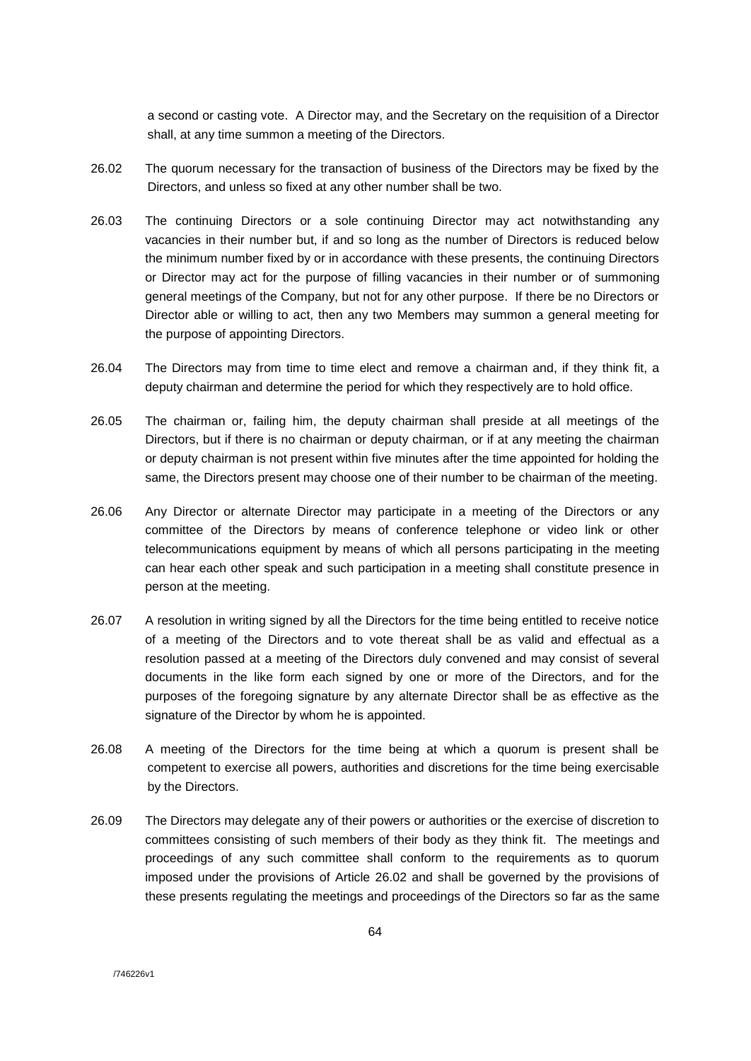a second or casting vote. A Director may, and the Secretary on the requisition of a Director shall, at any time summon a meeting of the Directors.

26.02 The quorum necessary for the transaction of business of the Directors may be fixed by the Directors, and unless so fixed at any other number shall be two.

26.03 The continuing Directors or a sole continuing Director may act notwithstanding any vacancies in their number but, if and so long as the number of Directors is reduced below the minimum number fixed by or in accordance with these presents, the continuing Directors or Director may act for the purpose of filling vacancies in their number or of summoning general meetings of the Company, but not for any other purpose. If there be no Directors or Director able or willing to act, then any two Members may summon a general meeting for the purpose of appointing Directors.

26.04 The Directors may from time to time elect and remove a chairman and, if they think fit, a deputy chairman and determine the period for which they respectively are to hold office.

26.05 The chairman or, failing him, the deputy chairman shall preside at all meetings of the Directors, but if there is no chairman or deputy chairman, or if at any meeting the chairman or deputy chairman is not present within five minutes after the time appointed for holding the same, the Directors present may choose one of their number to be chairman of the meeting.

26.06 Any Director or alternate Director may participate in a meeting of the Directors or any committee of the Directors by means of conference telephone or video link or other telecommunications equipment by means of which all persons participating in the meeting can hear each other speak and such participation in a meeting shall constitute presence in person at the meeting.

26.07 A resolution in writing signed by all the Directors for the time being entitled to receive notice of a meeting of the Directors and to vote thereat shall be as valid and effectual as a resolution passed at a meeting of the Directors duly convened and may consist of several documents in the like form each signed by one or more of the Directors, and for the purposes of the foregoing signature by any alternate Director shall be as effective as the signature of the Director by whom he is appointed.

26.08 A meeting of the Directors for the time being at which a quorum is present shall be competent to exercise all powers, authorities and discretions for the time being exercisable by the Directors.

26.09 The Directors may delegate any of their powers or authorities or the exercise of discretion to committees consisting of such members of their body as they think fit. The meetings and proceedings of any such committee shall conform to the requirements as to quorum imposed under the provisions of Article 26.02 and shall be governed by the provisions of these presents regulating the meetings and proceedings of the Directors so far as the same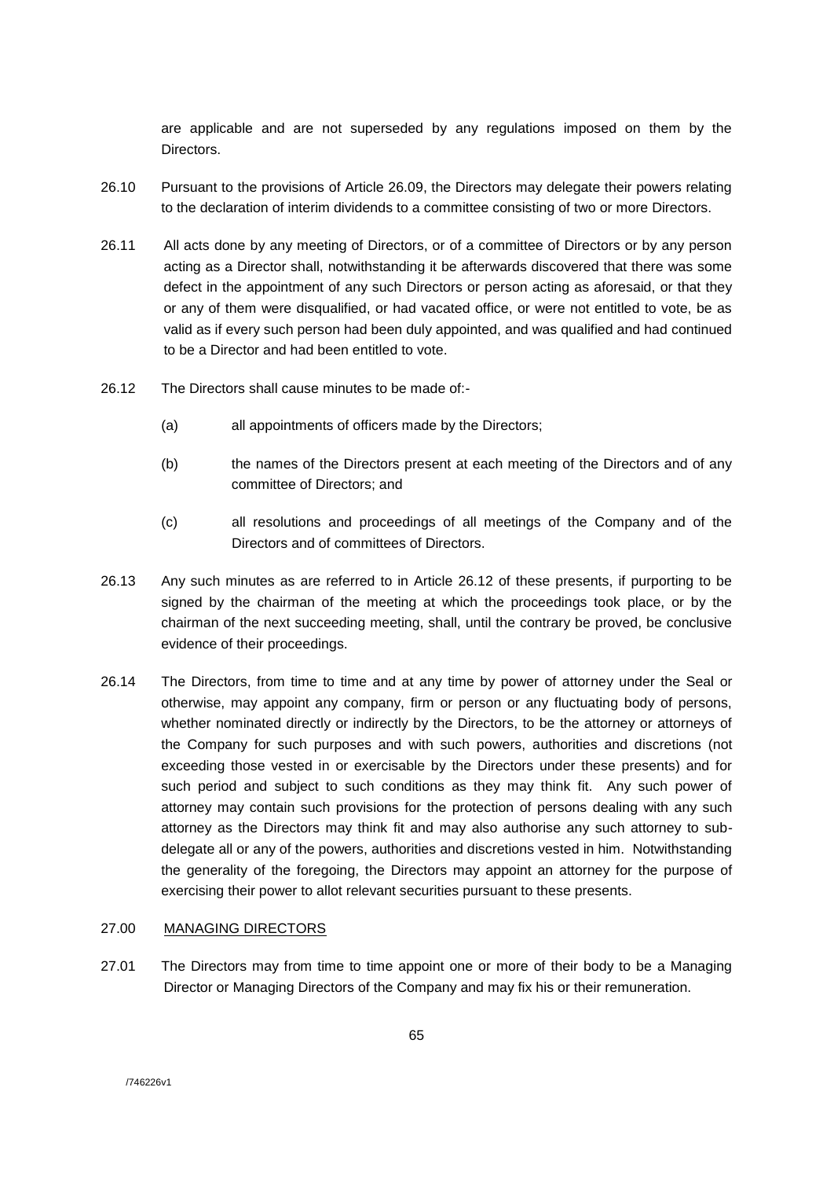are applicable and are not superseded by any regulations imposed on them by the Directors.

26.10 Pursuant to the provisions of Article 26.09, the Directors may delegate their powers relating to the declaration of interim dividends to a committee consisting of two or more Directors.

26.11 All acts done by any meeting of Directors, or of a committee of Directors or by any person acting as a Director shall, notwithstanding it be afterwards discovered that there was some defect in the appointment of any such Directors or person acting as aforesaid, or that they or any of them were disqualified, or had vacated office, or were not entitled to vote, be as valid as if every such person had been duly appointed, and was qualified and had continued to be a Director and had been entitled to vote.

26.12 The Directors shall cause minutes to be made of:-

(a) all appointments of officers made by the Directors;

(b) the names of the Directors present at each meeting of the Directors and of any committee of Directors; and

(c) all resolutions and proceedings of all meetings of the Company and of the Directors and of committees of Directors.

26.13 Any such minutes as are referred to in Article 26.12 of these presents, if purporting to be signed by the chairman of the meeting at which the proceedings took place, or by the chairman of the next succeeding meeting, shall, until the contrary be proved, be conclusive evidence of their proceedings.

26.14 The Directors, from time to time and at any time by power of attorney under the Seal or otherwise, may appoint any company, firm or person or any fluctuating body of persons, whether nominated directly or indirectly by the Directors, to be the attorney or attorneys of the Company for such purposes and with such powers, authorities and discretions (not exceeding those vested in or exercisable by the Directors under these presents) and for such period and subject to such conditions as they may think fit. Any such power of attorney may contain such provisions for the protection of persons dealing with any such attorney as the Directors may think fit and may also authorise any such attorney to sub-delegate all or any of the powers, authorities and discretions vested in him. Notwithstanding the generality of the foregoing, the Directors may appoint an attorney for the purpose of exercising their power to allot relevant securities pursuant to these presents.

## 27.00 MANAGING DIRECTORS

27.01 The Directors may from time to time appoint one or more of their body to be a Managing Director or Managing Directors of the Company and may fix his or their remuneration.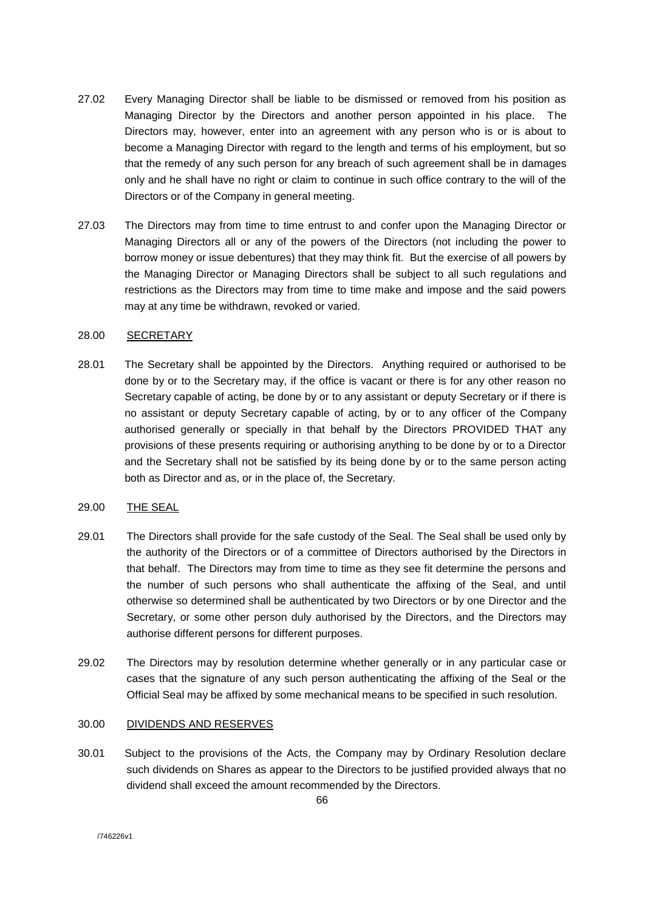27.02 Every Managing Director shall be liable to be dismissed or removed from his position as Managing Director by the Directors and another person appointed in his place. The Directors may, however, enter into an agreement with any person who is or is about to become a Managing Director with regard to the length and terms of his employment, but so that the remedy of any such person for any breach of such agreement shall be in damages only and he shall have no right or claim to continue in such office contrary to the will of the Directors or of the Company in general meeting.

27.03 The Directors may from time to time entrust to and confer upon the Managing Director or Managing Directors all or any of the powers of the Directors (not including the power to borrow money or issue debentures) that they may think fit. But the exercise of all powers by the Managing Director or Managing Directors shall be subject to all such regulations and restrictions as the Directors may from time to time make and impose and the said powers may at any time be withdrawn, revoked or varied.

28.00 <u>SECRETARY</u>

28.01 The Secretary shall be appointed by the Directors. Anything required or authorised to be done by or to the Secretary may, if the office is vacant or there is for any other reason no Secretary capable of acting, be done by or to any assistant or deputy Secretary or if there is no assistant or deputy Secretary capable of acting, by or to any officer of the Company authorised generally or specially in that behalf by the Directors PROVIDED THAT any provisions of these presents requiring or authorising anything to be done by or to a Director and the Secretary shall not be satisfied by its being done by or to the same person acting both as Director and as, or in the place of, the Secretary.

29.00 <u>THE SEAL</u>

29.01 The Directors shall provide for the safe custody of the Seal. The Seal shall be used only by the authority of the Directors or of a committee of Directors authorised by the Directors in that behalf. The Directors may from time to time as they see fit determine the persons and the number of such persons who shall authenticate the affixing of the Seal, and until otherwise so determined shall be authenticated by two Directors or by one Director and the Secretary, or some other person duly authorised by the Directors, and the Directors may authorise different persons for different purposes.

29.02 The Directors may by resolution determine whether generally or in any particular case or cases that the signature of any such person authenticating the affixing of the Seal or the Official Seal may be affixed by some mechanical means to be specified in such resolution.

30.00 <u>DIVIDENDS AND RESERVES</u>

30.01 Subject to the provisions of the Acts, the Company may by Ordinary Resolution declare such dividends on Shares as appear to the Directors to be justified provided always that no dividend shall exceed the amount recommended by the Directors.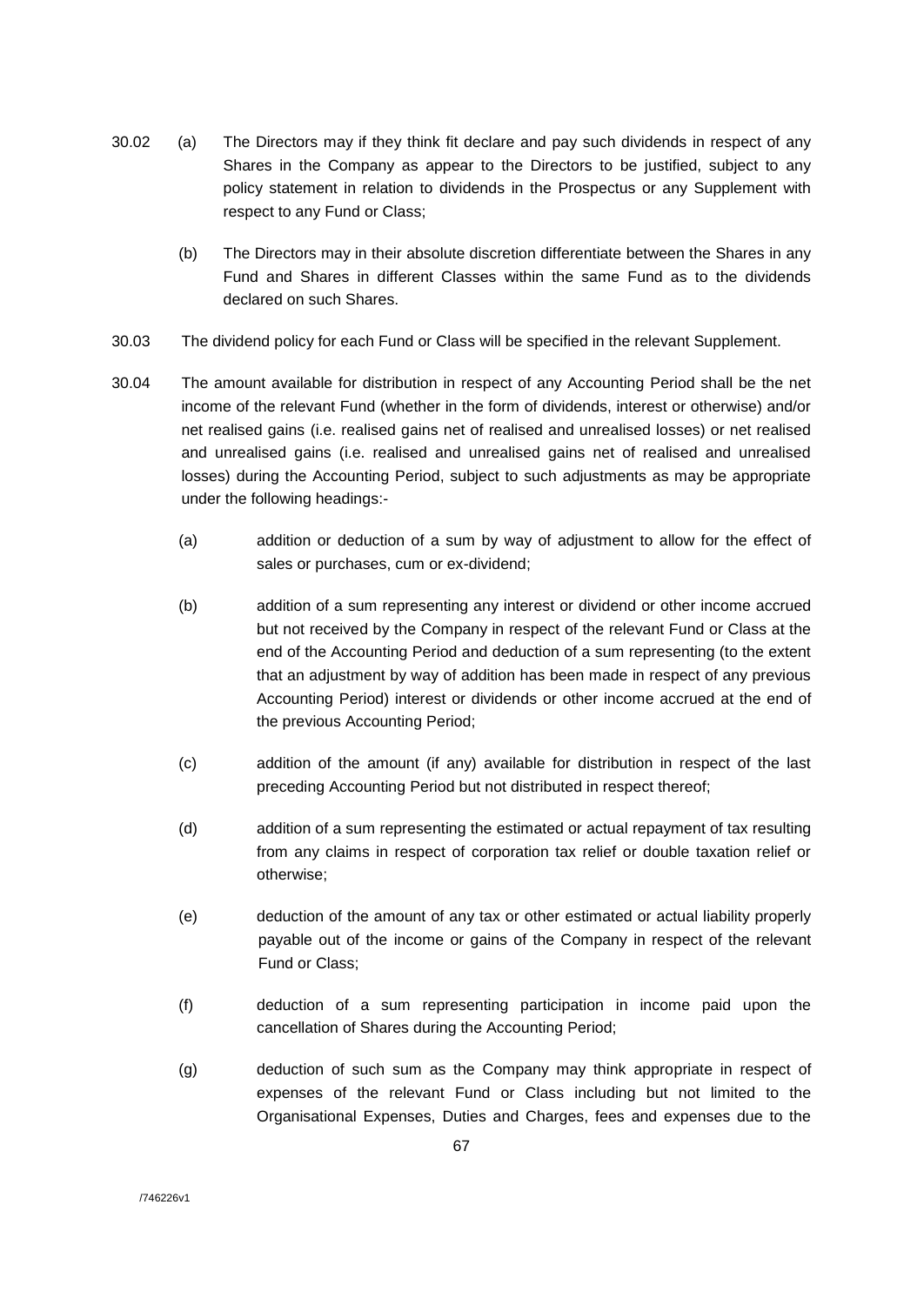30.02 (a) The Directors may if they think fit declare and pay such dividends in respect of any Shares in the Company as appear to the Directors to be justified, subject to any policy statement in relation to dividends in the Prospectus or any Supplement with respect to any Fund or Class;

(b) The Directors may in their absolute discretion differentiate between the Shares in any Fund and Shares in different Classes within the same Fund as to the dividends declared on such Shares.

30.03 The dividend policy for each Fund or Class will be specified in the relevant Supplement.

30.04 The amount available for distribution in respect of any Accounting Period shall be the net income of the relevant Fund (whether in the form of dividends, interest or otherwise) and/or net realised gains (i.e. realised gains net of realised and unrealised losses) or net realised and unrealised gains (i.e. realised and unrealised gains net of realised and unrealised losses) during the Accounting Period, subject to such adjustments as may be appropriate under the following headings:-

(a) addition or deduction of a sum by way of adjustment to allow for the effect of sales or purchases, cum or ex-dividend;

(b) addition of a sum representing any interest or dividend or other income accrued but not received by the Company in respect of the relevant Fund or Class at the end of the Accounting Period and deduction of a sum representing (to the extent that an adjustment by way of addition has been made in respect of any previous Accounting Period) interest or dividends or other income accrued at the end of the previous Accounting Period;

(c) addition of the amount (if any) available for distribution in respect of the last preceding Accounting Period but not distributed in respect thereof;

(d) addition of a sum representing the estimated or actual repayment of tax resulting from any claims in respect of corporation tax relief or double taxation relief or otherwise;

(e) deduction of the amount of any tax or other estimated or actual liability properly payable out of the income or gains of the Company in respect of the relevant Fund or Class;

(f) deduction of a sum representing participation in income paid upon the cancellation of Shares during the Accounting Period;

(g) deduction of such sum as the Company may think appropriate in respect of expenses of the relevant Fund or Class including but not limited to the Organisational Expenses, Duties and Charges, fees and expenses due to the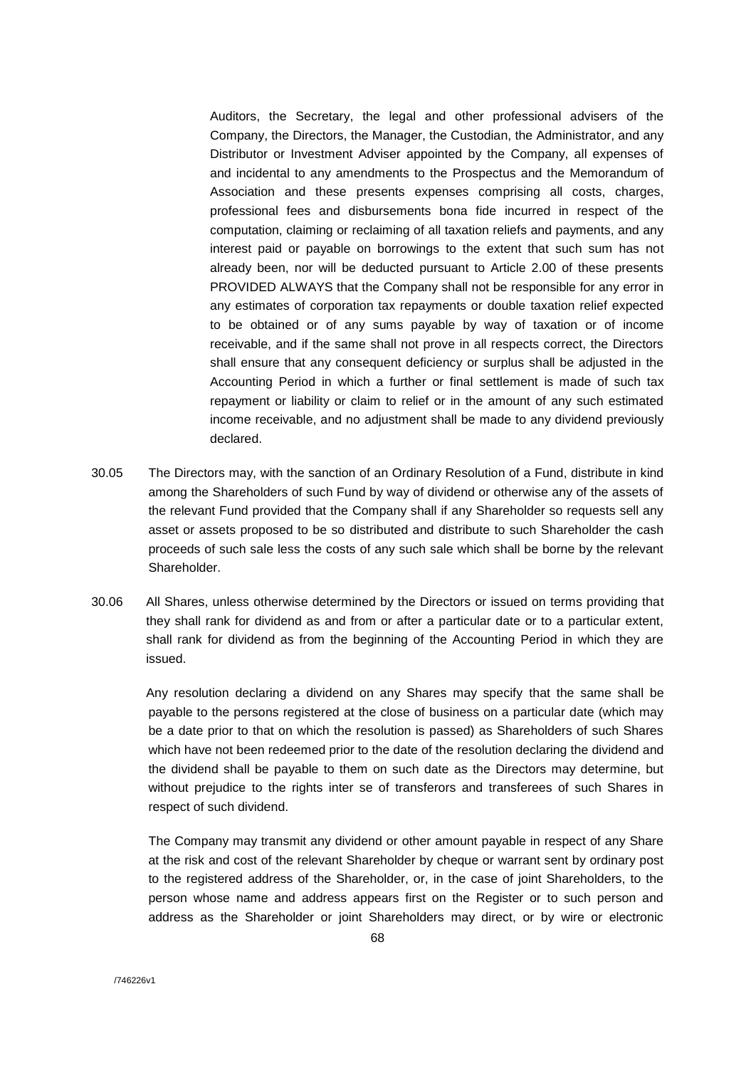Auditors, the Secretary, the legal and other professional advisers of the Company, the Directors, the Manager, the Custodian, the Administrator, and any Distributor or Investment Adviser appointed by the Company, all expenses of and incidental to any amendments to the Prospectus and the Memorandum of Association and these presents expenses comprising all costs, charges, professional fees and disbursements bona fide incurred in respect of the computation, claiming or reclaiming of all taxation reliefs and payments, and any interest paid or payable on borrowings to the extent that such sum has not already been, nor will be deducted pursuant to Article 2.00 of these presents PROVIDED ALWAYS that the Company shall not be responsible for any error in any estimates of corporation tax repayments or double taxation relief expected to be obtained or of any sums payable by way of taxation or of income receivable, and if the same shall not prove in all respects correct, the Directors shall ensure that any consequent deficiency or surplus shall be adjusted in the Accounting Period in which a further or final settlement is made of such tax repayment or liability or claim to relief or in the amount of any such estimated income receivable, and no adjustment shall be made to any dividend previously declared.

30.05 The Directors may, with the sanction of an Ordinary Resolution of a Fund, distribute in kind among the Shareholders of such Fund by way of dividend or otherwise any of the assets of the relevant Fund provided that the Company shall if any Shareholder so requests sell any asset or assets proposed to be so distributed and distribute to such Shareholder the cash proceeds of such sale less the costs of any such sale which shall be borne by the relevant Shareholder.

30.06 All Shares, unless otherwise determined by the Directors or issued on terms providing that they shall rank for dividend as and from or after a particular date or to a particular extent, shall rank for dividend as from the beginning of the Accounting Period in which they are issued.

Any resolution declaring a dividend on any Shares may specify that the same shall be payable to the persons registered at the close of business on a particular date (which may be a date prior to that on which the resolution is passed) as Shareholders of such Shares which have not been redeemed prior to the date of the resolution declaring the dividend and the dividend shall be payable to them on such date as the Directors may determine, but without prejudice to the rights inter se of transferors and transferees of such Shares in respect of such dividend.

The Company may transmit any dividend or other amount payable in respect of any Share at the risk and cost of the relevant Shareholder by cheque or warrant sent by ordinary post to the registered address of the Shareholder, or, in the case of joint Shareholders, to the person whose name and address appears first on the Register or to such person and address as the Shareholder or joint Shareholders may direct, or by wire or electronic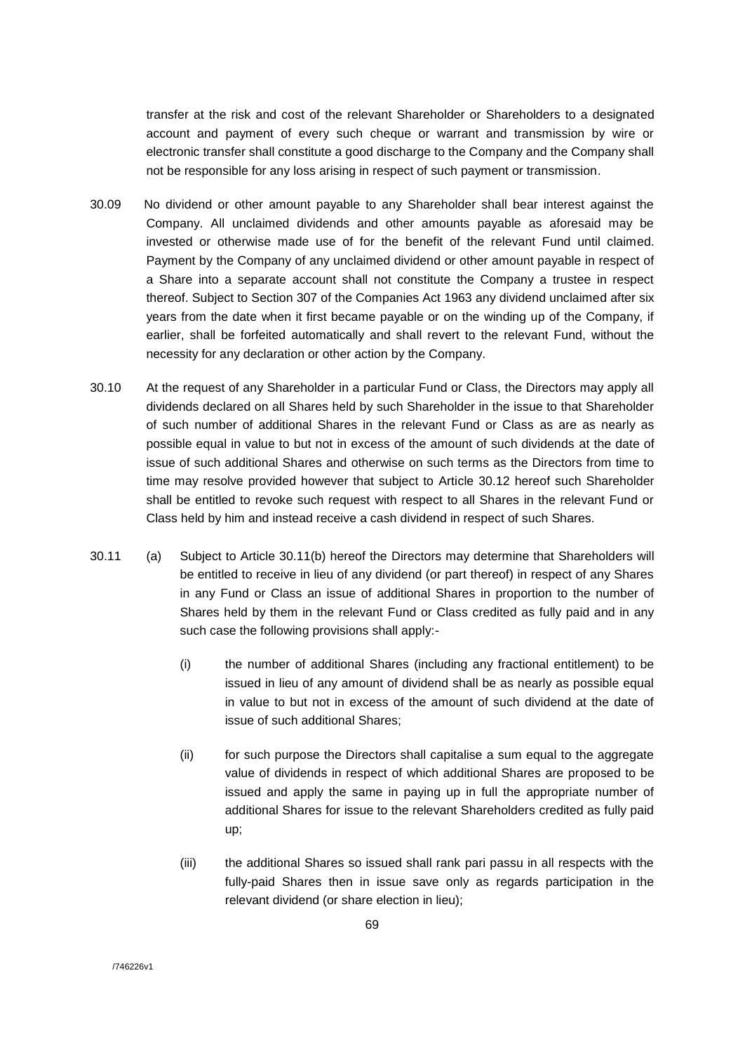transfer at the risk and cost of the relevant Shareholder or Shareholders to a designated account and payment of every such cheque or warrant and transmission by wire or electronic transfer shall constitute a good discharge to the Company and the Company shall not be responsible for any loss arising in respect of such payment or transmission.

30.09 No dividend or other amount payable to any Shareholder shall bear interest against the Company. All unclaimed dividends and other amounts payable as aforesaid may be invested or otherwise made use of for the benefit of the relevant Fund until claimed. Payment by the Company of any unclaimed dividend or other amount payable in respect of a Share into a separate account shall not constitute the Company a trustee in respect thereof. Subject to Section 307 of the Companies Act 1963 any dividend unclaimed after six years from the date when it first became payable or on the winding up of the Company, if earlier, shall be forfeited automatically and shall revert to the relevant Fund, without the necessity for any declaration or other action by the Company.

30.10 At the request of any Shareholder in a particular Fund or Class, the Directors may apply all dividends declared on all Shares held by such Shareholder in the issue to that Shareholder of such number of additional Shares in the relevant Fund or Class as are as nearly as possible equal in value to but not in excess of the amount of such dividends at the date of issue of such additional Shares and otherwise on such terms as the Directors from time to time may resolve provided however that subject to Article 30.12 hereof such Shareholder shall be entitled to revoke such request with respect to all Shares in the relevant Fund or Class held by him and instead receive a cash dividend in respect of such Shares.

30.11 (a) Subject to Article 30.11(b) hereof the Directors may determine that Shareholders will be entitled to receive in lieu of any dividend (or part thereof) in respect of any Shares in any Fund or Class an issue of additional Shares in proportion to the number of Shares held by them in the relevant Fund or Class credited as fully paid and in any such case the following provisions shall apply:-

(i) the number of additional Shares (including any fractional entitlement) to be issued in lieu of any amount of dividend shall be as nearly as possible equal in value to but not in excess of the amount of such dividend at the date of issue of such additional Shares;

(ii) for such purpose the Directors shall capitalise a sum equal to the aggregate value of dividends in respect of which additional Shares are proposed to be issued and apply the same in paying up in full the appropriate number of additional Shares for issue to the relevant Shareholders credited as fully paid up;

(iii) the additional Shares so issued shall rank pari passu in all respects with the fully-paid Shares then in issue save only as regards participation in the relevant dividend (or share election in lieu);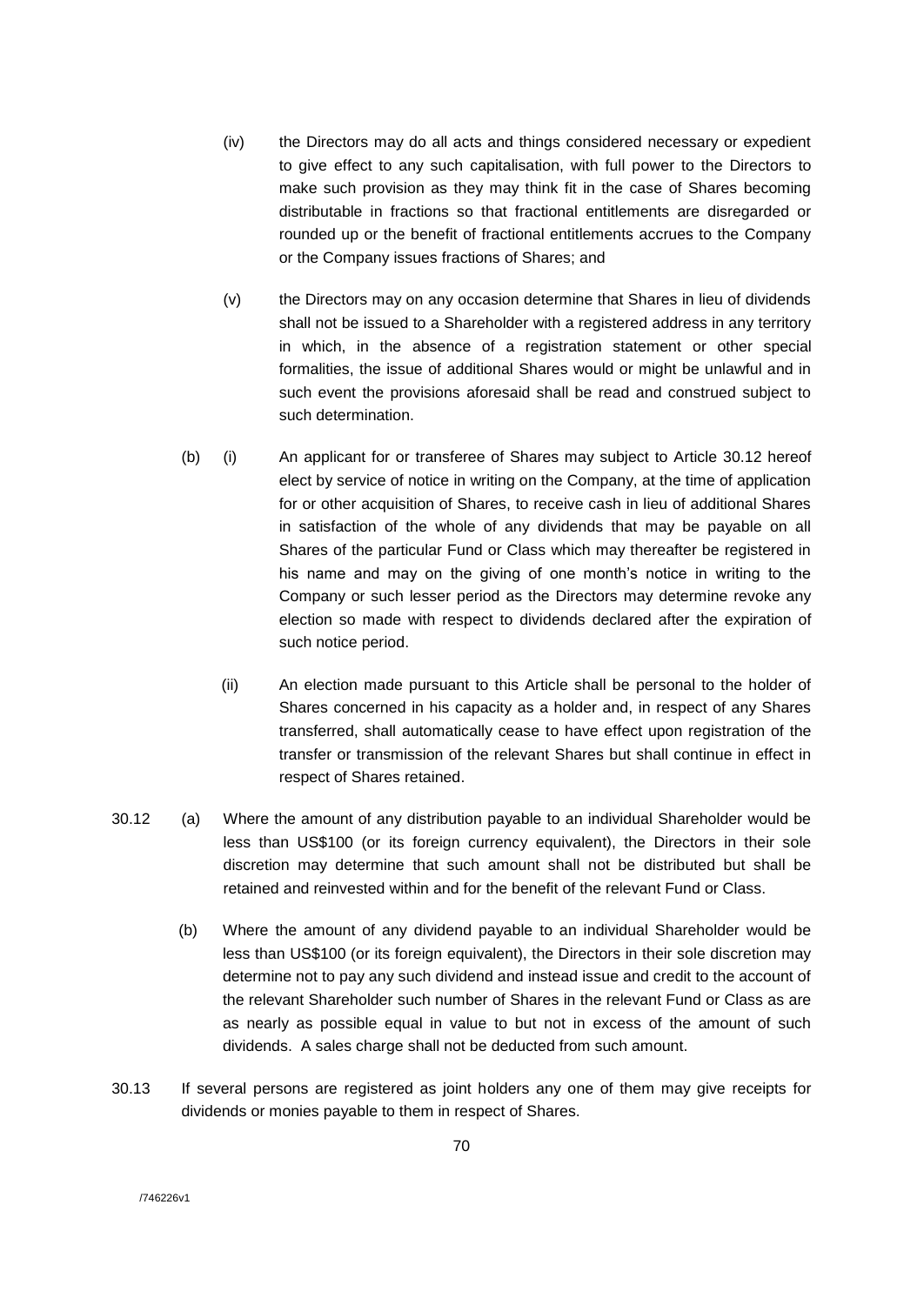(iv) the Directors may do all acts and things considered necessary or expedient to give effect to any such capitalisation, with full power to the Directors to make such provision as they may think fit in the case of Shares becoming distributable in fractions so that fractional entitlements are disregarded or rounded up or the benefit of fractional entitlements accrues to the Company or the Company issues fractions of Shares; and

(v) the Directors may on any occasion determine that Shares in lieu of dividends shall not be issued to a Shareholder with a registered address in any territory in which, in the absence of a registration statement or other special formalities, the issue of additional Shares would or might be unlawful and in such event the provisions aforesaid shall be read and construed subject to such determination.

(b) (i) An applicant for or transferee of Shares may subject to Article 30.12 hereof elect by service of notice in writing on the Company, at the time of application for or other acquisition of Shares, to receive cash in lieu of additional Shares in satisfaction of the whole of any dividends that may be payable on all Shares of the particular Fund or Class which may thereafter be registered in his name and may on the giving of one month's notice in writing to the Company or such lesser period as the Directors may determine revoke any election so made with respect to dividends declared after the expiration of such notice period.

(ii) An election made pursuant to this Article shall be personal to the holder of Shares concerned in his capacity as a holder and, in respect of any Shares transferred, shall automatically cease to have effect upon registration of the transfer or transmission of the relevant Shares but shall continue in effect in respect of Shares retained.

30.12 (a) Where the amount of any distribution payable to an individual Shareholder would be less than US$100 (or its foreign currency equivalent), the Directors in their sole discretion may determine that such amount shall not be distributed but shall be retained and reinvested within and for the benefit of the relevant Fund or Class.

(b) Where the amount of any dividend payable to an individual Shareholder would be less than US$100 (or its foreign equivalent), the Directors in their sole discretion may determine not to pay any such dividend and instead issue and credit to the account of the relevant Shareholder such number of Shares in the relevant Fund or Class as are as nearly as possible equal in value to but not in excess of the amount of such dividends. A sales charge shall not be deducted from such amount.

30.13 If several persons are registered as joint holders any one of them may give receipts for dividends or monies payable to them in respect of Shares.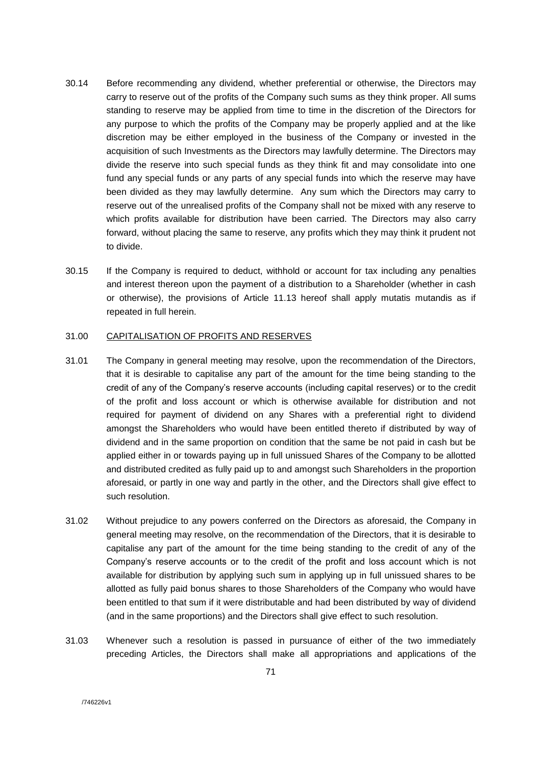30.14 Before recommending any dividend, whether preferential or otherwise, the Directors may carry to reserve out of the profits of the Company such sums as they think proper. All sums standing to reserve may be applied from time to time in the discretion of the Directors for any purpose to which the profits of the Company may be properly applied and at the like discretion may be either employed in the business of the Company or invested in the acquisition of such Investments as the Directors may lawfully determine. The Directors may divide the reserve into such special funds as they think fit and may consolidate into one fund any special funds or any parts of any special funds into which the reserve may have been divided as they may lawfully determine. Any sum which the Directors may carry to reserve out of the unrealised profits of the Company shall not be mixed with any reserve to which profits available for distribution have been carried. The Directors may also carry forward, without placing the same to reserve, any profits which they may think it prudent not to divide.

30.15 If the Company is required to deduct, withhold or account for tax including any penalties and interest thereon upon the payment of a distribution to a Shareholder (whether in cash or otherwise), the provisions of Article 11.13 hereof shall apply mutatis mutandis as if repeated in full herein.

31.00 <u>CAPITALISATION OF PROFITS AND RESERVES</u>

31.01 The Company in general meeting may resolve, upon the recommendation of the Directors, that it is desirable to capitalise any part of the amount for the time being standing to the credit of any of the Company's reserve accounts (including capital reserves) or to the credit of the profit and loss account or which is otherwise available for distribution and not required for payment of dividend on any Shares with a preferential right to dividend amongst the Shareholders who would have been entitled thereto if distributed by way of dividend and in the same proportion on condition that the same be not paid in cash but be applied either in or towards paying up in full unissued Shares of the Company to be allotted and distributed credited as fully paid up to and amongst such Shareholders in the proportion aforesaid, or partly in one way and partly in the other, and the Directors shall give effect to such resolution.

31.02 Without prejudice to any powers conferred on the Directors as aforesaid, the Company in general meeting may resolve, on the recommendation of the Directors, that it is desirable to capitalise any part of the amount for the time being standing to the credit of any of the Company's reserve accounts or to the credit of the profit and loss account which is not available for distribution by applying such sum in applying up in full unissued shares to be allotted as fully paid bonus shares to those Shareholders of the Company who would have been entitled to that sum if it were distributable and had been distributed by way of dividend (and in the same proportions) and the Directors shall give effect to such resolution.

31.03 Whenever such a resolution is passed in pursuance of either of the two immediately preceding Articles, the Directors shall make all appropriations and applications of the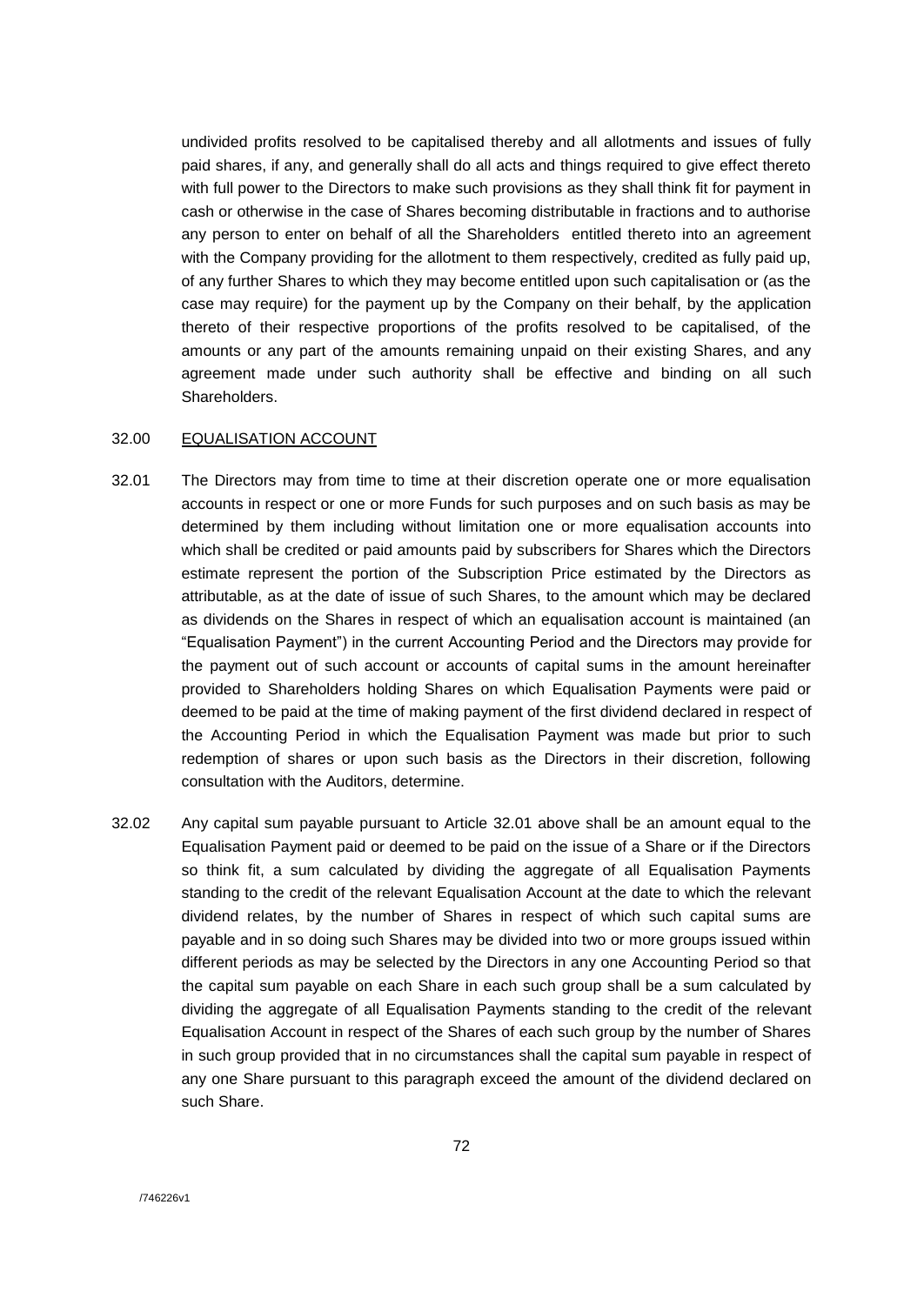undivided profits resolved to be capitalised thereby and all allotments and issues of fully paid shares, if any, and generally shall do all acts and things required to give effect thereto with full power to the Directors to make such provisions as they shall think fit for payment in cash or otherwise in the case of Shares becoming distributable in fractions and to authorise any person to enter on behalf of all the Shareholders entitled thereto into an agreement with the Company providing for the allotment to them respectively, credited as fully paid up, of any further Shares to which they may become entitled upon such capitalisation or (as the case may require) for the payment up by the Company on their behalf, by the application thereto of their respective proportions of the profits resolved to be capitalised, of the amounts or any part of the amounts remaining unpaid on their existing Shares, and any agreement made under such authority shall be effective and binding on all such Shareholders.

32.00 EQUALISATION ACCOUNT

32.01 The Directors may from time to time at their discretion operate one or more equalisation accounts in respect or one or more Funds for such purposes and on such basis as may be determined by them including without limitation one or more equalisation accounts into which shall be credited or paid amounts paid by subscribers for Shares which the Directors estimate represent the portion of the Subscription Price estimated by the Directors as attributable, as at the date of issue of such Shares, to the amount which may be declared as dividends on the Shares in respect of which an equalisation account is maintained (an "Equalisation Payment") in the current Accounting Period and the Directors may provide for the payment out of such account or accounts of capital sums in the amount hereinafter provided to Shareholders holding Shares on which Equalisation Payments were paid or deemed to be paid at the time of making payment of the first dividend declared in respect of the Accounting Period in which the Equalisation Payment was made but prior to such redemption of shares or upon such basis as the Directors in their discretion, following consultation with the Auditors, determine.

32.02 Any capital sum payable pursuant to Article 32.01 above shall be an amount equal to the Equalisation Payment paid or deemed to be paid on the issue of a Share or if the Directors so think fit, a sum calculated by dividing the aggregate of all Equalisation Payments standing to the credit of the relevant Equalisation Account at the date to which the relevant dividend relates, by the number of Shares in respect of which such capital sums are payable and in so doing such Shares may be divided into two or more groups issued within different periods as may be selected by the Directors in any one Accounting Period so that the capital sum payable on each Share in each such group shall be a sum calculated by dividing the aggregate of all Equalisation Payments standing to the credit of the relevant Equalisation Account in respect of the Shares of each such group by the number of Shares in such group provided that in no circumstances shall the capital sum payable in respect of any one Share pursuant to this paragraph exceed the amount of the dividend declared on such Share.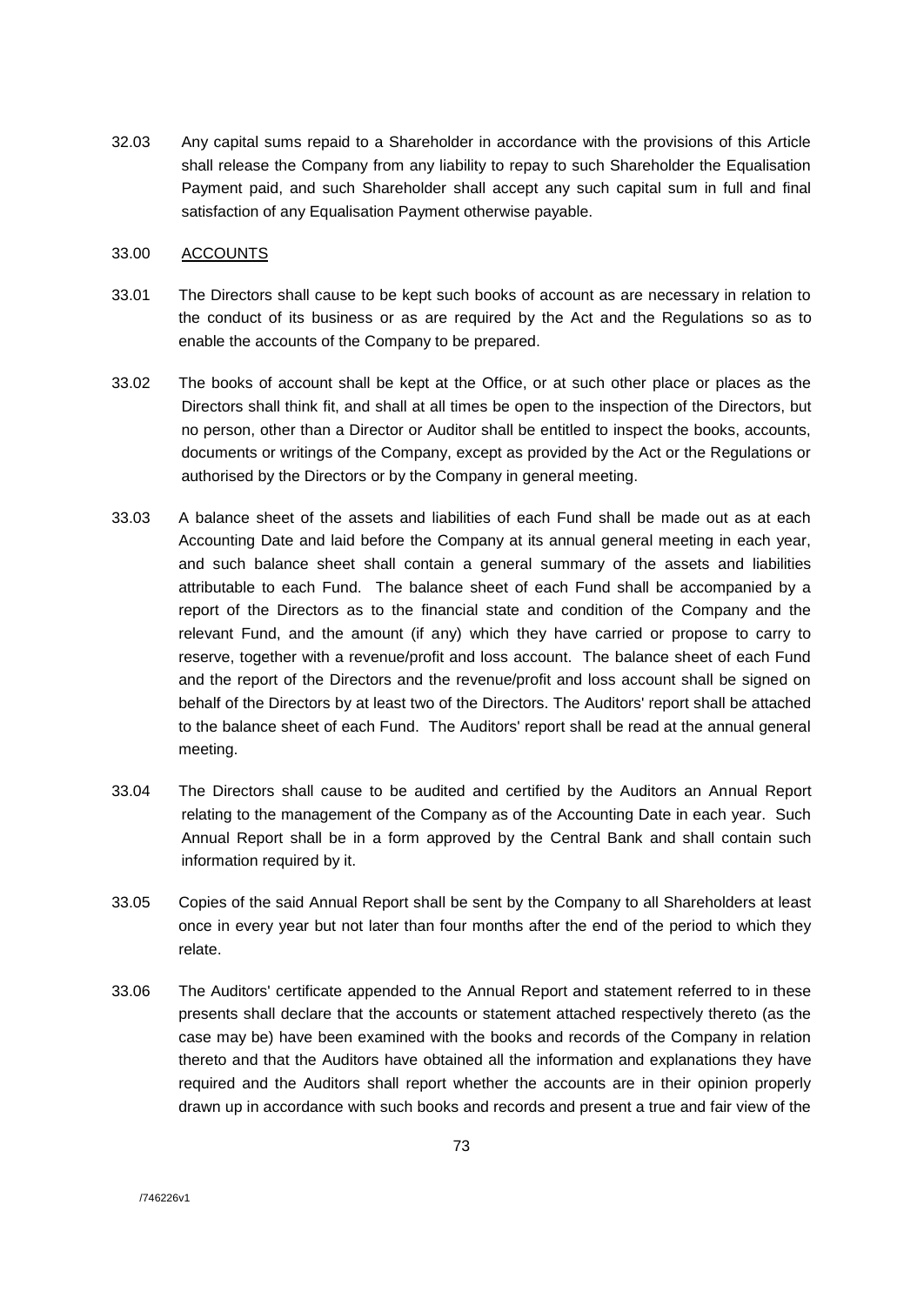32.03 Any capital sums repaid to a Shareholder in accordance with the provisions of this Article shall release the Company from any liability to repay to such Shareholder the Equalisation Payment paid, and such Shareholder shall accept any such capital sum in full and final satisfaction of any Equalisation Payment otherwise payable.

## 33.00 ACCOUNTS

33.01 The Directors shall cause to be kept such books of account as are necessary in relation to the conduct of its business or as are required by the Act and the Regulations so as to enable the accounts of the Company to be prepared.

33.02 The books of account shall be kept at the Office, or at such other place or places as the Directors shall think fit, and shall at all times be open to the inspection of the Directors, but no person, other than a Director or Auditor shall be entitled to inspect the books, accounts, documents or writings of the Company, except as provided by the Act or the Regulations or authorised by the Directors or by the Company in general meeting.

33.03 A balance sheet of the assets and liabilities of each Fund shall be made out as at each Accounting Date and laid before the Company at its annual general meeting in each year, and such balance sheet shall contain a general summary of the assets and liabilities attributable to each Fund. The balance sheet of each Fund shall be accompanied by a report of the Directors as to the financial state and condition of the Company and the relevant Fund, and the amount (if any) which they have carried or propose to carry to reserve, together with a revenue/profit and loss account. The balance sheet of each Fund and the report of the Directors and the revenue/profit and loss account shall be signed on behalf of the Directors by at least two of the Directors. The Auditors' report shall be attached to the balance sheet of each Fund. The Auditors' report shall be read at the annual general meeting.

33.04 The Directors shall cause to be audited and certified by the Auditors an Annual Report relating to the management of the Company as of the Accounting Date in each year. Such Annual Report shall be in a form approved by the Central Bank and shall contain such information required by it.

33.05 Copies of the said Annual Report shall be sent by the Company to all Shareholders at least once in every year but not later than four months after the end of the period to which they relate.

33.06 The Auditors' certificate appended to the Annual Report and statement referred to in these presents shall declare that the accounts or statement attached respectively thereto (as the case may be) have been examined with the books and records of the Company in relation thereto and that the Auditors have obtained all the information and explanations they have required and the Auditors shall report whether the accounts are in their opinion properly drawn up in accordance with such books and records and present a true and fair view of the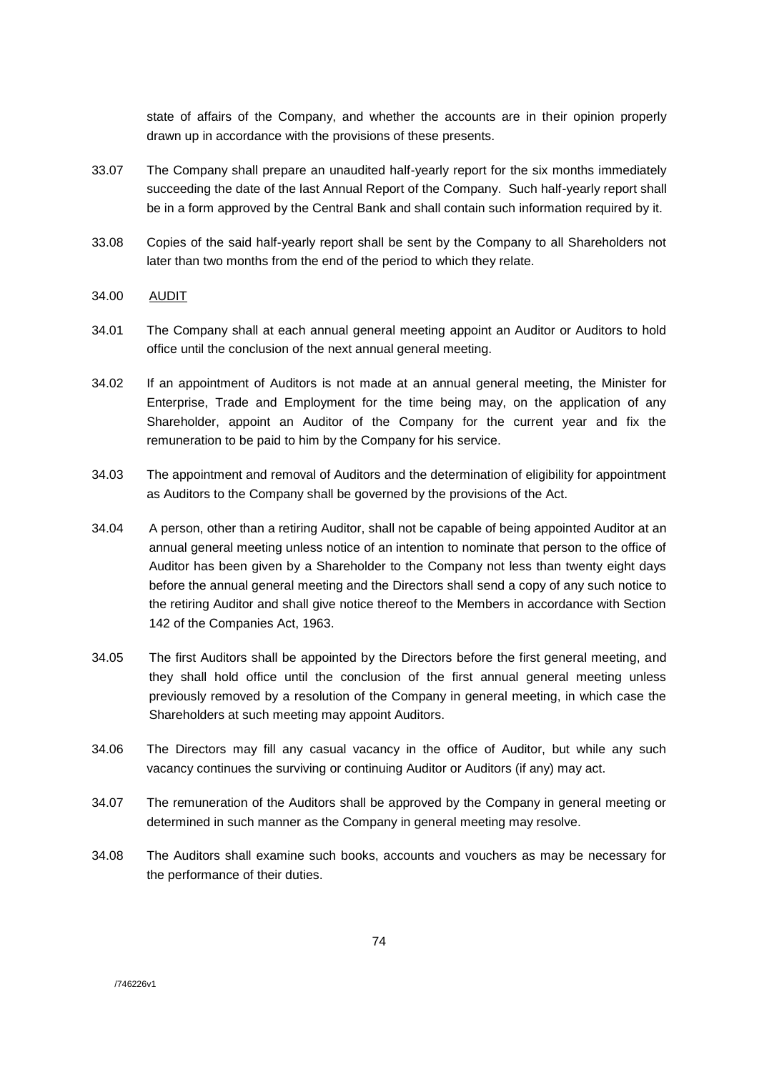state of affairs of the Company, and whether the accounts are in their opinion properly drawn up in accordance with the provisions of these presents.

33.07 The Company shall prepare an unaudited half-yearly report for the six months immediately succeeding the date of the last Annual Report of the Company. Such half-yearly report shall be in a form approved by the Central Bank and shall contain such information required by it.

33.08 Copies of the said half-yearly report shall be sent by the Company to all Shareholders not later than two months from the end of the period to which they relate.

34.00 AUDIT

34.01 The Company shall at each annual general meeting appoint an Auditor or Auditors to hold office until the conclusion of the next annual general meeting.

34.02 If an appointment of Auditors is not made at an annual general meeting, the Minister for Enterprise, Trade and Employment for the time being may, on the application of any Shareholder, appoint an Auditor of the Company for the current year and fix the remuneration to be paid to him by the Company for his service.

34.03 The appointment and removal of Auditors and the determination of eligibility for appointment as Auditors to the Company shall be governed by the provisions of the Act.

34.04 A person, other than a retiring Auditor, shall not be capable of being appointed Auditor at an annual general meeting unless notice of an intention to nominate that person to the office of Auditor has been given by a Shareholder to the Company not less than twenty eight days before the annual general meeting and the Directors shall send a copy of any such notice to the retiring Auditor and shall give notice thereof to the Members in accordance with Section 142 of the Companies Act, 1963.

34.05 The first Auditors shall be appointed by the Directors before the first general meeting, and they shall hold office until the conclusion of the first annual general meeting unless previously removed by a resolution of the Company in general meeting, in which case the Shareholders at such meeting may appoint Auditors.

34.06 The Directors may fill any casual vacancy in the office of Auditor, but while any such vacancy continues the surviving or continuing Auditor or Auditors (if any) may act.

34.07 The remuneration of the Auditors shall be approved by the Company in general meeting or determined in such manner as the Company in general meeting may resolve.

34.08 The Auditors shall examine such books, accounts and vouchers as may be necessary for the performance of their duties.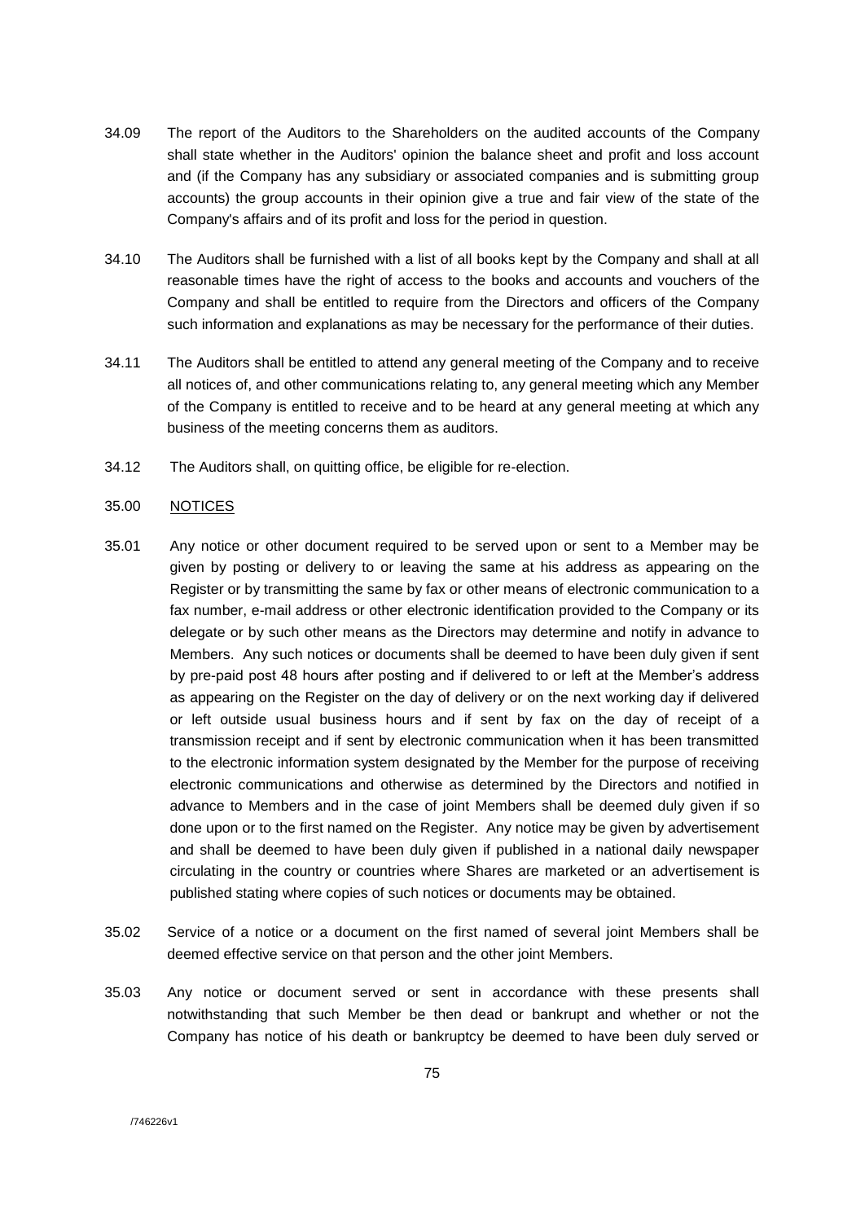34.09 The report of the Auditors to the Shareholders on the audited accounts of the Company shall state whether in the Auditors' opinion the balance sheet and profit and loss account and (if the Company has any subsidiary or associated companies and is submitting group accounts) the group accounts in their opinion give a true and fair view of the state of the Company's affairs and of its profit and loss for the period in question.

34.10 The Auditors shall be furnished with a list of all books kept by the Company and shall at all reasonable times have the right of access to the books and accounts and vouchers of the Company and shall be entitled to require from the Directors and officers of the Company such information and explanations as may be necessary for the performance of their duties.

34.11 The Auditors shall be entitled to attend any general meeting of the Company and to receive all notices of, and other communications relating to, any general meeting which any Member of the Company is entitled to receive and to be heard at any general meeting at which any business of the meeting concerns them as auditors.

34.12 The Auditors shall, on quitting office, be eligible for re-election.

35.00 <u>NOTICES</u>

35.01 Any notice or other document required to be served upon or sent to a Member may be given by posting or delivery to or leaving the same at his address as appearing on the Register or by transmitting the same by fax or other means of electronic communication to a fax number, e-mail address or other electronic identification provided to the Company or its delegate or by such other means as the Directors may determine and notify in advance to Members. Any such notices or documents shall be deemed to have been duly given if sent by pre-paid post 48 hours after posting and if delivered to or left at the Member's address as appearing on the Register on the day of delivery or on the next working day if delivered or left outside usual business hours and if sent by fax on the day of receipt of a transmission receipt and if sent by electronic communication when it has been transmitted to the electronic information system designated by the Member for the purpose of receiving electronic communications and otherwise as determined by the Directors and notified in advance to Members and in the case of joint Members shall be deemed duly given if so done upon or to the first named on the Register. Any notice may be given by advertisement and shall be deemed to have been duly given if published in a national daily newspaper circulating in the country or countries where Shares are marketed or an advertisement is published stating where copies of such notices or documents may be obtained.

35.02 Service of a notice or a document on the first named of several joint Members shall be deemed effective service on that person and the other joint Members.

35.03 Any notice or document served or sent in accordance with these presents shall notwithstanding that such Member be then dead or bankrupt and whether or not the Company has notice of his death or bankruptcy be deemed to have been duly served or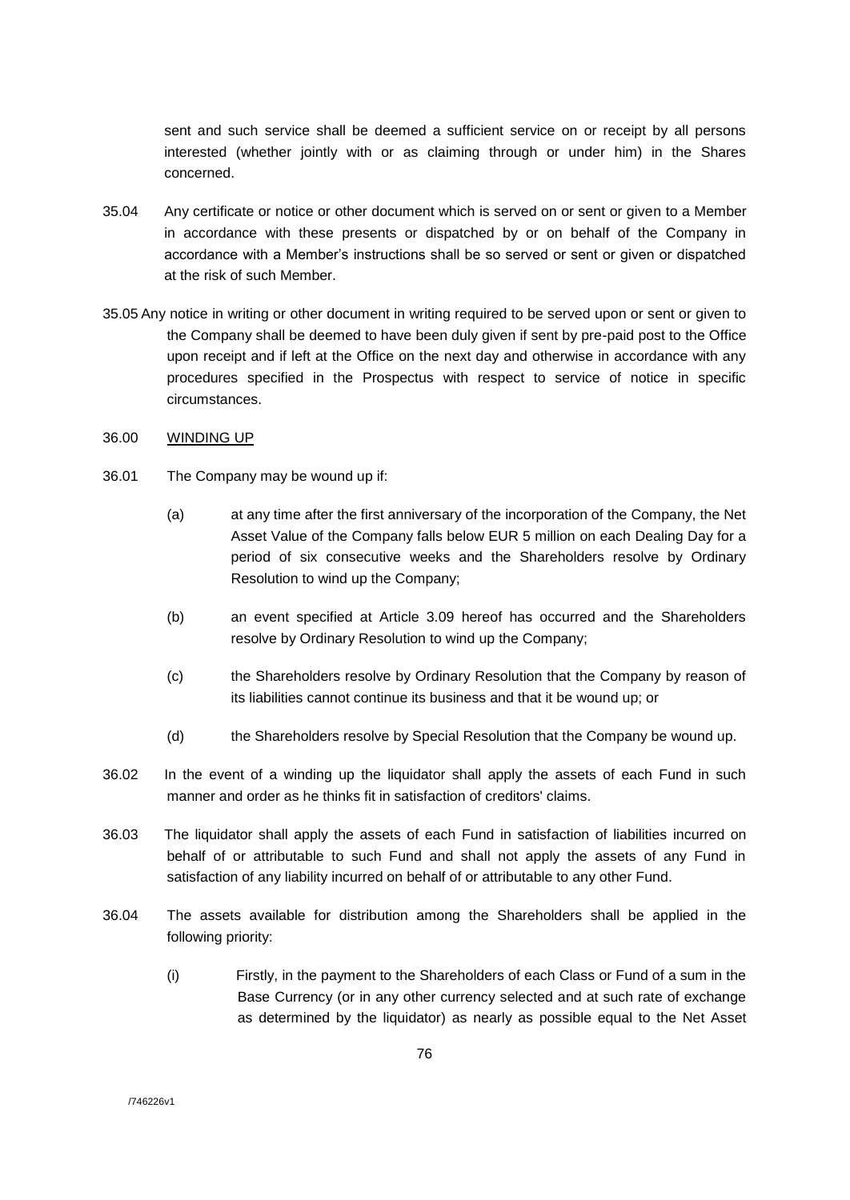sent and such service shall be deemed a sufficient service on or receipt by all persons interested (whether jointly with or as claiming through or under him) in the Shares concerned.

35.04 Any certificate or notice or other document which is served on or sent or given to a Member in accordance with these presents or dispatched by or on behalf of the Company in accordance with a Member's instructions shall be so served or sent or given or dispatched at the risk of such Member.

35.05 Any notice in writing or other document in writing required to be served upon or sent or given to the Company shall be deemed to have been duly given if sent by pre-paid post to the Office upon receipt and if left at the Office on the next day and otherwise in accordance with any procedures specified in the Prospectus with respect to service of notice in specific circumstances.

36.00 WINDING UP

36.01 The Company may be wound up if:

(a) at any time after the first anniversary of the incorporation of the Company, the Net Asset Value of the Company falls below EUR 5 million on each Dealing Day for a period of six consecutive weeks and the Shareholders resolve by Ordinary Resolution to wind up the Company;

(b) an event specified at Article 3.09 hereof has occurred and the Shareholders resolve by Ordinary Resolution to wind up the Company;

(c) the Shareholders resolve by Ordinary Resolution that the Company by reason of its liabilities cannot continue its business and that it be wound up; or

(d) the Shareholders resolve by Special Resolution that the Company be wound up.

36.02 In the event of a winding up the liquidator shall apply the assets of each Fund in such manner and order as he thinks fit in satisfaction of creditors' claims.

36.03 The liquidator shall apply the assets of each Fund in satisfaction of liabilities incurred on behalf of or attributable to such Fund and shall not apply the assets of any Fund in satisfaction of any liability incurred on behalf of or attributable to any other Fund.

36.04 The assets available for distribution among the Shareholders shall be applied in the following priority:

(i) Firstly, in the payment to the Shareholders of each Class or Fund of a sum in the Base Currency (or in any other currency selected and at such rate of exchange as determined by the liquidator) as nearly as possible equal to the Net Asset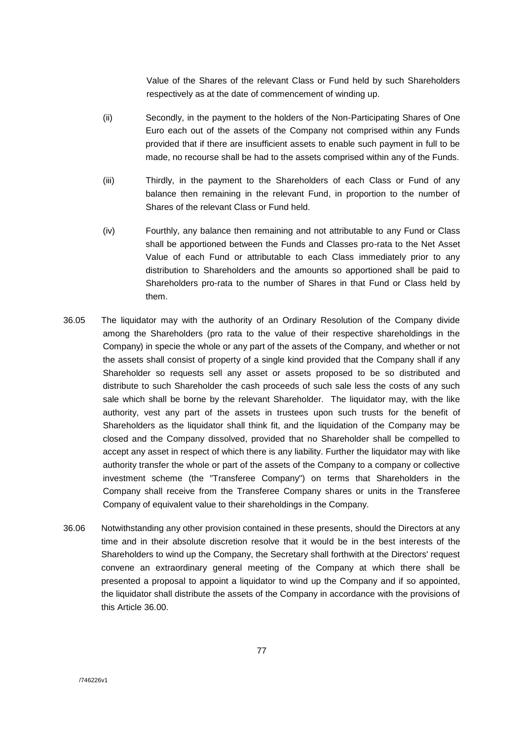Value of the Shares of the relevant Class or Fund held by such Shareholders respectively as at the date of commencement of winding up.

(ii) Secondly, in the payment to the holders of the Non-Participating Shares of One Euro each out of the assets of the Company not comprised within any Funds provided that if there are insufficient assets to enable such payment in full to be made, no recourse shall be had to the assets comprised within any of the Funds.

(iii) Thirdly, in the payment to the Shareholders of each Class or Fund of any balance then remaining in the relevant Fund, in proportion to the number of Shares of the relevant Class or Fund held.

(iv) Fourthly, any balance then remaining and not attributable to any Fund or Class shall be apportioned between the Funds and Classes pro-rata to the Net Asset Value of each Fund or attributable to each Class immediately prior to any distribution to Shareholders and the amounts so apportioned shall be paid to Shareholders pro-rata to the number of Shares in that Fund or Class held by them.

36.05 The liquidator may with the authority of an Ordinary Resolution of the Company divide among the Shareholders (pro rata to the value of their respective shareholdings in the Company) in specie the whole or any part of the assets of the Company, and whether or not the assets shall consist of property of a single kind provided that the Company shall if any Shareholder so requests sell any asset or assets proposed to be so distributed and distribute to such Shareholder the cash proceeds of such sale less the costs of any such sale which shall be borne by the relevant Shareholder. The liquidator may, with the like authority, vest any part of the assets in trustees upon such trusts for the benefit of Shareholders as the liquidator shall think fit, and the liquidation of the Company may be closed and the Company dissolved, provided that no Shareholder shall be compelled to accept any asset in respect of which there is any liability. Further the liquidator may with like authority transfer the whole or part of the assets of the Company to a company or collective investment scheme (the "Transferee Company") on terms that Shareholders in the Company shall receive from the Transferee Company shares or units in the Transferee Company of equivalent value to their shareholdings in the Company.

36.06 Notwithstanding any other provision contained in these presents, should the Directors at any time and in their absolute discretion resolve that it would be in the best interests of the Shareholders to wind up the Company, the Secretary shall forthwith at the Directors' request convene an extraordinary general meeting of the Company at which there shall be presented a proposal to appoint a liquidator to wind up the Company and if so appointed, the liquidator shall distribute the assets of the Company in accordance with the provisions of this Article 36.00.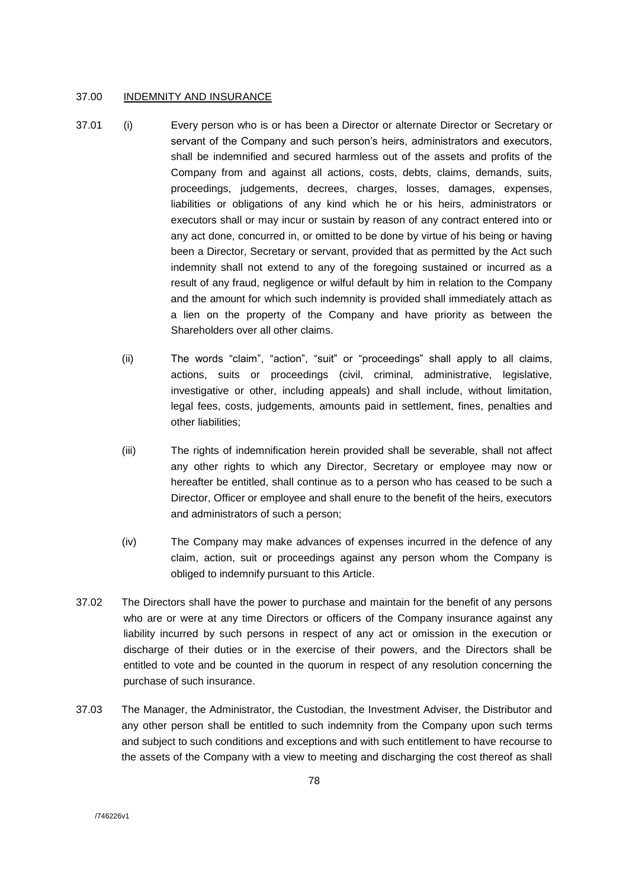## 37.00 INDEMNITY AND INSURANCE

37.01 (i) Every person who is or has been a Director or alternate Director or Secretary or servant of the Company and such person's heirs, administrators and executors, shall be indemnified and secured harmless out of the assets and profits of the Company from and against all actions, costs, debts, claims, demands, suits, proceedings, judgements, decrees, charges, losses, damages, expenses, liabilities or obligations of any kind which he or his heirs, administrators or executors shall or may incur or sustain by reason of any contract entered into or any act done, concurred in, or omitted to be done by virtue of his being or having been a Director, Secretary or servant, provided that as permitted by the Act such indemnity shall not extend to any of the foregoing sustained or incurred as a result of any fraud, negligence or wilful default by him in relation to the Company and the amount for which such indemnity is provided shall immediately attach as a lien on the property of the Company and have priority as between the Shareholders over all other claims.

(ii) The words "claim", "action", "suit" or "proceedings" shall apply to all claims, actions, suits or proceedings (civil, criminal, administrative, legislative, investigative or other, including appeals) and shall include, without limitation, legal fees, costs, judgements, amounts paid in settlement, fines, penalties and other liabilities;

(iii) The rights of indemnification herein provided shall be severable, shall not affect any other rights to which any Director, Secretary or employee may now or hereafter be entitled, shall continue as to a person who has ceased to be such a Director, Officer or employee and shall enure to the benefit of the heirs, executors and administrators of such a person;

(iv) The Company may make advances of expenses incurred in the defence of any claim, action, suit or proceedings against any person whom the Company is obliged to indemnify pursuant to this Article.

37.02 The Directors shall have the power to purchase and maintain for the benefit of any persons who are or were at any time Directors or officers of the Company insurance against any liability incurred by such persons in respect of any act or omission in the execution or discharge of their duties or in the exercise of their powers, and the Directors shall be entitled to vote and be counted in the quorum in respect of any resolution concerning the purchase of such insurance.

37.03 The Manager, the Administrator, the Custodian, the Investment Adviser, the Distributor and any other person shall be entitled to such indemnity from the Company upon such terms and subject to such conditions and exceptions and with such entitlement to have recourse to the assets of the Company with a view to meeting and discharging the cost thereof as shall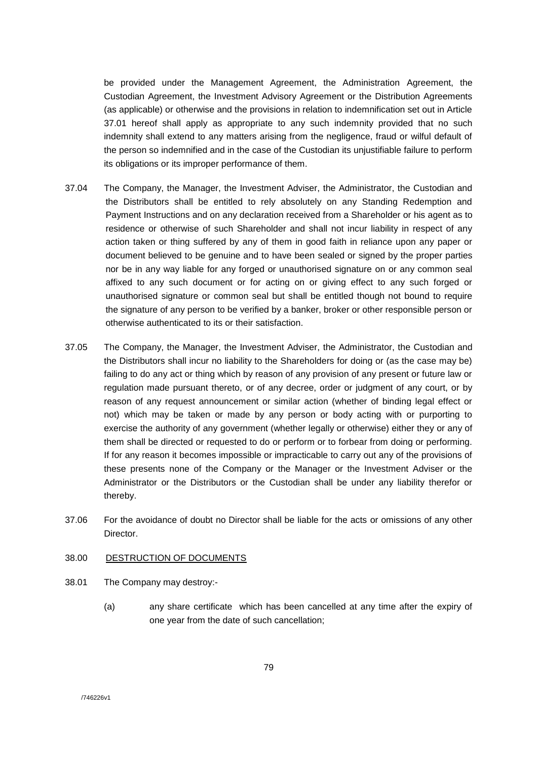be provided under the Management Agreement, the Administration Agreement, the Custodian Agreement, the Investment Advisory Agreement or the Distribution Agreements (as applicable) or otherwise and the provisions in relation to indemnification set out in Article 37.01 hereof shall apply as appropriate to any such indemnity provided that no such indemnity shall extend to any matters arising from the negligence, fraud or wilful default of the person so indemnified and in the case of the Custodian its unjustifiable failure to perform its obligations or its improper performance of them.

37.04 The Company, the Manager, the Investment Adviser, the Administrator, the Custodian and the Distributors shall be entitled to rely absolutely on any Standing Redemption and Payment Instructions and on any declaration received from a Shareholder or his agent as to residence or otherwise of such Shareholder and shall not incur liability in respect of any action taken or thing suffered by any of them in good faith in reliance upon any paper or document believed to be genuine and to have been sealed or signed by the proper parties nor be in any way liable for any forged or unauthorised signature on or any common seal affixed to any such document or for acting on or giving effect to any such forged or unauthorised signature or common seal but shall be entitled though not bound to require the signature of any person to be verified by a banker, broker or other responsible person or otherwise authenticated to its or their satisfaction.

37.05 The Company, the Manager, the Investment Adviser, the Administrator, the Custodian and the Distributors shall incur no liability to the Shareholders for doing or (as the case may be) failing to do any act or thing which by reason of any provision of any present or future law or regulation made pursuant thereto, or of any decree, order or judgment of any court, or by reason of any request announcement or similar action (whether of binding legal effect or not) which may be taken or made by any person or body acting with or purporting to exercise the authority of any government (whether legally or otherwise) either they or any of them shall be directed or requested to do or perform or to forbear from doing or performing. If for any reason it becomes impossible or impracticable to carry out any of the provisions of these presents none of the Company or the Manager or the Investment Adviser or the Administrator or the Distributors or the Custodian shall be under any liability therefor or thereby.

37.06 For the avoidance of doubt no Director shall be liable for the acts or omissions of any other Director.

38.00 <u>DESTRUCTION OF DOCUMENTS</u>

38.01 The Company may destroy:-

(a) any share certificate which has been cancelled at any time after the expiry of one year from the date of such cancellation;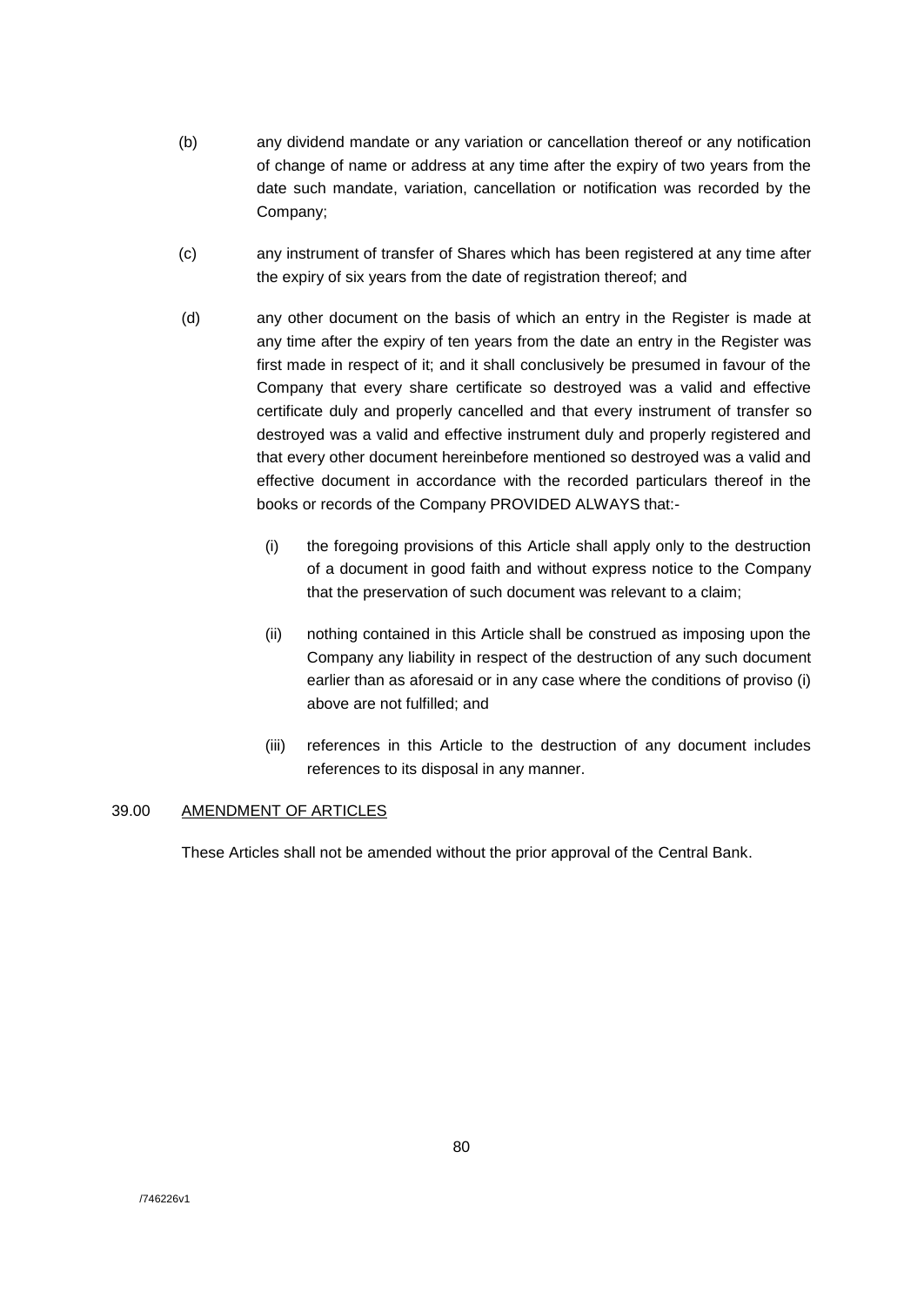(b) any dividend mandate or any variation or cancellation thereof or any notification of change of name or address at any time after the expiry of two years from the date such mandate, variation, cancellation or notification was recorded by the Company;

(c) any instrument of transfer of Shares which has been registered at any time after the expiry of six years from the date of registration thereof; and

(d) any other document on the basis of which an entry in the Register is made at any time after the expiry of ten years from the date an entry in the Register was first made in respect of it; and it shall conclusively be presumed in favour of the Company that every share certificate so destroyed was a valid and effective certificate duly and properly cancelled and that every instrument of transfer so destroyed was a valid and effective instrument duly and properly registered and that every other document hereinbefore mentioned so destroyed was a valid and effective document in accordance with the recorded particulars thereof in the books or records of the Company PROVIDED ALWAYS that:-

   (i) the foregoing provisions of this Article shall apply only to the destruction of a document in good faith and without express notice to the Company that the preservation of such document was relevant to a claim;

   (ii) nothing contained in this Article shall be construed as imposing upon the Company any liability in respect of the destruction of any such document earlier than as aforesaid or in any case where the conditions of proviso (i) above are not fulfilled; and

   (iii) references in this Article to the destruction of any document includes references to its disposal in any manner.

39.00 <u>AMENDMENT OF ARTICLES</u>

These Articles shall not be amended without the prior approval of the Central Bank.

/746226v1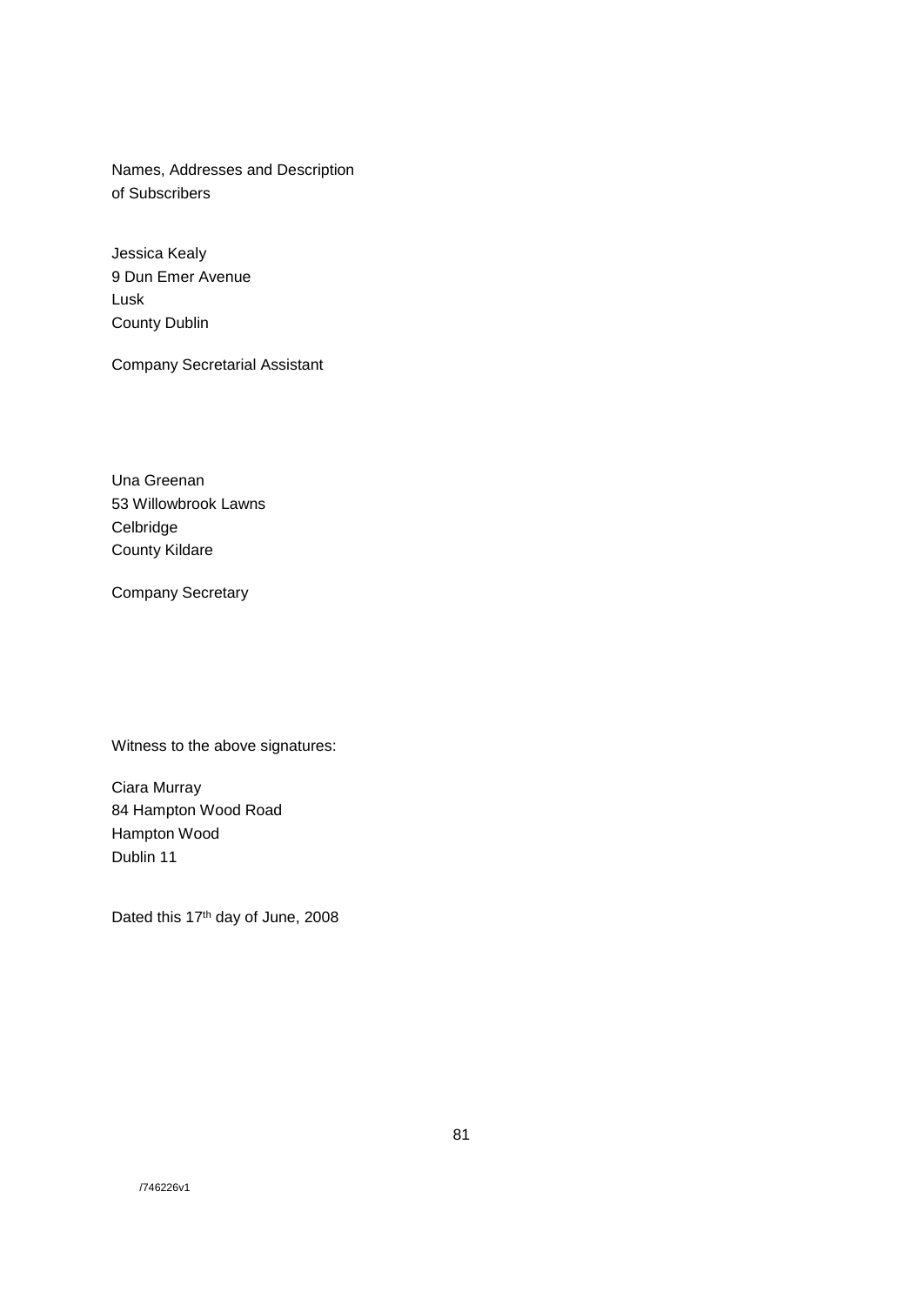Names, Addresses and Description
of Subscribers

Jessica Kealy
9 Dun Emer Avenue
Lusk
County Dublin

Company Secretarial Assistant

Una Greenan
53 Willowbrook Lawns
Celbridge
County Kildare

Company Secretary

Witness to the above signatures:

Ciara Murray
84 Hampton Wood Road
Hampton Wood
Dublin 11

Dated this 17th day of June, 2008

/746226v1